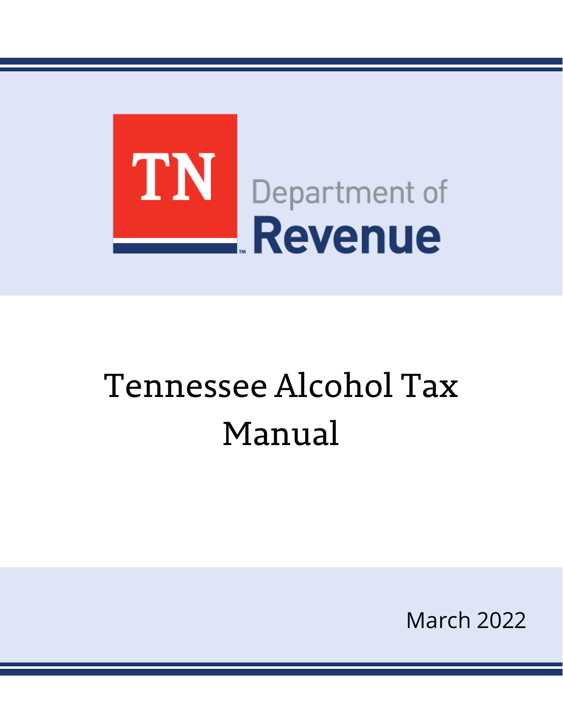TN Department of Revenue

# Tennessee Alcohol Tax Manual

March 2022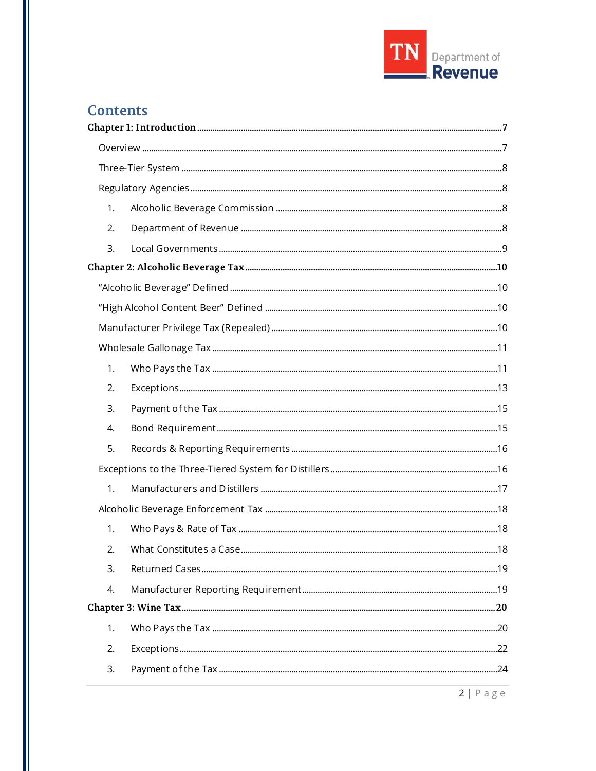# Contents

**Chapter 1: Introduction** .......... **7**

- Overview .......... 7
- Three-Tier System .......... 8
- Regulatory Agencies .......... 8
  1. Alcoholic Beverage Commission .......... 8
  2. Department of Revenue .......... 8
  3. Local Governments .......... 9

**Chapter 2: Alcoholic Beverage Tax** .......... **10**

- "Alcoholic Beverage" Defined .......... 10
- "High Alcohol Content Beer" Defined .......... 10
- Manufacturer Privilege Tax (Repealed) .......... 10
- Wholesale Gallonage Tax .......... 11
  1. Who Pays the Tax .......... 11
  2. Exceptions .......... 13
  3. Payment of the Tax .......... 15
  4. Bond Requirement .......... 15
  5. Records & Reporting Requirements .......... 16
- Exceptions to the Three-Tiered System for Distillers .......... 16
  1. Manufacturers and Distillers .......... 17
- Alcoholic Beverage Enforcement Tax .......... 18
  1. Who Pays & Rate of Tax .......... 18
  2. What Constitutes a Case .......... 18
  3. Returned Cases .......... 19
  4. Manufacturer Reporting Requirement .......... 19

**Chapter 3: Wine Tax** .......... **20**

1. Who Pays the Tax .......... 20
2. Exceptions .......... 22
3. Payment of the Tax .......... 24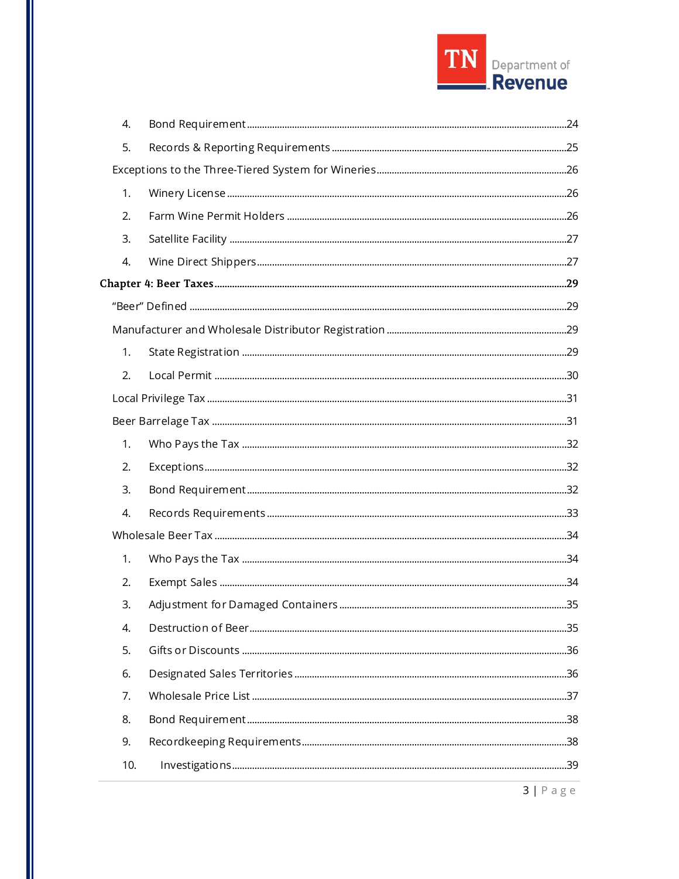4. Bond Requirement ........ 24
5. Records & Reporting Requirements ........ 25

Exceptions to the Three-Tiered System for Wineries ........ 26

1. Winery License ........ 26
2. Farm Wine Permit Holders ........ 26
3. Satellite Facility ........ 27
4. Wine Direct Shippers ........ 27

**Chapter 4: Beer Taxes ........ 29**

"Beer" Defined ........ 29

Manufacturer and Wholesale Distributor Registration ........ 29

1. State Registration ........ 29
2. Local Permit ........ 30

Local Privilege Tax ........ 31

Beer Barrelage Tax ........ 31

1. Who Pays the Tax ........ 32
2. Exceptions ........ 32
3. Bond Requirement ........ 32
4. Records Requirements ........ 33

Wholesale Beer Tax ........ 34

1. Who Pays the Tax ........ 34
2. Exempt Sales ........ 34
3. Adjustment for Damaged Containers ........ 35
4. Destruction of Beer ........ 35
5. Gifts or Discounts ........ 36
6. Designated Sales Territories ........ 36
7. Wholesale Price List ........ 37
8. Bond Requirement ........ 38
9. Recordkeeping Requirements ........ 38
10. Investigations ........ 39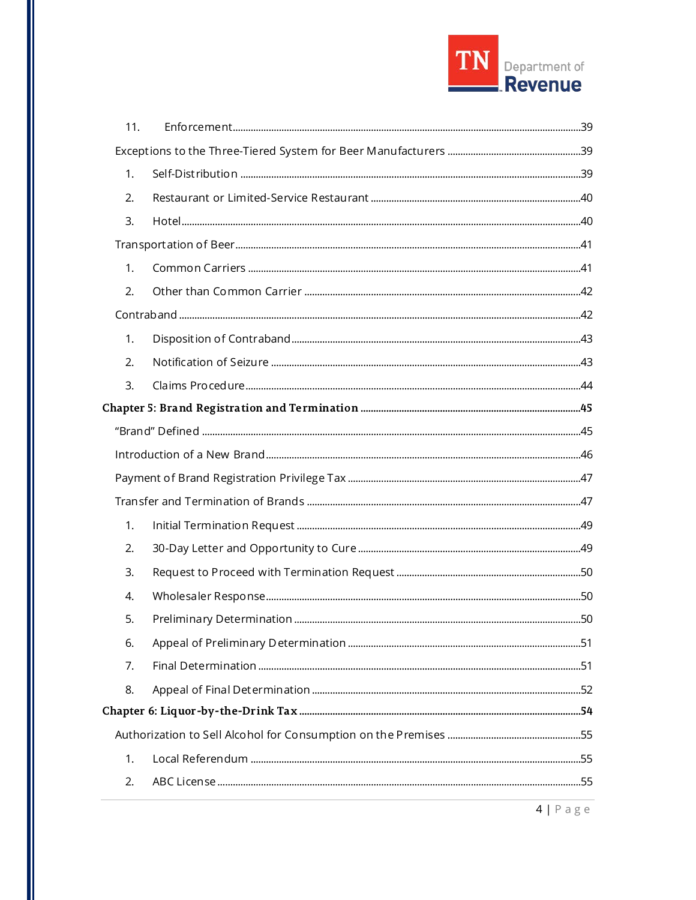11. Enforcement....39

Exceptions to the Three-Tiered System for Beer Manufacturers ....39

1. Self-Distribution ....39
2. Restaurant or Limited-Service Restaurant ....40
3. Hotel....40

Transportation of Beer....41

1. Common Carriers ....41
2. Other than Common Carrier ....42

Contraband ....42

1. Disposition of Contraband....43
2. Notification of Seizure ....43
3. Claims Procedure....44

**Chapter 5: Brand Registration and Termination ....45**

"Brand" Defined ....45

Introduction of a New Brand....46

Payment of Brand Registration Privilege Tax ....47

Transfer and Termination of Brands ....47

1. Initial Termination Request ....49
2. 30-Day Letter and Opportunity to Cure ....49
3. Request to Proceed with Termination Request ....50
4. Wholesaler Response....50
5. Preliminary Determination ....50
6. Appeal of Preliminary Determination ....51
7. Final Determination ....51
8. Appeal of Final Determination ....52

**Chapter 6: Liquor-by-the-Drink Tax ....54**

Authorization to Sell Alcohol for Consumption on the Premises ....55

1. Local Referendum ....55
2. ABC License....55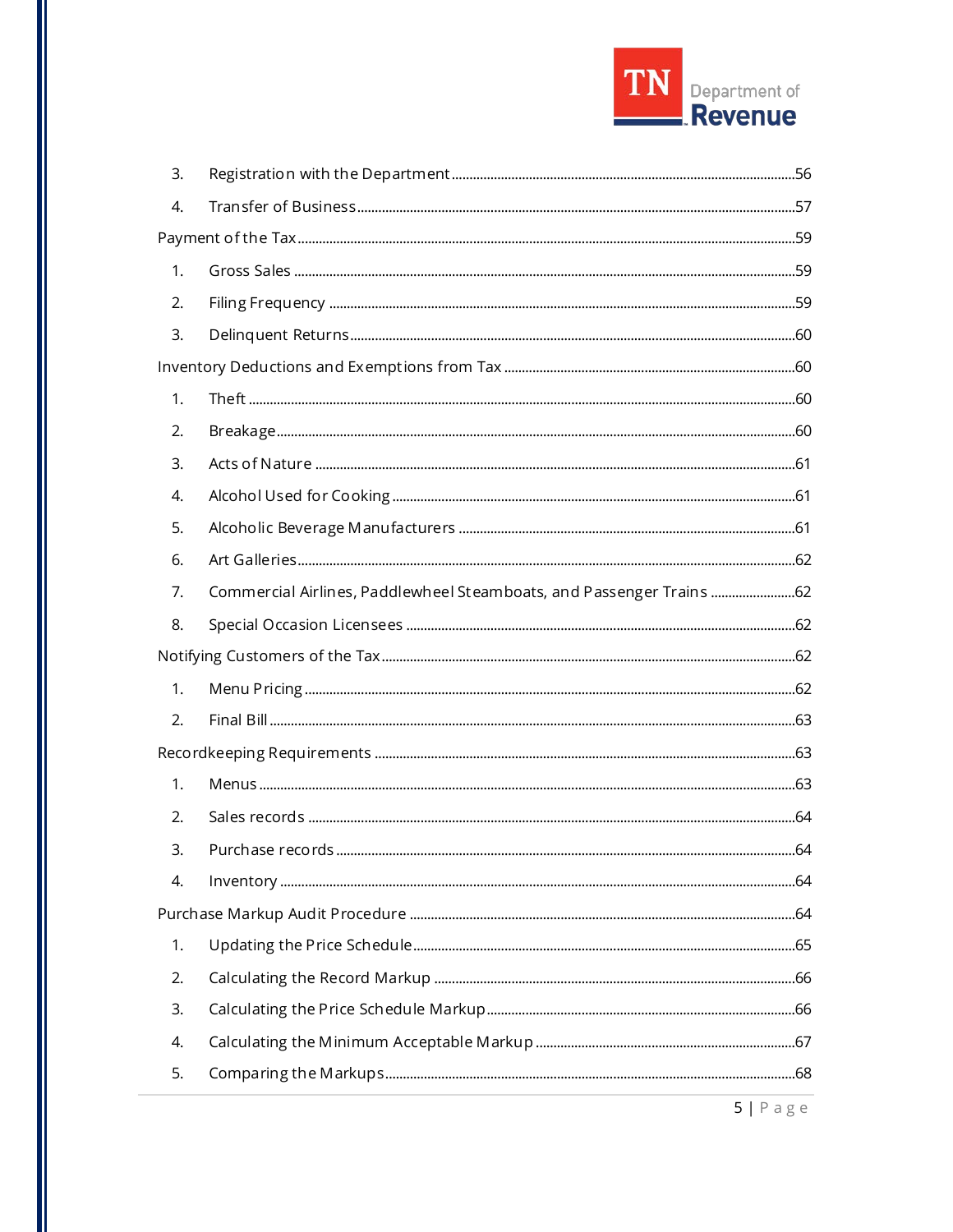3. Registration with the Department ... 56
4. Transfer of Business ... 57

Payment of the Tax ... 59

1. Gross Sales ... 59
2. Filing Frequency ... 59
3. Delinquent Returns ... 60

Inventory Deductions and Exemptions from Tax ... 60

1. Theft ... 60
2. Breakage ... 60
3. Acts of Nature ... 61
4. Alcohol Used for Cooking ... 61
5. Alcoholic Beverage Manufacturers ... 61
6. Art Galleries ... 62
7. Commercial Airlines, Paddlewheel Steamboats, and Passenger Trains ... 62
8. Special Occasion Licensees ... 62

Notifying Customers of the Tax ... 62

1. Menu Pricing ... 62
2. Final Bill ... 63

Recordkeeping Requirements ... 63

1. Menus ... 63
2. Sales records ... 64
3. Purchase records ... 64
4. Inventory ... 64

Purchase Markup Audit Procedure ... 64

1. Updating the Price Schedule ... 65
2. Calculating the Record Markup ... 66
3. Calculating the Price Schedule Markup ... 66
4. Calculating the Minimum Acceptable Markup ... 67
5. Comparing the Markups ... 68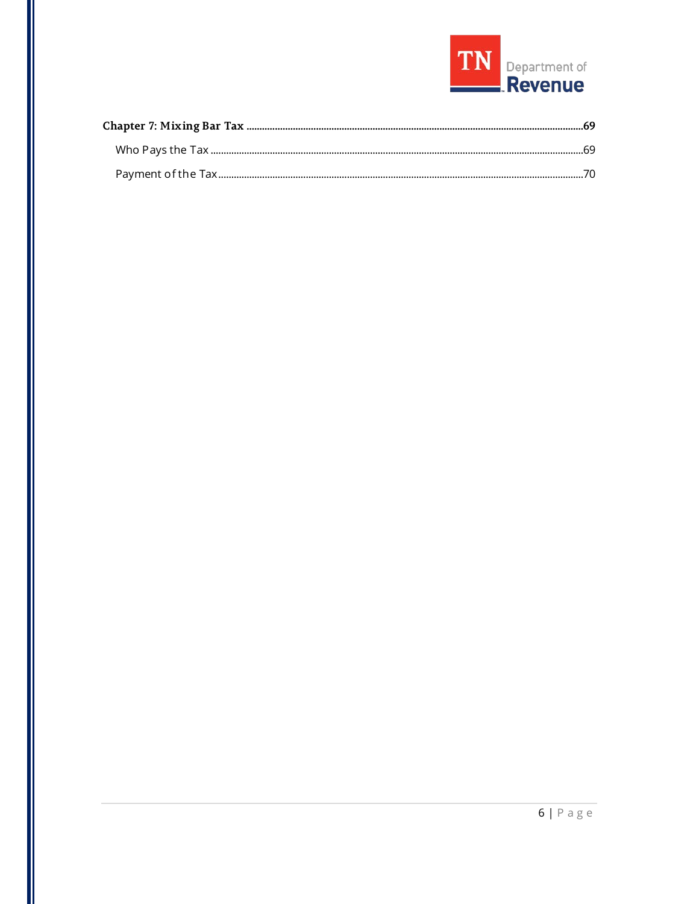**Chapter 7: Mixing Bar Tax** ........................................................................ 69

- Who Pays the Tax ........................................................................ 69
- Payment of the Tax ........................................................................ 70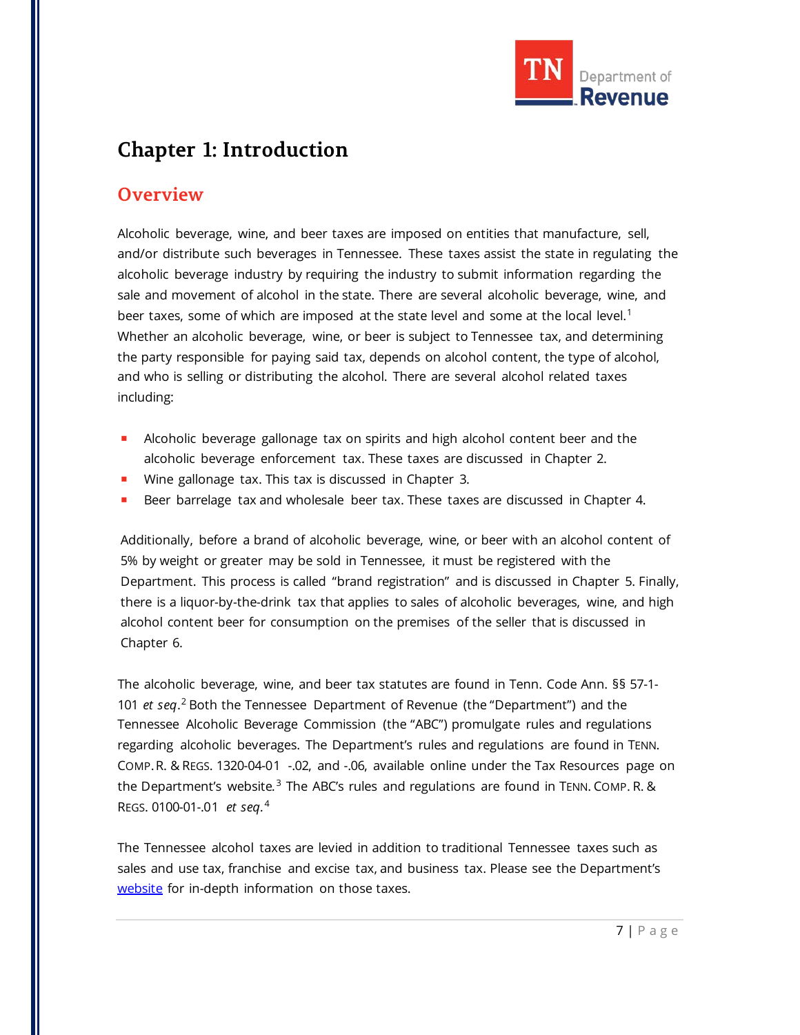# Chapter 1: Introduction

## Overview

Alcoholic beverage, wine, and beer taxes are imposed on entities that manufacture, sell, and/or distribute such beverages in Tennessee. These taxes assist the state in regulating the alcoholic beverage industry by requiring the industry to submit information regarding the sale and movement of alcohol in the state. There are several alcoholic beverage, wine, and beer taxes, some of which are imposed at the state level and some at the local level.[1] Whether an alcoholic beverage, wine, or beer is subject to Tennessee tax, and determining the party responsible for paying said tax, depends on alcohol content, the type of alcohol, and who is selling or distributing the alcohol. There are several alcohol related taxes including:

- Alcoholic beverage gallonage tax on spirits and high alcohol content beer and the alcoholic beverage enforcement tax. These taxes are discussed in Chapter 2.
- Wine gallonage tax. This tax is discussed in Chapter 3.
- Beer barrelage tax and wholesale beer tax. These taxes are discussed in Chapter 4.

Additionally, before a brand of alcoholic beverage, wine, or beer with an alcohol content of 5% by weight or greater may be sold in Tennessee, it must be registered with the Department. This process is called "brand registration" and is discussed in Chapter 5. Finally, there is a liquor-by-the-drink tax that applies to sales of alcoholic beverages, wine, and high alcohol content beer for consumption on the premises of the seller that is discussed in Chapter 6.

The alcoholic beverage, wine, and beer tax statutes are found in Tenn. Code Ann. §§ 57-1-101 *et seq*.[2] Both the Tennessee Department of Revenue (the "Department") and the Tennessee Alcoholic Beverage Commission (the "ABC") promulgate rules and regulations regarding alcoholic beverages. The Department's rules and regulations are found in TENN. COMP. R. & REGS. 1320-04-01 -.02, and -.06, available online under the Tax Resources page on the Department's website.[3] The ABC's rules and regulations are found in TENN. COMP. R. & REGS. 0100-01-.01 *et seq*.[4]

The Tennessee alcohol taxes are levied in addition to traditional Tennessee taxes such as sales and use tax, franchise and excise tax, and business tax. Please see the Department's [website](#) for in-depth information on those taxes.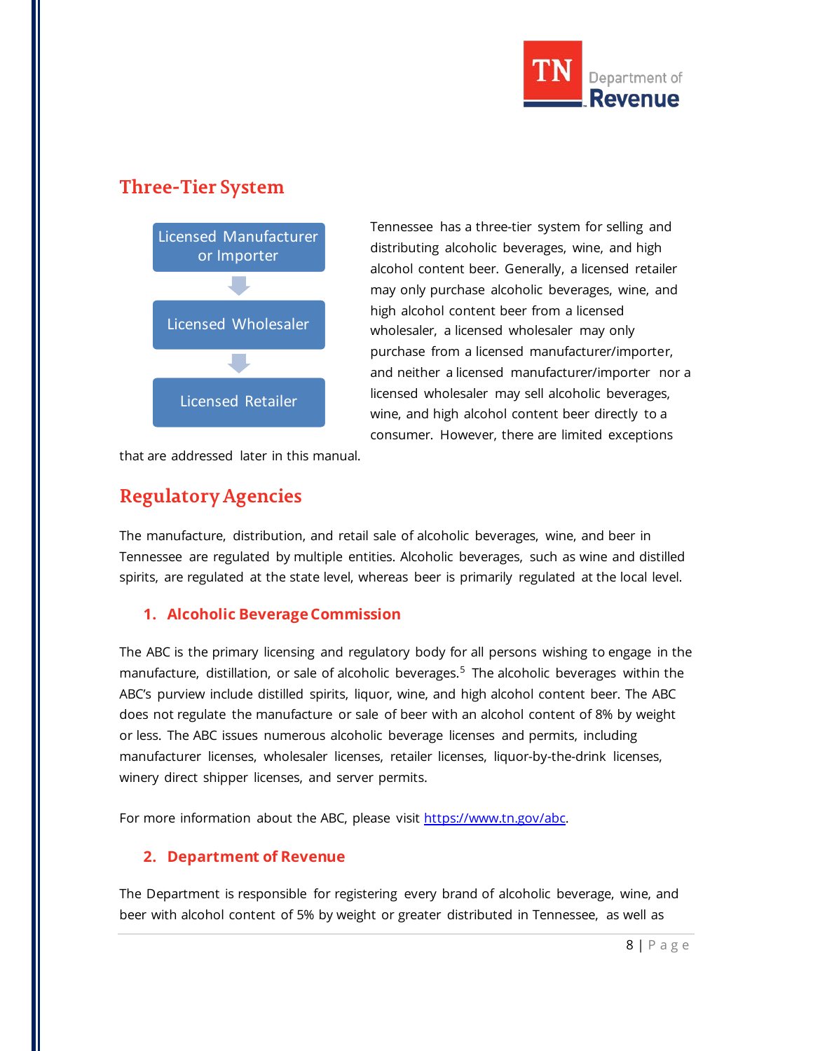## Three-Tier System

Licensed Manufacturer or Importer

↓

Licensed Wholesaler

↓

Licensed Retailer

Tennessee has a three-tier system for selling and distributing alcoholic beverages, wine, and high alcohol content beer. Generally, a licensed retailer may only purchase alcoholic beverages, wine, and high alcohol content beer from a licensed wholesaler, a licensed wholesaler may only purchase from a licensed manufacturer/importer, and neither a licensed manufacturer/importer nor a licensed wholesaler may sell alcoholic beverages, wine, and high alcohol content beer directly to a consumer. However, there are limited exceptions that are addressed later in this manual.

## Regulatory Agencies

The manufacture, distribution, and retail sale of alcoholic beverages, wine, and beer in Tennessee are regulated by multiple entities. Alcoholic beverages, such as wine and distilled spirits, are regulated at the state level, whereas beer is primarily regulated at the local level.

### 1. Alcoholic Beverage Commission

The ABC is the primary licensing and regulatory body for all persons wishing to engage in the manufacture, distillation, or sale of alcoholic beverages.[5] The alcoholic beverages within the ABC's purview include distilled spirits, liquor, wine, and high alcohol content beer. The ABC does not regulate the manufacture or sale of beer with an alcohol content of 8% by weight or less. The ABC issues numerous alcoholic beverage licenses and permits, including manufacturer licenses, wholesaler licenses, retailer licenses, liquor-by-the-drink licenses, winery direct shipper licenses, and server permits.

For more information about the ABC, please visit https://www.tn.gov/abc.

### 2. Department of Revenue

The Department is responsible for registering every brand of alcoholic beverage, wine, and beer with alcohol content of 5% by weight or greater distributed in Tennessee, as well as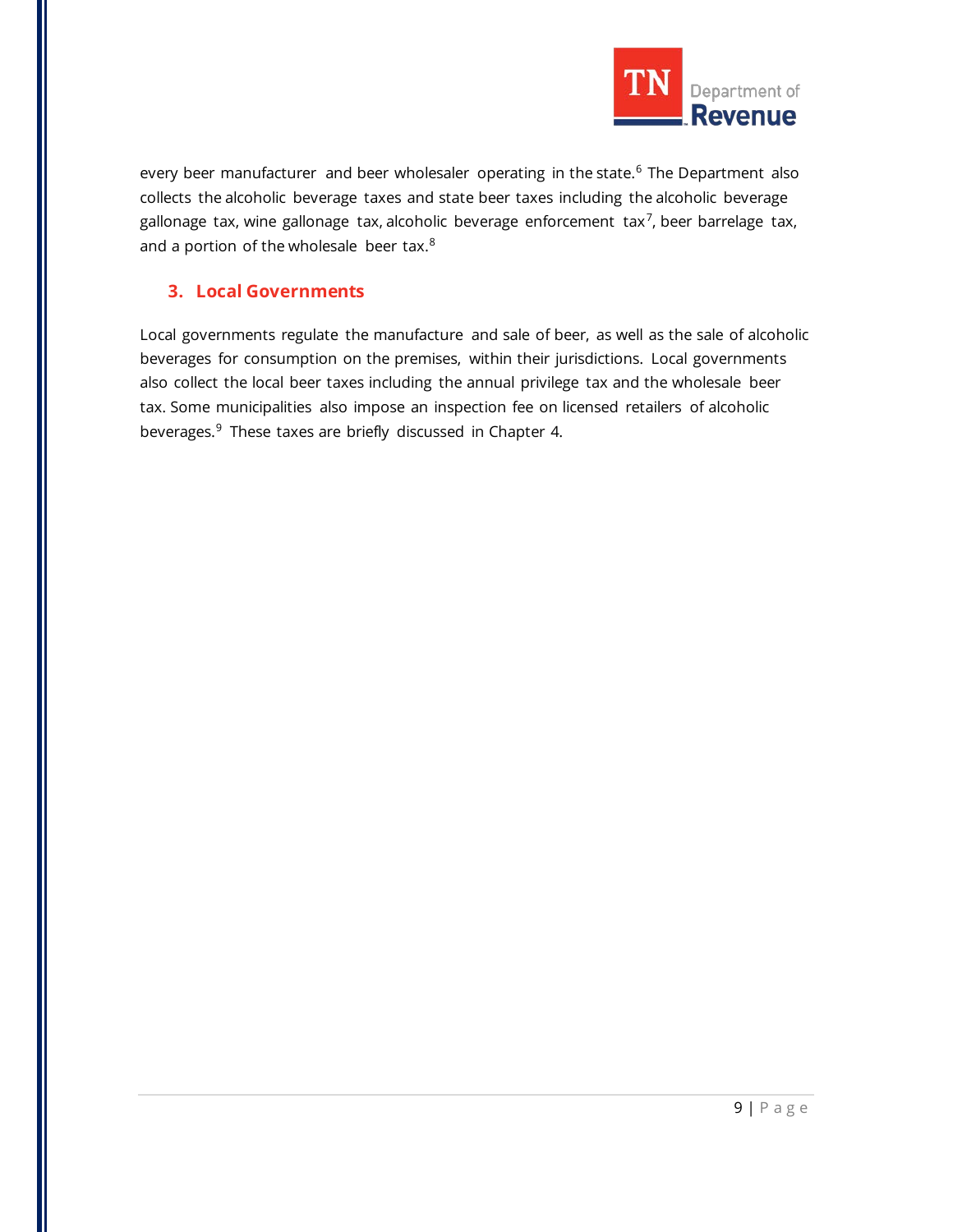every beer manufacturer and beer wholesaler operating in the state.[6] The Department also collects the alcoholic beverage taxes and state beer taxes including the alcoholic beverage gallonage tax, wine gallonage tax, alcoholic beverage enforcement tax[7], beer barrelage tax, and a portion of the wholesale beer tax.[8]

### 3. Local Governments

Local governments regulate the manufacture and sale of beer, as well as the sale of alcoholic beverages for consumption on the premises, within their jurisdictions. Local governments also collect the local beer taxes including the annual privilege tax and the wholesale beer tax. Some municipalities also impose an inspection fee on licensed retailers of alcoholic beverages.[9] These taxes are briefly discussed in Chapter 4.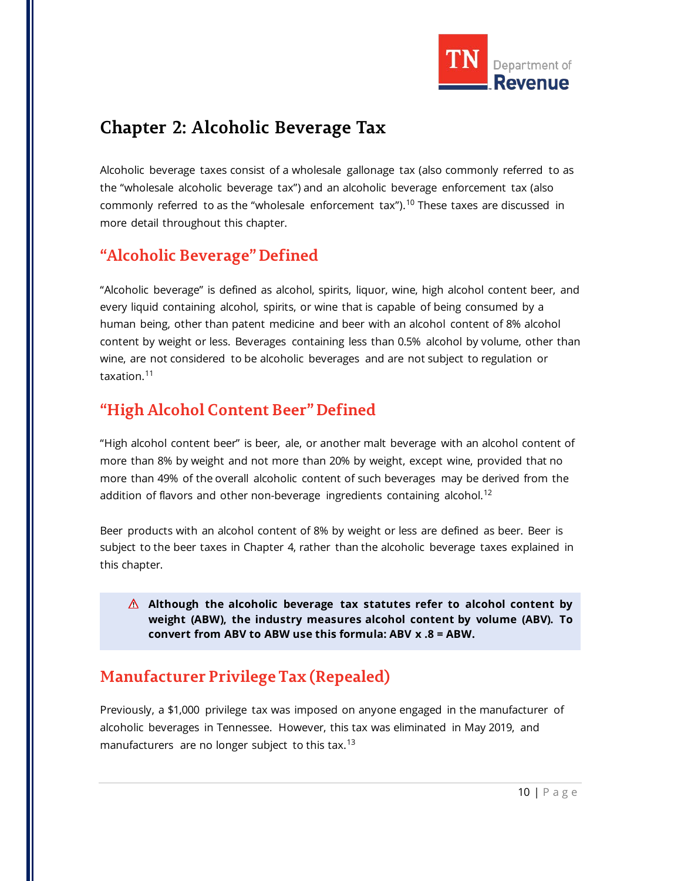# Chapter 2: Alcoholic Beverage Tax

Alcoholic beverage taxes consist of a wholesale gallonage tax (also commonly referred to as the "wholesale alcoholic beverage tax") and an alcoholic beverage enforcement tax (also commonly referred to as the "wholesale enforcement tax").[10] These taxes are discussed in more detail throughout this chapter.

## "Alcoholic Beverage" Defined

"Alcoholic beverage" is defined as alcohol, spirits, liquor, wine, high alcohol content beer, and every liquid containing alcohol, spirits, or wine that is capable of being consumed by a human being, other than patent medicine and beer with an alcohol content of 8% alcohol content by weight or less. Beverages containing less than 0.5% alcohol by volume, other than wine, are not considered to be alcoholic beverages and are not subject to regulation or taxation.[11]

## "High Alcohol Content Beer" Defined

"High alcohol content beer" is beer, ale, or another malt beverage with an alcohol content of more than 8% by weight and not more than 20% by weight, except wine, provided that no more than 49% of the overall alcoholic content of such beverages may be derived from the addition of flavors and other non-beverage ingredients containing alcohol.[12]

Beer products with an alcohol content of 8% by weight or less are defined as beer. Beer is subject to the beer taxes in Chapter 4, rather than the alcoholic beverage taxes explained in this chapter.

> ⚠ **Although the alcoholic beverage tax statutes refer to alcohol content by weight (ABW), the industry measures alcohol content by volume (ABV). To convert from ABV to ABW use this formula: ABV x .8 = ABW.**

## Manufacturer Privilege Tax (Repealed)

Previously, a $1,000 privilege tax was imposed on anyone engaged in the manufacturer of alcoholic beverages in Tennessee. However, this tax was eliminated in May 2019, and manufacturers are no longer subject to this tax.[13]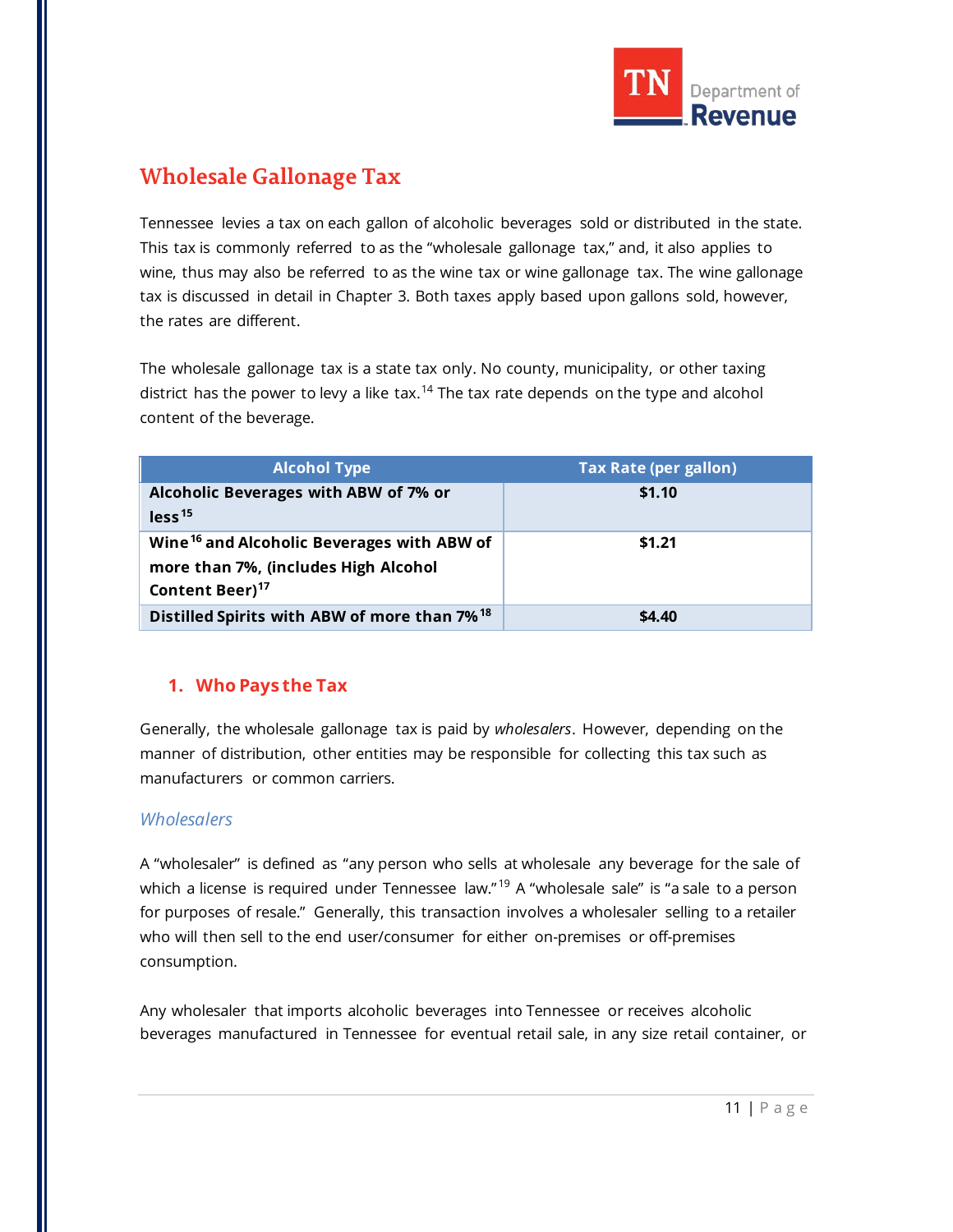## Wholesale Gallonage Tax

Tennessee levies a tax on each gallon of alcoholic beverages sold or distributed in the state. This tax is commonly referred to as the "wholesale gallonage tax," and, it also applies to wine, thus may also be referred to as the wine tax or wine gallonage tax. The wine gallonage tax is discussed in detail in Chapter 3. Both taxes apply based upon gallons sold, however, the rates are different.

The wholesale gallonage tax is a state tax only. No county, municipality, or other taxing district has the power to levy a like tax.[14] The tax rate depends on the type and alcohol content of the beverage.

| Alcohol Type | Tax Rate (per gallon) |
|---|---|
| **Alcoholic Beverages with ABW of 7% or less**[15] | **$1.10** |
| **Wine**[16] **and Alcoholic Beverages with ABW of more than 7%, (includes High Alcohol Content Beer)**[17] | **$1.21** |
| **Distilled Spirits with ABW of more than 7%**[18] | **$4.40** |

### 1. Who Pays the Tax

Generally, the wholesale gallonage tax is paid by *wholesalers*. However, depending on the manner of distribution, other entities may be responsible for collecting this tax such as manufacturers or common carriers.

#### *Wholesalers*

A "wholesaler" is defined as "any person who sells at wholesale any beverage for the sale of which a license is required under Tennessee law."[19] A "wholesale sale" is "a sale to a person for purposes of resale." Generally, this transaction involves a wholesaler selling to a retailer who will then sell to the end user/consumer for either on-premises or off-premises consumption.

Any wholesaler that imports alcoholic beverages into Tennessee or receives alcoholic beverages manufactured in Tennessee for eventual retail sale, in any size retail container, or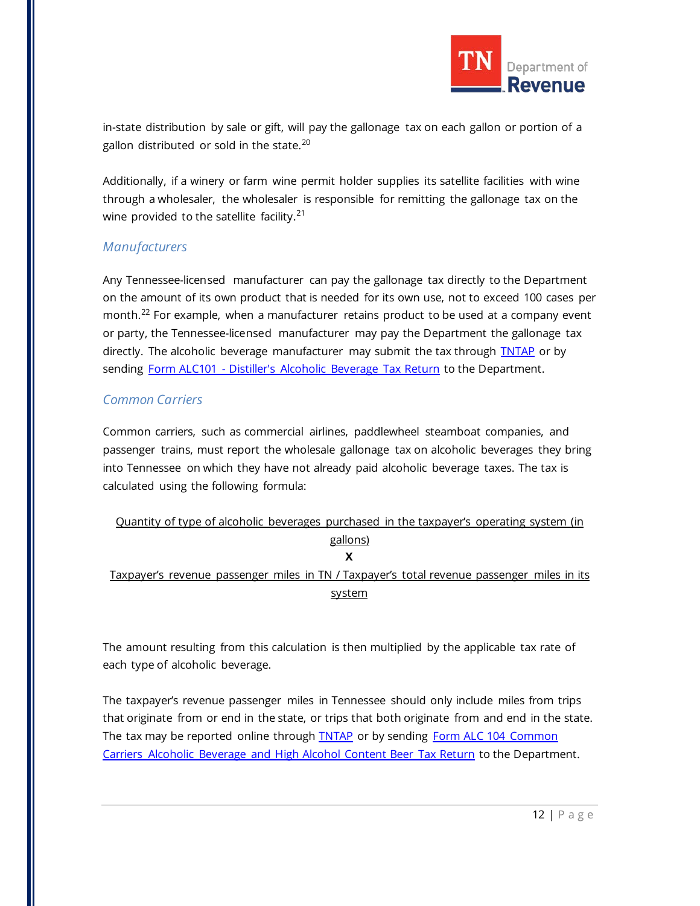in-state distribution by sale or gift, will pay the gallonage tax on each gallon or portion of a gallon distributed or sold in the state.[20]

Additionally, if a winery or farm wine permit holder supplies its satellite facilities with wine through a wholesaler, the wholesaler is responsible for remitting the gallonage tax on the wine provided to the satellite facility.[21]

### *Manufacturers*

Any Tennessee-licensed manufacturer can pay the gallonage tax directly to the Department on the amount of its own product that is needed for its own use, not to exceed 100 cases per month.[22] For example, when a manufacturer retains product to be used at a company event or party, the Tennessee-licensed manufacturer may pay the Department the gallonage tax directly. The alcoholic beverage manufacturer may submit the tax through TNTAP or by sending Form ALC101 - Distiller's Alcoholic Beverage Tax Return to the Department.

### *Common Carriers*

Common carriers, such as commercial airlines, paddlewheel steamboat companies, and passenger trains, must report the wholesale gallonage tax on alcoholic beverages they bring into Tennessee on which they have not already paid alcoholic beverage taxes. The tax is calculated using the following formula:

Quantity of type of alcoholic beverages purchased in the taxpayer's operating system (in gallons)

**X**

Taxpayer's revenue passenger miles in TN / Taxpayer's total revenue passenger miles in its system

The amount resulting from this calculation is then multiplied by the applicable tax rate of each type of alcoholic beverage.

The taxpayer's revenue passenger miles in Tennessee should only include miles from trips that originate from or end in the state, or trips that both originate from and end in the state. The tax may be reported online through TNTAP or by sending Form ALC 104 Common Carriers Alcoholic Beverage and High Alcohol Content Beer Tax Return to the Department.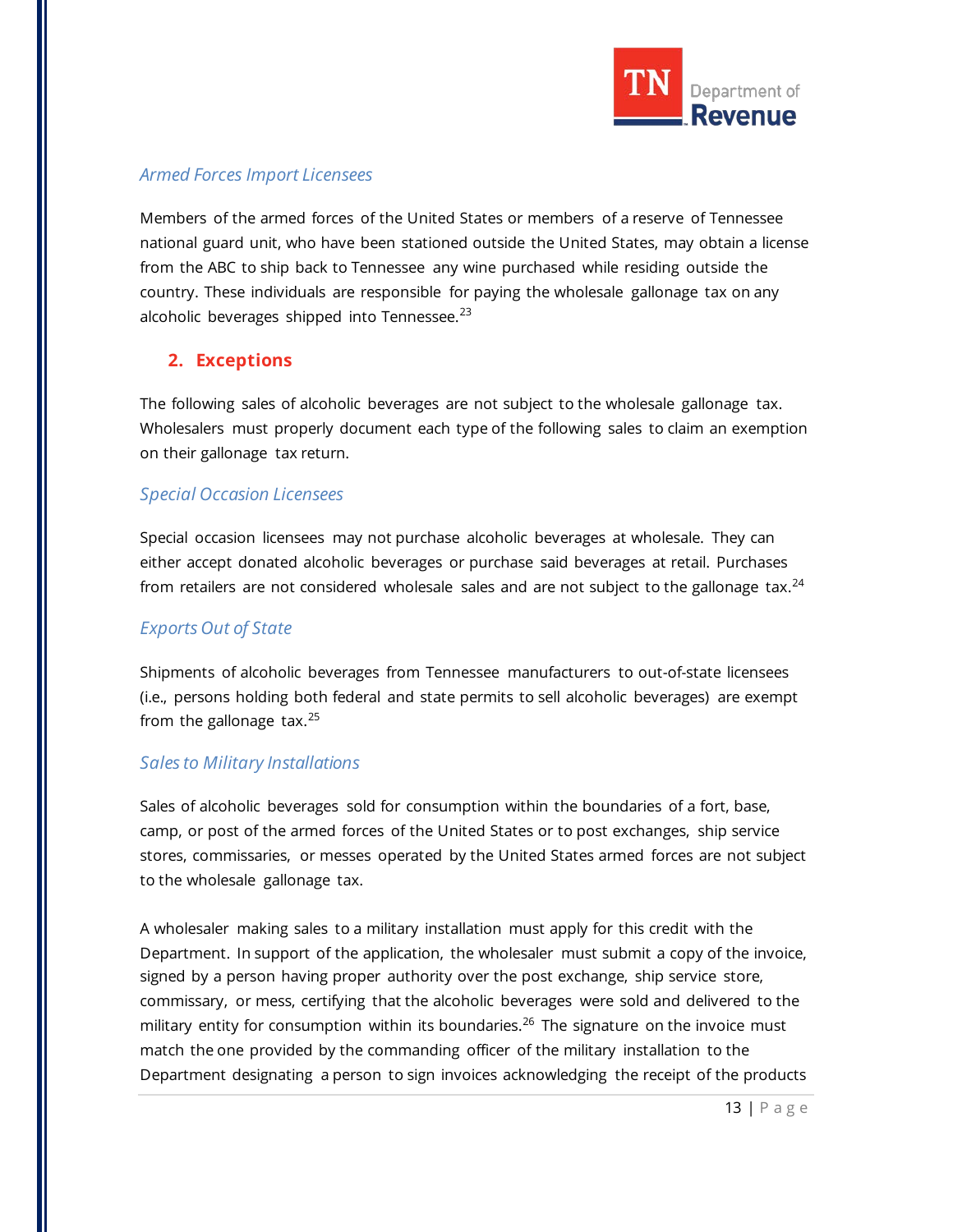### *Armed Forces Import Licensees*

Members of the armed forces of the United States or members of a reserve of Tennessee national guard unit, who have been stationed outside the United States, may obtain a license from the ABC to ship back to Tennessee any wine purchased while residing outside the country. These individuals are responsible for paying the wholesale gallonage tax on any alcoholic beverages shipped into Tennessee.[23]

## 2. Exceptions

The following sales of alcoholic beverages are not subject to the wholesale gallonage tax. Wholesalers must properly document each type of the following sales to claim an exemption on their gallonage tax return.

### *Special Occasion Licensees*

Special occasion licensees may not purchase alcoholic beverages at wholesale. They can either accept donated alcoholic beverages or purchase said beverages at retail. Purchases from retailers are not considered wholesale sales and are not subject to the gallonage tax.[24]

### *Exports Out of State*

Shipments of alcoholic beverages from Tennessee manufacturers to out-of-state licensees (i.e., persons holding both federal and state permits to sell alcoholic beverages) are exempt from the gallonage tax.[25]

### *Sales to Military Installations*

Sales of alcoholic beverages sold for consumption within the boundaries of a fort, base, camp, or post of the armed forces of the United States or to post exchanges, ship service stores, commissaries, or messes operated by the United States armed forces are not subject to the wholesale gallonage tax.

A wholesaler making sales to a military installation must apply for this credit with the Department. In support of the application, the wholesaler must submit a copy of the invoice, signed by a person having proper authority over the post exchange, ship service store, commissary, or mess, certifying that the alcoholic beverages were sold and delivered to the military entity for consumption within its boundaries.[26] The signature on the invoice must match the one provided by the commanding officer of the military installation to the Department designating a person to sign invoices acknowledging the receipt of the products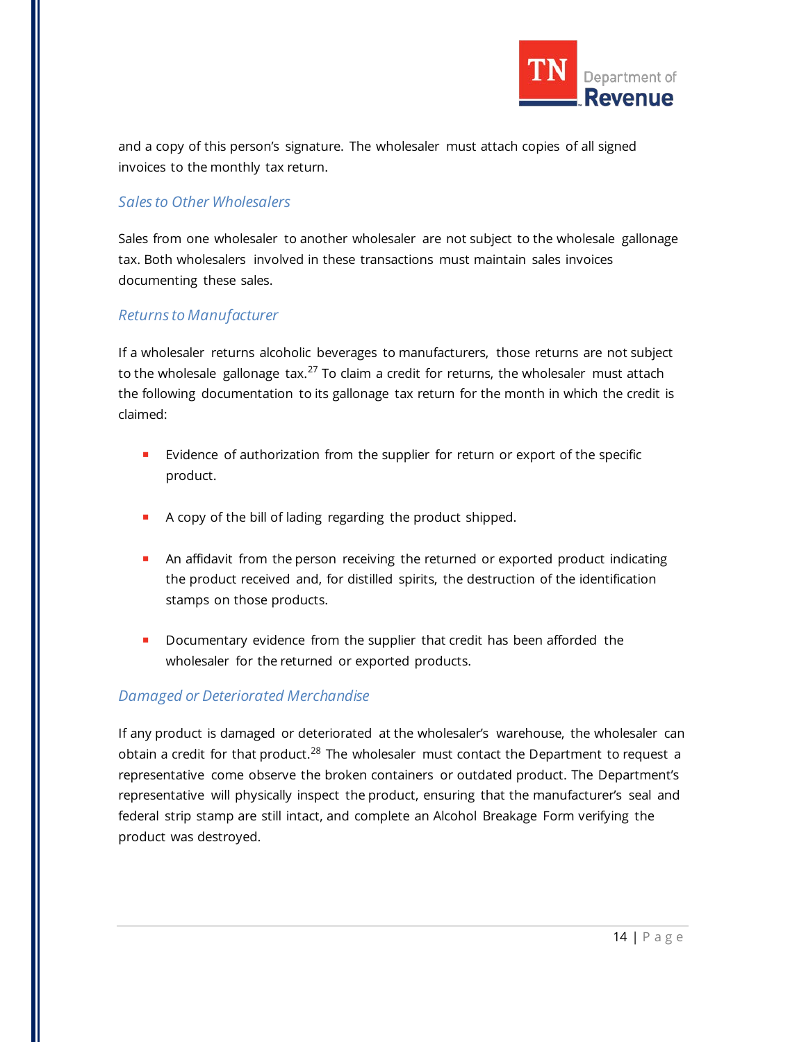and a copy of this person's signature. The wholesaler must attach copies of all signed invoices to the monthly tax return.

### *Sales to Other Wholesalers*

Sales from one wholesaler to another wholesaler are not subject to the wholesale gallonage tax. Both wholesalers involved in these transactions must maintain sales invoices documenting these sales.

### *Returns to Manufacturer*

If a wholesaler returns alcoholic beverages to manufacturers, those returns are not subject to the wholesale gallonage tax.[27] To claim a credit for returns, the wholesaler must attach the following documentation to its gallonage tax return for the month in which the credit is claimed:

- Evidence of authorization from the supplier for return or export of the specific product.
- A copy of the bill of lading regarding the product shipped.
- An affidavit from the person receiving the returned or exported product indicating the product received and, for distilled spirits, the destruction of the identification stamps on those products.
- Documentary evidence from the supplier that credit has been afforded the wholesaler for the returned or exported products.

### *Damaged or Deteriorated Merchandise*

If any product is damaged or deteriorated at the wholesaler's warehouse, the wholesaler can obtain a credit for that product.[28] The wholesaler must contact the Department to request a representative come observe the broken containers or outdated product. The Department's representative will physically inspect the product, ensuring that the manufacturer's seal and federal strip stamp are still intact, and complete an Alcohol Breakage Form verifying the product was destroyed.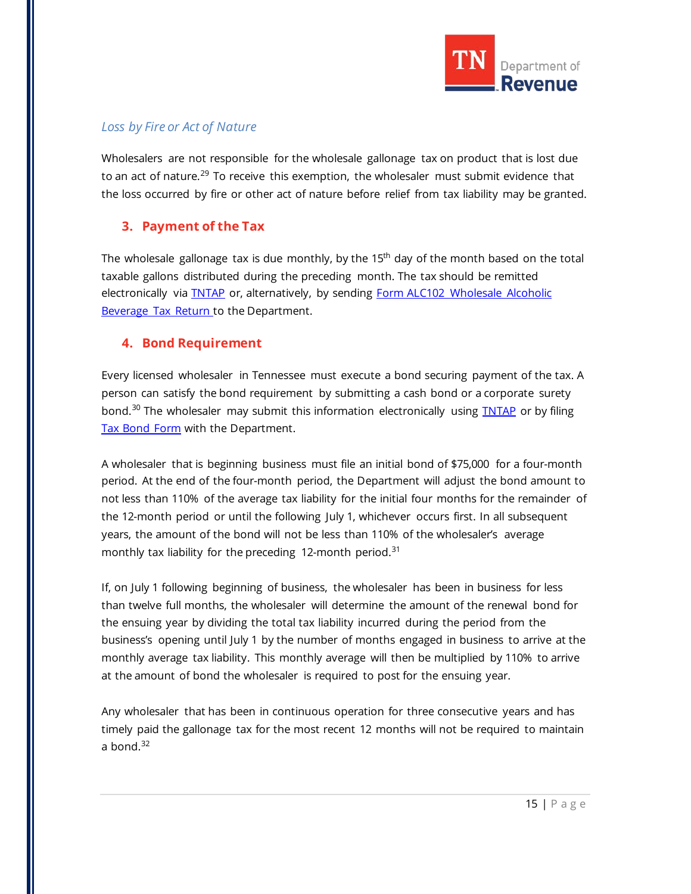*Loss by Fire or Act of Nature*

Wholesalers are not responsible for the wholesale gallonage tax on product that is lost due to an act of nature.[29] To receive this exemption, the wholesaler must submit evidence that the loss occurred by fire or other act of nature before relief from tax liability may be granted.

## 3. Payment of the Tax

The wholesale gallonage tax is due monthly, by the 15th day of the month based on the total taxable gallons distributed during the preceding month. The tax should be remitted electronically via TNTAP or, alternatively, by sending Form ALC102 Wholesale Alcoholic Beverage Tax Return to the Department.

## 4. Bond Requirement

Every licensed wholesaler in Tennessee must execute a bond securing payment of the tax. A person can satisfy the bond requirement by submitting a cash bond or a corporate surety bond.[30] The wholesaler may submit this information electronically using TNTAP or by filing Tax Bond Form with the Department.

A wholesaler that is beginning business must file an initial bond of $75,000 for a four-month period. At the end of the four-month period, the Department will adjust the bond amount to not less than 110% of the average tax liability for the initial four months for the remainder of the 12-month period or until the following July 1, whichever occurs first. In all subsequent years, the amount of the bond will not be less than 110% of the wholesaler's average monthly tax liability for the preceding 12-month period.[31]

If, on July 1 following beginning of business, the wholesaler has been in business for less than twelve full months, the wholesaler will determine the amount of the renewal bond for the ensuing year by dividing the total tax liability incurred during the period from the business's opening until July 1 by the number of months engaged in business to arrive at the monthly average tax liability. This monthly average will then be multiplied by 110% to arrive at the amount of bond the wholesaler is required to post for the ensuing year.

Any wholesaler that has been in continuous operation for three consecutive years and has timely paid the gallonage tax for the most recent 12 months will not be required to maintain a bond.[32]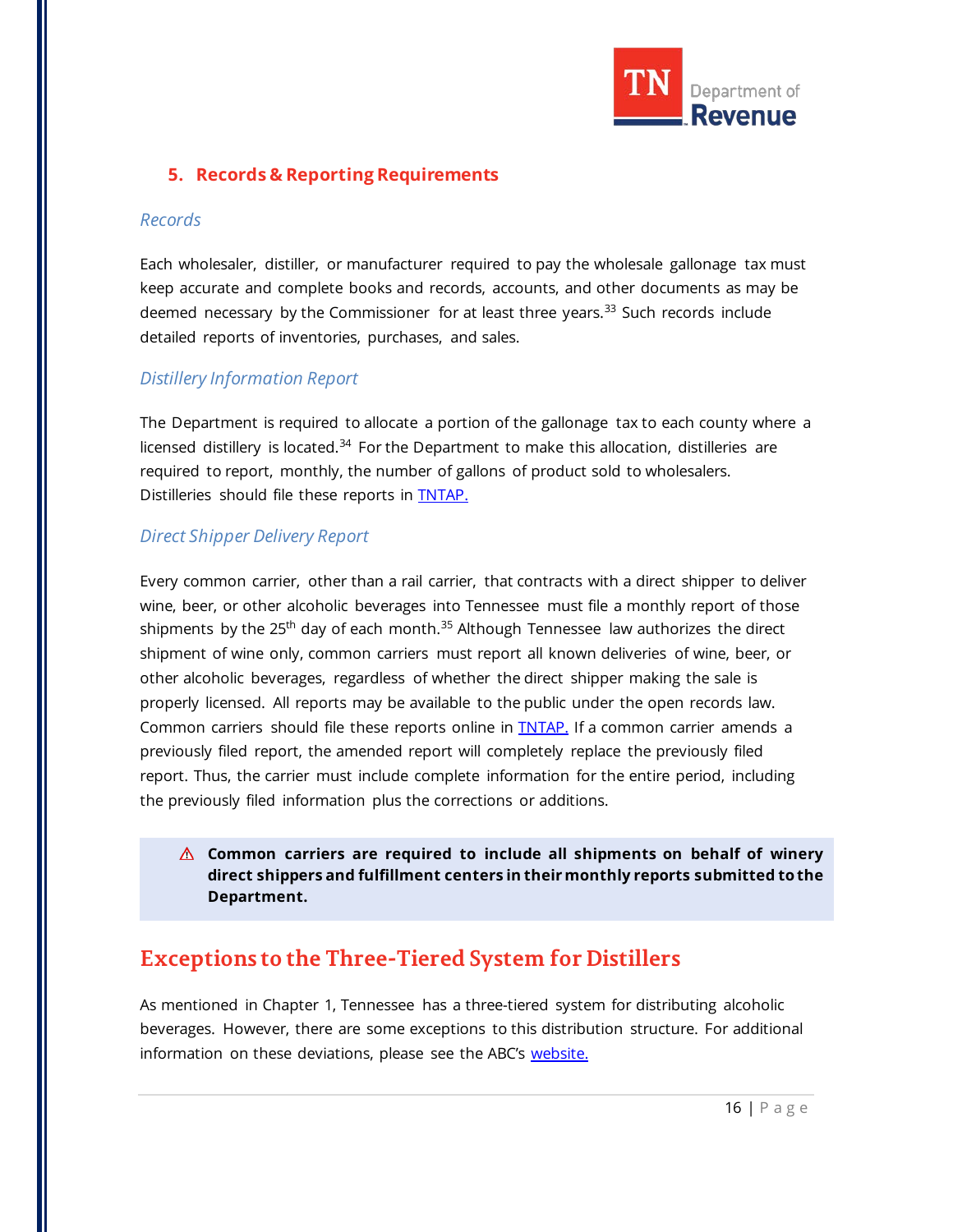## 5. Records & Reporting Requirements

### *Records*

Each wholesaler, distiller, or manufacturer required to pay the wholesale gallonage tax must keep accurate and complete books and records, accounts, and other documents as may be deemed necessary by the Commissioner for at least three years.[33] Such records include detailed reports of inventories, purchases, and sales.

### *Distillery Information Report*

The Department is required to allocate a portion of the gallonage tax to each county where a licensed distillery is located.[34] For the Department to make this allocation, distilleries are required to report, monthly, the number of gallons of product sold to wholesalers. Distilleries should file these reports in TNTAP.

### *Direct Shipper Delivery Report*

Every common carrier, other than a rail carrier, that contracts with a direct shipper to deliver wine, beer, or other alcoholic beverages into Tennessee must file a monthly report of those shipments by the 25th day of each month.[35] Although Tennessee law authorizes the direct shipment of wine only, common carriers must report all known deliveries of wine, beer, or other alcoholic beverages, regardless of whether the direct shipper making the sale is properly licensed. All reports may be available to the public under the open records law. Common carriers should file these reports online in TNTAP. If a common carrier amends a previously filed report, the amended report will completely replace the previously filed report. Thus, the carrier must include complete information for the entire period, including the previously filed information plus the corrections or additions.

> ⚠ **Common carriers are required to include all shipments on behalf of winery direct shippers and fulfillment centers in their monthly reports submitted to the Department.**

# Exceptions to the Three-Tiered System for Distillers

As mentioned in Chapter 1, Tennessee has a three-tiered system for distributing alcoholic beverages. However, there are some exceptions to this distribution structure. For additional information on these deviations, please see the ABC's website.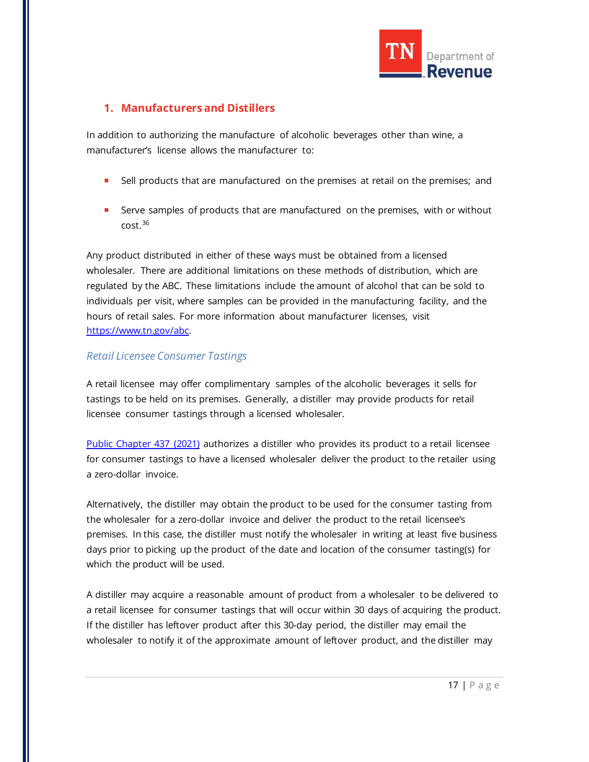### 1. Manufacturers and Distillers

In addition to authorizing the manufacture of alcoholic beverages other than wine, a manufacturer's license allows the manufacturer to:

- Sell products that are manufactured on the premises at retail on the premises; and
- Serve samples of products that are manufactured on the premises, with or without cost.[36]

Any product distributed in either of these ways must be obtained from a licensed wholesaler. There are additional limitations on these methods of distribution, which are regulated by the ABC. These limitations include the amount of alcohol that can be sold to individuals per visit, where samples can be provided in the manufacturing facility, and the hours of retail sales. For more information about manufacturer licenses, visit [https://www.tn.gov/abc](https://www.tn.gov/abc).

*Retail Licensee Consumer Tastings*

A retail licensee may offer complimentary samples of the alcoholic beverages it sells for tastings to be held on its premises. Generally, a distiller may provide products for retail licensee consumer tastings through a licensed wholesaler.

Public Chapter 437 (2021) authorizes a distiller who provides its product to a retail licensee for consumer tastings to have a licensed wholesaler deliver the product to the retailer using a zero-dollar invoice.

Alternatively, the distiller may obtain the product to be used for the consumer tasting from the wholesaler for a zero-dollar invoice and deliver the product to the retail licensee's premises. In this case, the distiller must notify the wholesaler in writing at least five business days prior to picking up the product of the date and location of the consumer tasting(s) for which the product will be used.

A distiller may acquire a reasonable amount of product from a wholesaler to be delivered to a retail licensee for consumer tastings that will occur within 30 days of acquiring the product. If the distiller has leftover product after this 30-day period, the distiller may email the wholesaler to notify it of the approximate amount of leftover product, and the distiller may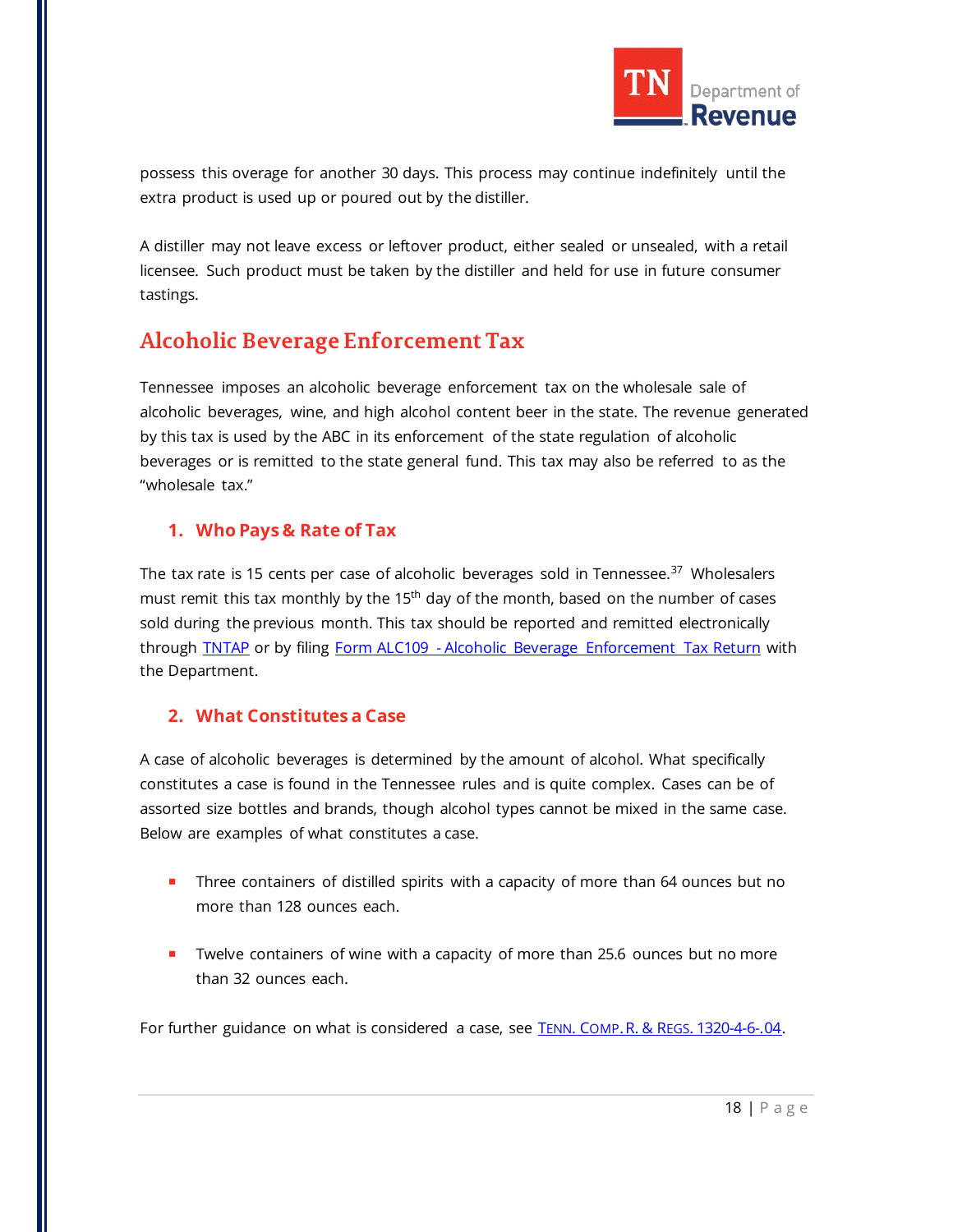possess this overage for another 30 days. This process may continue indefinitely until the extra product is used up or poured out by the distiller.

A distiller may not leave excess or leftover product, either sealed or unsealed, with a retail licensee. Such product must be taken by the distiller and held for use in future consumer tastings.

## Alcoholic Beverage Enforcement Tax

Tennessee imposes an alcoholic beverage enforcement tax on the wholesale sale of alcoholic beverages, wine, and high alcohol content beer in the state. The revenue generated by this tax is used by the ABC in its enforcement of the state regulation of alcoholic beverages or is remitted to the state general fund. This tax may also be referred to as the "wholesale tax."

### 1. Who Pays & Rate of Tax

The tax rate is 15 cents per case of alcoholic beverages sold in Tennessee.[37] Wholesalers must remit this tax monthly by the 15th day of the month, based on the number of cases sold during the previous month. This tax should be reported and remitted electronically through TNTAP or by filing Form ALC109 - Alcoholic Beverage Enforcement Tax Return with the Department.

### 2. What Constitutes a Case

A case of alcoholic beverages is determined by the amount of alcohol. What specifically constitutes a case is found in the Tennessee rules and is quite complex. Cases can be of assorted size bottles and brands, though alcohol types cannot be mixed in the same case. Below are examples of what constitutes a case.

- Three containers of distilled spirits with a capacity of more than 64 ounces but no more than 128 ounces each.
- Twelve containers of wine with a capacity of more than 25.6 ounces but no more than 32 ounces each.

For further guidance on what is considered a case, see TENN. COMP. R. & REGS. 1320-4-6-.04.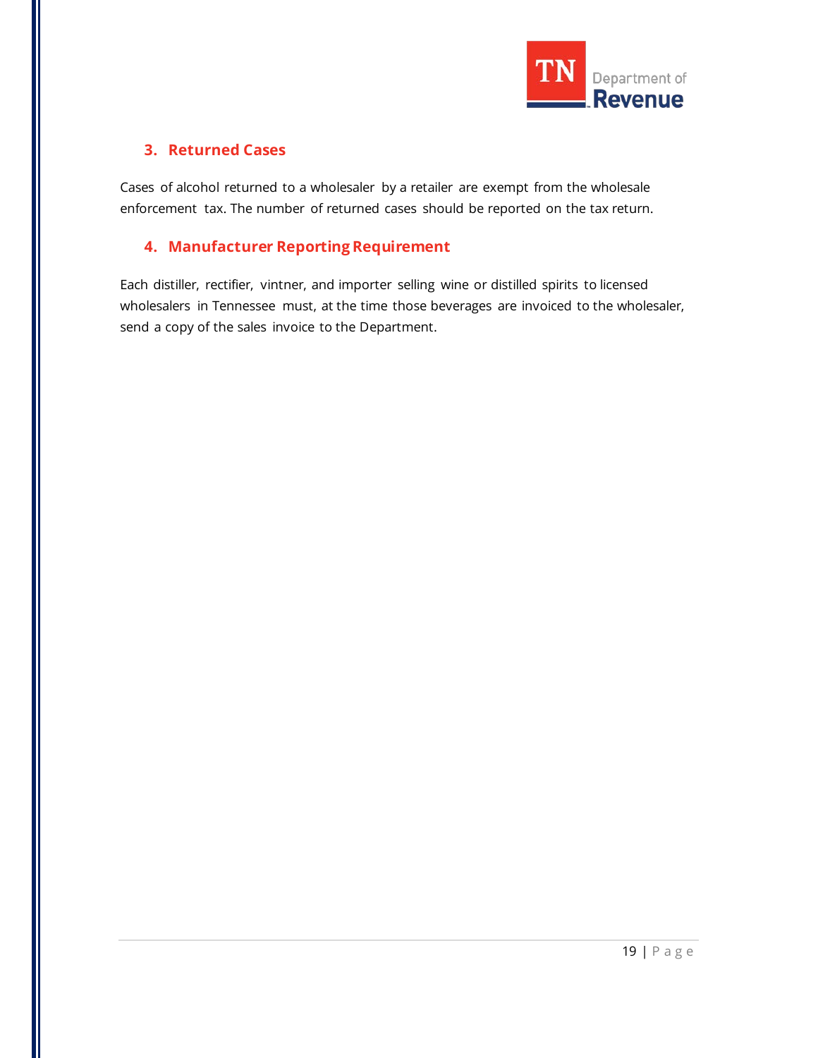### 3. Returned Cases

Cases of alcohol returned to a wholesaler by a retailer are exempt from the wholesale enforcement tax. The number of returned cases should be reported on the tax return.

### 4. Manufacturer Reporting Requirement

Each distiller, rectifier, vintner, and importer selling wine or distilled spirits to licensed wholesalers in Tennessee must, at the time those beverages are invoiced to the wholesaler, send a copy of the sales invoice to the Department.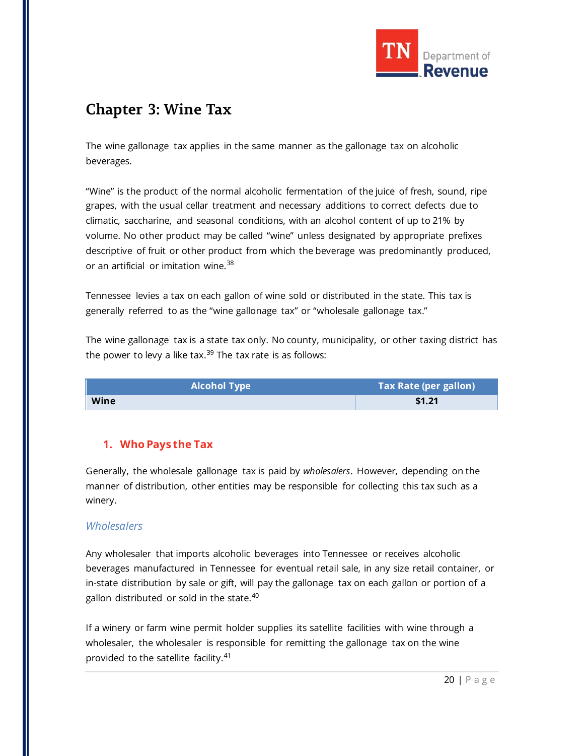# Chapter 3: Wine Tax

The wine gallonage tax applies in the same manner as the gallonage tax on alcoholic beverages.

"Wine" is the product of the normal alcoholic fermentation of the juice of fresh, sound, ripe grapes, with the usual cellar treatment and necessary additions to correct defects due to climatic, saccharine, and seasonal conditions, with an alcohol content of up to 21% by volume. No other product may be called "wine" unless designated by appropriate prefixes descriptive of fruit or other product from which the beverage was predominantly produced, or an artificial or imitation wine.[38]

Tennessee levies a tax on each gallon of wine sold or distributed in the state. This tax is generally referred to as the "wine gallonage tax" or "wholesale gallonage tax."

The wine gallonage tax is a state tax only. No county, municipality, or other taxing district has the power to levy a like tax.[39] The tax rate is as follows:

| Alcohol Type | Tax Rate (per gallon) |
|---|---|
| **Wine** | **$1.21** |

## 1. Who Pays the Tax

Generally, the wholesale gallonage tax is paid by *wholesalers*. However, depending on the manner of distribution, other entities may be responsible for collecting this tax such as a winery.

### *Wholesalers*

Any wholesaler that imports alcoholic beverages into Tennessee or receives alcoholic beverages manufactured in Tennessee for eventual retail sale, in any size retail container, or in-state distribution by sale or gift, will pay the gallonage tax on each gallon or portion of a gallon distributed or sold in the state.[40]

If a winery or farm wine permit holder supplies its satellite facilities with wine through a wholesaler, the wholesaler is responsible for remitting the gallonage tax on the wine provided to the satellite facility.[41]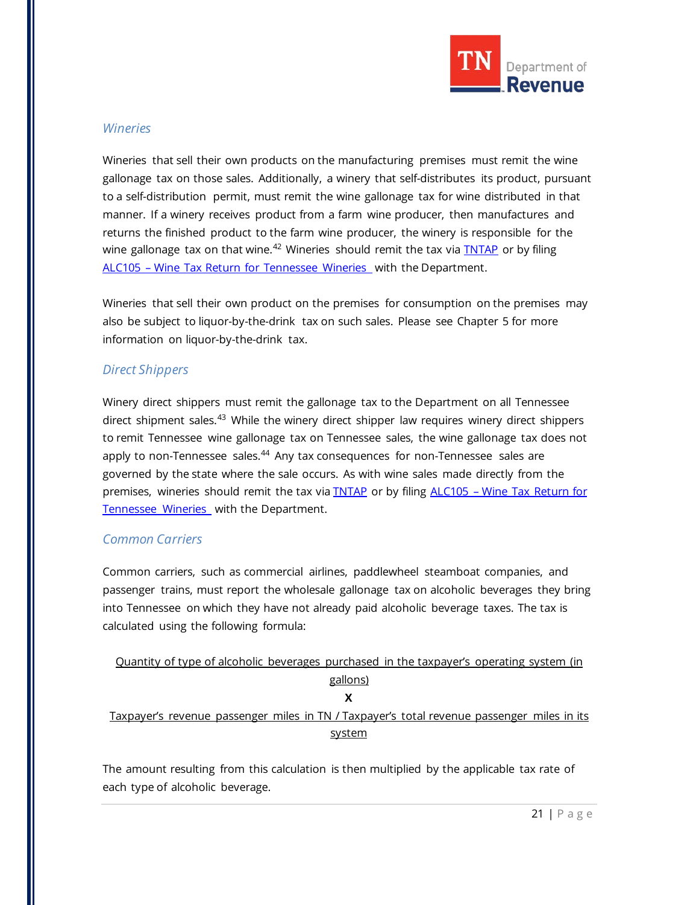### *Wineries*

Wineries that sell their own products on the manufacturing premises must remit the wine gallonage tax on those sales. Additionally, a winery that self-distributes its product, pursuant to a self-distribution permit, must remit the wine gallonage tax for wine distributed in that manner. If a winery receives product from a farm wine producer, then manufactures and returns the finished product to the farm wine producer, the winery is responsible for the wine gallonage tax on that wine.[42] Wineries should remit the tax via [TNTAP](#) or by filing [ALC105 – Wine Tax Return for Tennessee Wineries](#) with the Department.

Wineries that sell their own product on the premises for consumption on the premises may also be subject to liquor-by-the-drink tax on such sales. Please see Chapter 5 for more information on liquor-by-the-drink tax.

### *Direct Shippers*

Winery direct shippers must remit the gallonage tax to the Department on all Tennessee direct shipment sales.[43] While the winery direct shipper law requires winery direct shippers to remit Tennessee wine gallonage tax on Tennessee sales, the wine gallonage tax does not apply to non-Tennessee sales.[44] Any tax consequences for non-Tennessee sales are governed by the state where the sale occurs. As with wine sales made directly from the premises, wineries should remit the tax via [TNTAP](#) or by filing [ALC105 – Wine Tax Return for Tennessee Wineries](#) with the Department.

### *Common Carriers*

Common carriers, such as commercial airlines, paddlewheel steamboat companies, and passenger trains, must report the wholesale gallonage tax on alcoholic beverages they bring into Tennessee on which they have not already paid alcoholic beverage taxes. The tax is calculated using the following formula:

<u>Quantity of type of alcoholic beverages purchased in the taxpayer's operating system (in gallons)</u>

**X**

<u>Taxpayer's revenue passenger miles in TN / Taxpayer's total revenue passenger miles in its system</u>

The amount resulting from this calculation is then multiplied by the applicable tax rate of each type of alcoholic beverage.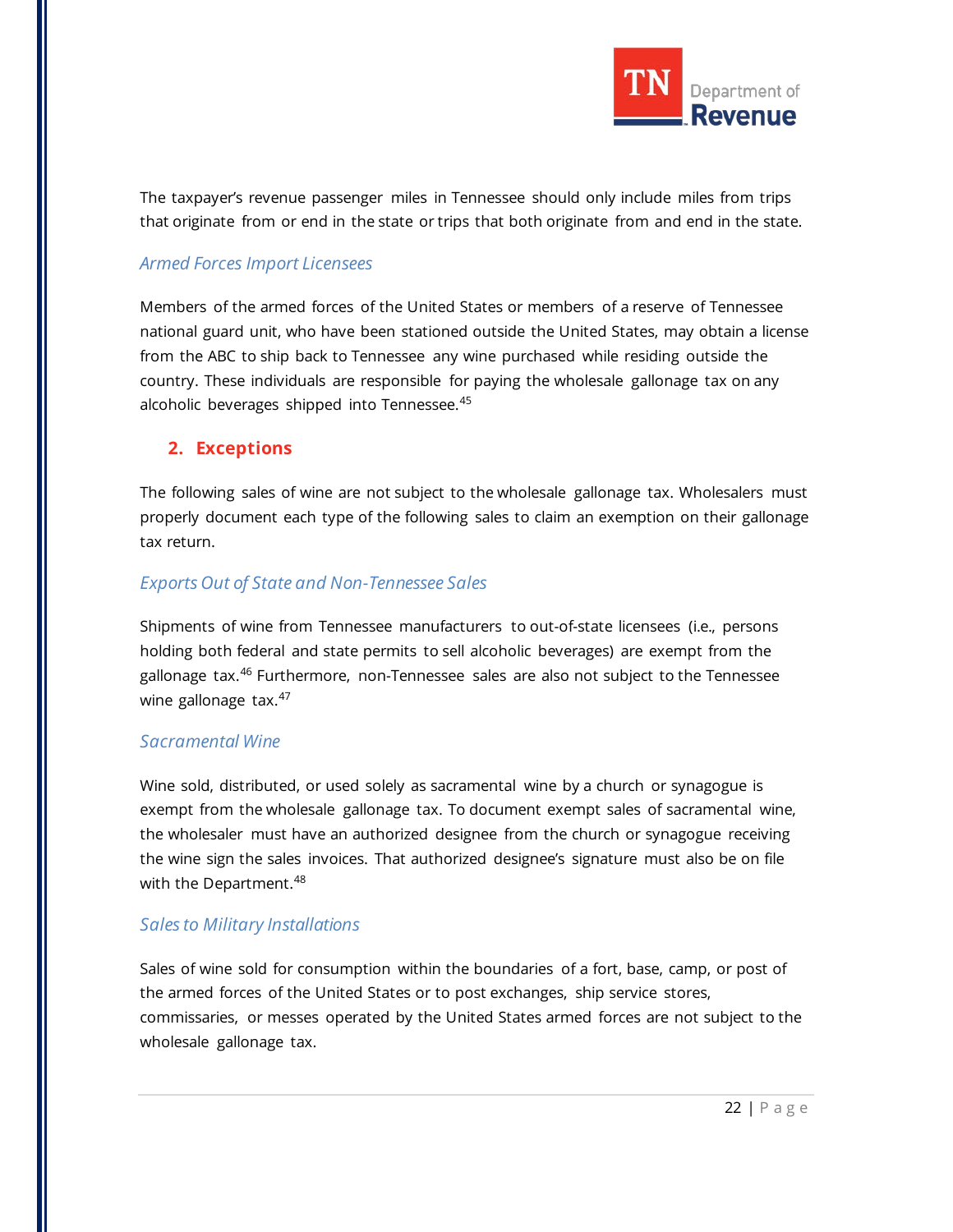The taxpayer's revenue passenger miles in Tennessee should only include miles from trips that originate from or end in the state or trips that both originate from and end in the state.

*Armed Forces Import Licensees*

Members of the armed forces of the United States or members of a reserve of Tennessee national guard unit, who have been stationed outside the United States, may obtain a license from the ABC to ship back to Tennessee any wine purchased while residing outside the country. These individuals are responsible for paying the wholesale gallonage tax on any alcoholic beverages shipped into Tennessee.[45]

## 2. Exceptions

The following sales of wine are not subject to the wholesale gallonage tax. Wholesalers must properly document each type of the following sales to claim an exemption on their gallonage tax return.

*Exports Out of State and Non-Tennessee Sales*

Shipments of wine from Tennessee manufacturers to out-of-state licensees (i.e., persons holding both federal and state permits to sell alcoholic beverages) are exempt from the gallonage tax.[46] Furthermore, non-Tennessee sales are also not subject to the Tennessee wine gallonage tax.[47]

*Sacramental Wine*

Wine sold, distributed, or used solely as sacramental wine by a church or synagogue is exempt from the wholesale gallonage tax. To document exempt sales of sacramental wine, the wholesaler must have an authorized designee from the church or synagogue receiving the wine sign the sales invoices. That authorized designee's signature must also be on file with the Department.[48]

*Sales to Military Installations*

Sales of wine sold for consumption within the boundaries of a fort, base, camp, or post of the armed forces of the United States or to post exchanges, ship service stores, commissaries, or messes operated by the United States armed forces are not subject to the wholesale gallonage tax.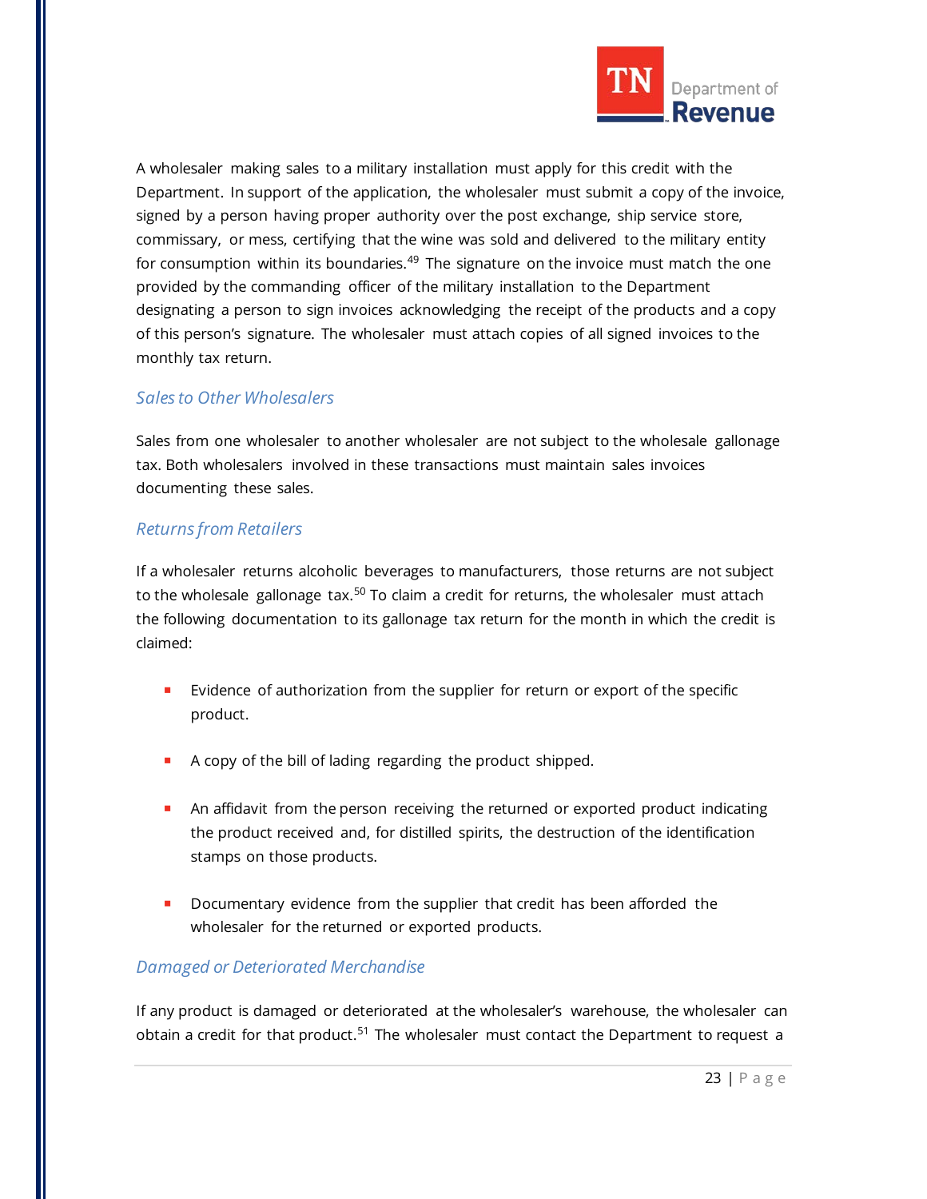A wholesaler making sales to a military installation must apply for this credit with the Department. In support of the application, the wholesaler must submit a copy of the invoice, signed by a person having proper authority over the post exchange, ship service store, commissary, or mess, certifying that the wine was sold and delivered to the military entity for consumption within its boundaries.[49] The signature on the invoice must match the one provided by the commanding officer of the military installation to the Department designating a person to sign invoices acknowledging the receipt of the products and a copy of this person's signature. The wholesaler must attach copies of all signed invoices to the monthly tax return.

### *Sales to Other Wholesalers*

Sales from one wholesaler to another wholesaler are not subject to the wholesale gallonage tax. Both wholesalers involved in these transactions must maintain sales invoices documenting these sales.

### *Returns from Retailers*

If a wholesaler returns alcoholic beverages to manufacturers, those returns are not subject to the wholesale gallonage tax.[50] To claim a credit for returns, the wholesaler must attach the following documentation to its gallonage tax return for the month in which the credit is claimed:

- Evidence of authorization from the supplier for return or export of the specific product.
- A copy of the bill of lading regarding the product shipped.
- An affidavit from the person receiving the returned or exported product indicating the product received and, for distilled spirits, the destruction of the identification stamps on those products.
- Documentary evidence from the supplier that credit has been afforded the wholesaler for the returned or exported products.

### *Damaged or Deteriorated Merchandise*

If any product is damaged or deteriorated at the wholesaler's warehouse, the wholesaler can obtain a credit for that product.[51] The wholesaler must contact the Department to request a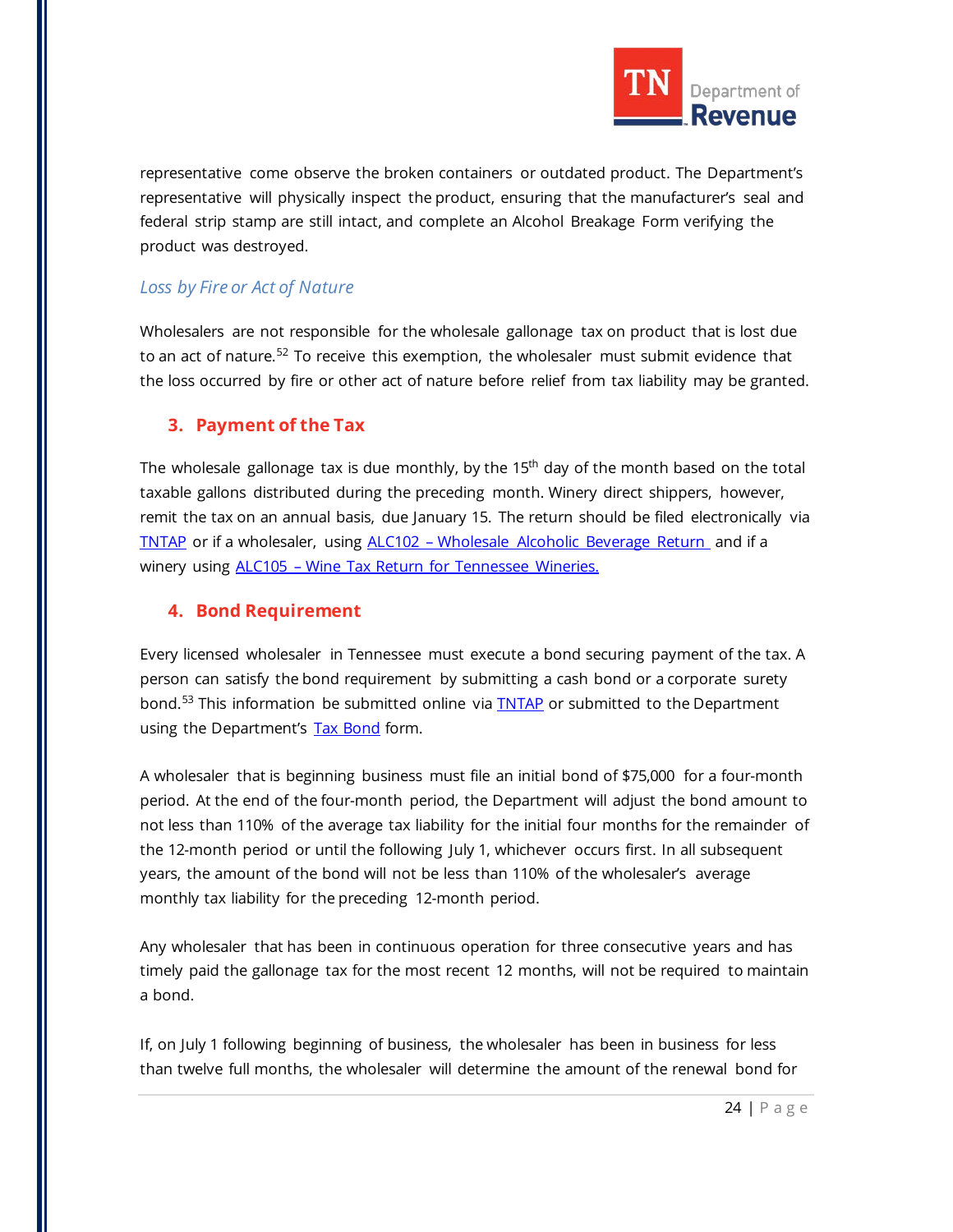representative come observe the broken containers or outdated product. The Department's representative will physically inspect the product, ensuring that the manufacturer's seal and federal strip stamp are still intact, and complete an Alcohol Breakage Form verifying the product was destroyed.

### *Loss by Fire or Act of Nature*

Wholesalers are not responsible for the wholesale gallonage tax on product that is lost due to an act of nature.[52] To receive this exemption, the wholesaler must submit evidence that the loss occurred by fire or other act of nature before relief from tax liability may be granted.

## 3. Payment of the Tax

The wholesale gallonage tax is due monthly, by the 15th day of the month based on the total taxable gallons distributed during the preceding month. Winery direct shippers, however, remit the tax on an annual basis, due January 15. The return should be filed electronically via TNTAP or if a wholesaler, using ALC102 – Wholesale Alcoholic Beverage Return and if a winery using ALC105 – Wine Tax Return for Tennessee Wineries.

## 4. Bond Requirement

Every licensed wholesaler in Tennessee must execute a bond securing payment of the tax. A person can satisfy the bond requirement by submitting a cash bond or a corporate surety bond.[53] This information be submitted online via TNTAP or submitted to the Department using the Department's Tax Bond form.

A wholesaler that is beginning business must file an initial bond of $75,000 for a four-month period. At the end of the four-month period, the Department will adjust the bond amount to not less than 110% of the average tax liability for the initial four months for the remainder of the 12-month period or until the following July 1, whichever occurs first. In all subsequent years, the amount of the bond will not be less than 110% of the wholesaler's average monthly tax liability for the preceding 12-month period.

Any wholesaler that has been in continuous operation for three consecutive years and has timely paid the gallonage tax for the most recent 12 months, will not be required to maintain a bond.

If, on July 1 following beginning of business, the wholesaler has been in business for less than twelve full months, the wholesaler will determine the amount of the renewal bond for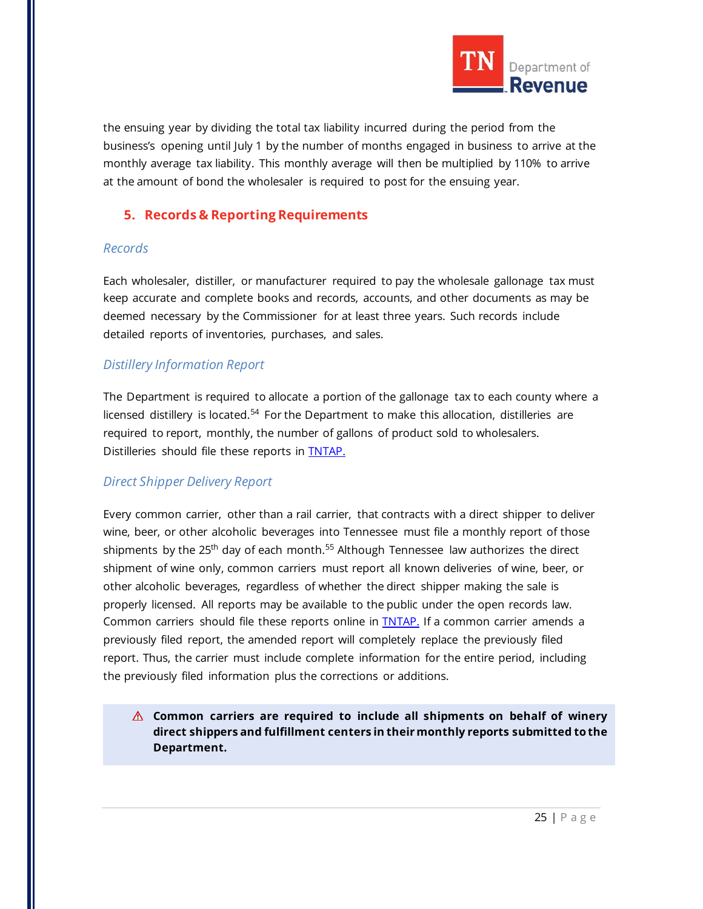the ensuing year by dividing the total tax liability incurred during the period from the business's opening until July 1 by the number of months engaged in business to arrive at the monthly average tax liability. This monthly average will then be multiplied by 110% to arrive at the amount of bond the wholesaler is required to post for the ensuing year.

## 5. Records & Reporting Requirements

### *Records*

Each wholesaler, distiller, or manufacturer required to pay the wholesale gallonage tax must keep accurate and complete books and records, accounts, and other documents as may be deemed necessary by the Commissioner for at least three years. Such records include detailed reports of inventories, purchases, and sales.

### *Distillery Information Report*

The Department is required to allocate a portion of the gallonage tax to each county where a licensed distillery is located.[54] For the Department to make this allocation, distilleries are required to report, monthly, the number of gallons of product sold to wholesalers. Distilleries should file these reports in TNTAP.

### *Direct Shipper Delivery Report*

Every common carrier, other than a rail carrier, that contracts with a direct shipper to deliver wine, beer, or other alcoholic beverages into Tennessee must file a monthly report of those shipments by the 25th day of each month.[55] Although Tennessee law authorizes the direct shipment of wine only, common carriers must report all known deliveries of wine, beer, or other alcoholic beverages, regardless of whether the direct shipper making the sale is properly licensed. All reports may be available to the public under the open records law. Common carriers should file these reports online in TNTAP. If a common carrier amends a previously filed report, the amended report will completely replace the previously filed report. Thus, the carrier must include complete information for the entire period, including the previously filed information plus the corrections or additions.

> ⚠ **Common carriers are required to include all shipments on behalf of winery direct shippers and fulfillment centers in their monthly reports submitted to the Department.**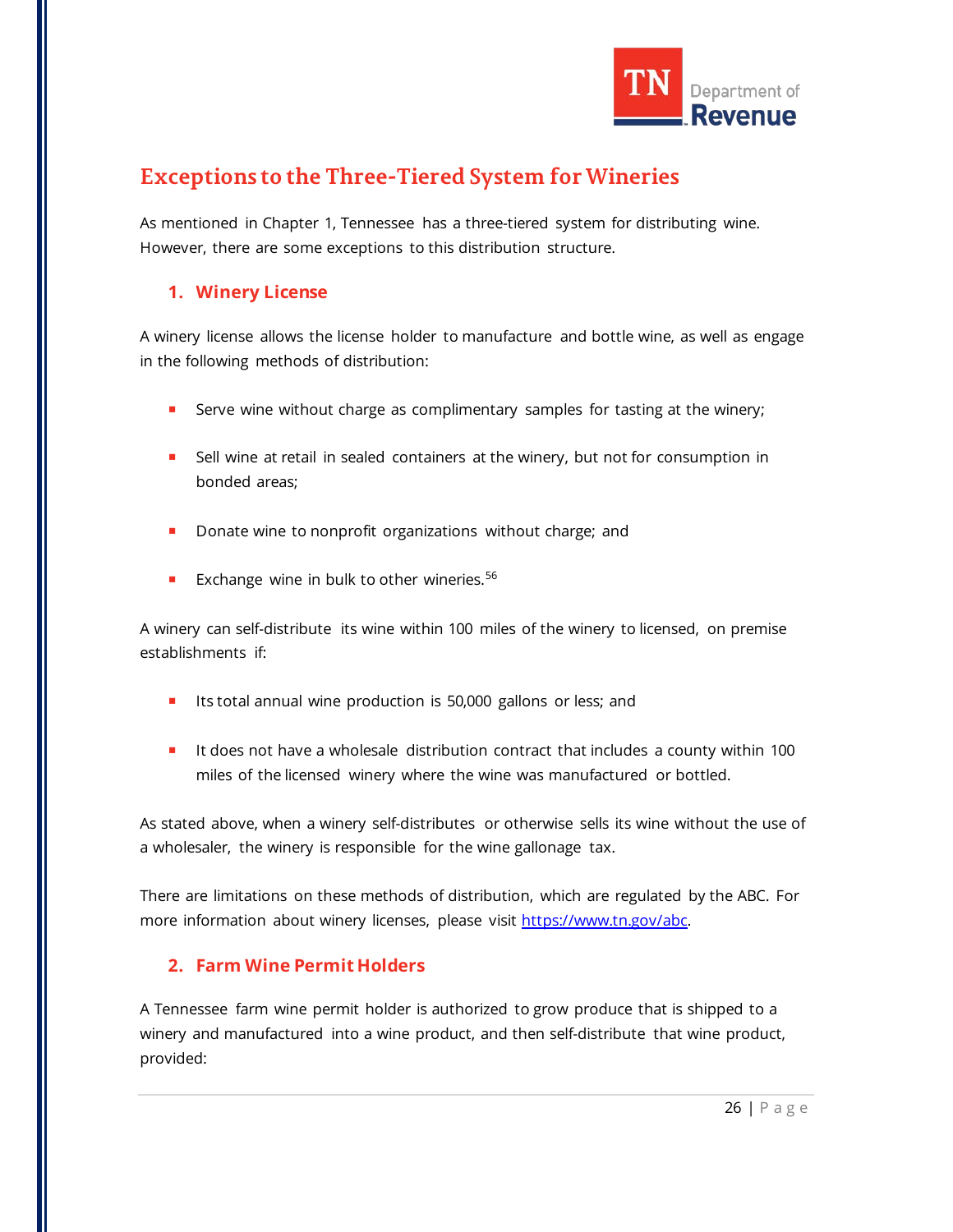## Exceptions to the Three-Tiered System for Wineries

As mentioned in Chapter 1, Tennessee has a three-tiered system for distributing wine. However, there are some exceptions to this distribution structure.

### 1. Winery License

A winery license allows the license holder to manufacture and bottle wine, as well as engage in the following methods of distribution:

- Serve wine without charge as complimentary samples for tasting at the winery;
- Sell wine at retail in sealed containers at the winery, but not for consumption in bonded areas;
- Donate wine to nonprofit organizations without charge; and
- Exchange wine in bulk to other wineries.[56]

A winery can self-distribute its wine within 100 miles of the winery to licensed, on premise establishments if:

- Its total annual wine production is 50,000 gallons or less; and
- It does not have a wholesale distribution contract that includes a county within 100 miles of the licensed winery where the wine was manufactured or bottled.

As stated above, when a winery self-distributes or otherwise sells its wine without the use of a wholesaler, the winery is responsible for the wine gallonage tax.

There are limitations on these methods of distribution, which are regulated by the ABC. For more information about winery licenses, please visit https://www.tn.gov/abc.

### 2. Farm Wine Permit Holders

A Tennessee farm wine permit holder is authorized to grow produce that is shipped to a winery and manufactured into a wine product, and then self-distribute that wine product, provided: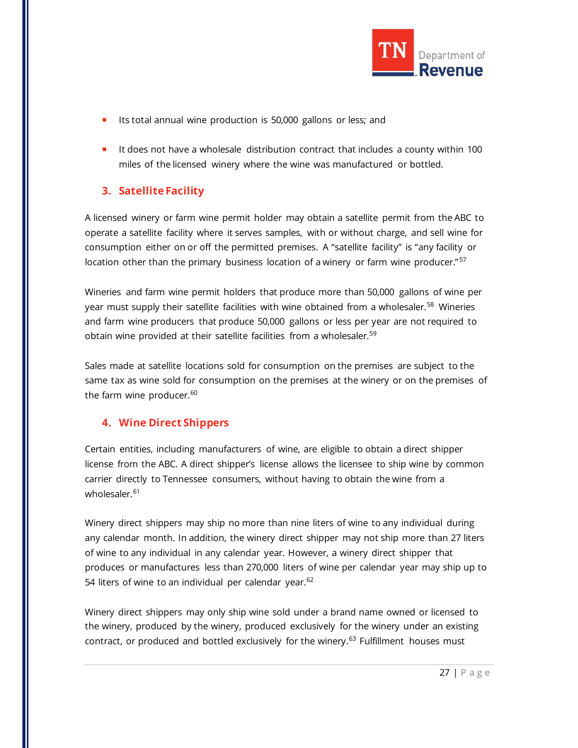- Its total annual wine production is 50,000 gallons or less; and
- It does not have a wholesale distribution contract that includes a county within 100 miles of the licensed winery where the wine was manufactured or bottled.

### 3. Satellite Facility

A licensed winery or farm wine permit holder may obtain a satellite permit from the ABC to operate a satellite facility where it serves samples, with or without charge, and sell wine for consumption either on or off the permitted premises. A "satellite facility" is "any facility or location other than the primary business location of a winery or farm wine producer."[57]

Wineries and farm wine permit holders that produce more than 50,000 gallons of wine per year must supply their satellite facilities with wine obtained from a wholesaler.[58] Wineries and farm wine producers that produce 50,000 gallons or less per year are not required to obtain wine provided at their satellite facilities from a wholesaler.[59]

Sales made at satellite locations sold for consumption on the premises are subject to the same tax as wine sold for consumption on the premises at the winery or on the premises of the farm wine producer.[60]

### 4. Wine Direct Shippers

Certain entities, including manufacturers of wine, are eligible to obtain a direct shipper license from the ABC. A direct shipper's license allows the licensee to ship wine by common carrier directly to Tennessee consumers, without having to obtain the wine from a wholesaler.[61]

Winery direct shippers may ship no more than nine liters of wine to any individual during any calendar month. In addition, the winery direct shipper may not ship more than 27 liters of wine to any individual in any calendar year. However, a winery direct shipper that produces or manufactures less than 270,000 liters of wine per calendar year may ship up to 54 liters of wine to an individual per calendar year.[62]

Winery direct shippers may only ship wine sold under a brand name owned or licensed to the winery, produced by the winery, produced exclusively for the winery under an existing contract, or produced and bottled exclusively for the winery.[63] Fulfillment houses must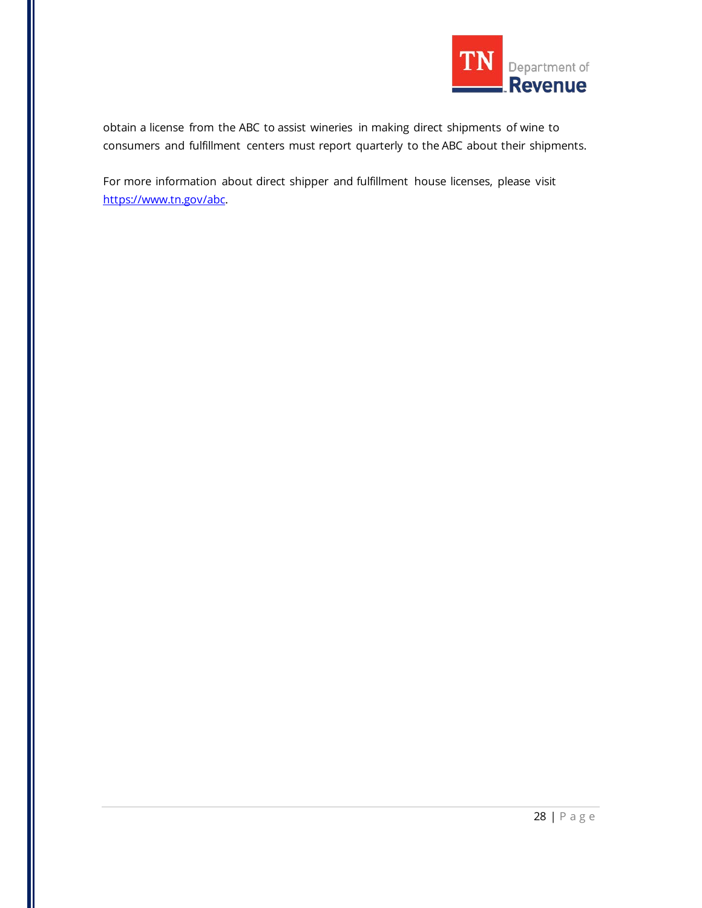obtain a license from the ABC to assist wineries in making direct shipments of wine to consumers and fulfillment centers must report quarterly to the ABC about their shipments.

For more information about direct shipper and fulfillment house licenses, please visit https://www.tn.gov/abc.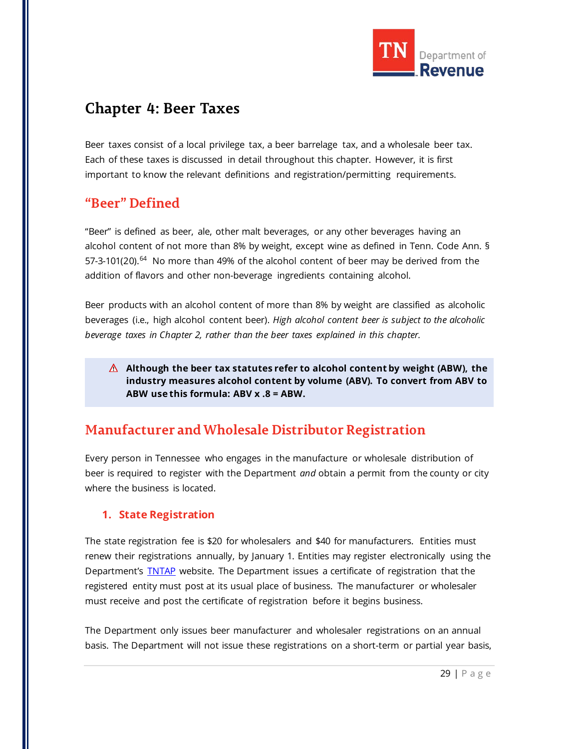# Chapter 4: Beer Taxes

Beer taxes consist of a local privilege tax, a beer barrelage tax, and a wholesale beer tax. Each of these taxes is discussed in detail throughout this chapter. However, it is first important to know the relevant definitions and registration/permitting requirements.

## "Beer" Defined

"Beer" is defined as beer, ale, other malt beverages, or any other beverages having an alcohol content of not more than 8% by weight, except wine as defined in Tenn. Code Ann. § 57-3-101(20).[64] No more than 49% of the alcohol content of beer may be derived from the addition of flavors and other non-beverage ingredients containing alcohol.

Beer products with an alcohol content of more than 8% by weight are classified as alcoholic beverages (i.e., high alcohol content beer). *High alcohol content beer is subject to the alcoholic beverage taxes in Chapter 2, rather than the beer taxes explained in this chapter.*

> ⚠ **Although the beer tax statutes refer to alcohol content by weight (ABW), the industry measures alcohol content by volume (ABV). To convert from ABV to ABW use this formula: ABV x .8 = ABW.**

## Manufacturer and Wholesale Distributor Registration

Every person in Tennessee who engages in the manufacture or wholesale distribution of beer is required to register with the Department *and* obtain a permit from the county or city where the business is located.

### 1. State Registration

The state registration fee is $20 for wholesalers and $40 for manufacturers. Entities must renew their registrations annually, by January 1. Entities may register electronically using the Department's TNTAP website. The Department issues a certificate of registration that the registered entity must post at its usual place of business. The manufacturer or wholesaler must receive and post the certificate of registration before it begins business.

The Department only issues beer manufacturer and wholesaler registrations on an annual basis. The Department will not issue these registrations on a short-term or partial year basis,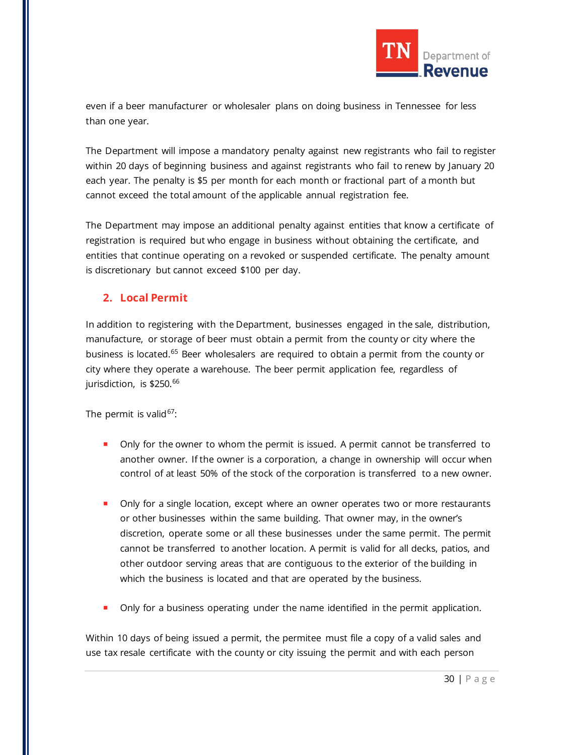even if a beer manufacturer or wholesaler plans on doing business in Tennessee for less than one year.

The Department will impose a mandatory penalty against new registrants who fail to register within 20 days of beginning business and against registrants who fail to renew by January 20 each year. The penalty is $5 per month for each month or fractional part of a month but cannot exceed the total amount of the applicable annual registration fee.

The Department may impose an additional penalty against entities that know a certificate of registration is required but who engage in business without obtaining the certificate, and entities that continue operating on a revoked or suspended certificate. The penalty amount is discretionary but cannot exceed $100 per day.

## 2. Local Permit

In addition to registering with the Department, businesses engaged in the sale, distribution, manufacture, or storage of beer must obtain a permit from the county or city where the business is located.[65] Beer wholesalers are required to obtain a permit from the county or city where they operate a warehouse. The beer permit application fee, regardless of jurisdiction, is $250.[66]

The permit is valid[67]:

- Only for the owner to whom the permit is issued. A permit cannot be transferred to another owner. If the owner is a corporation, a change in ownership will occur when control of at least 50% of the stock of the corporation is transferred to a new owner.

- Only for a single location, except where an owner operates two or more restaurants or other businesses within the same building. That owner may, in the owner's discretion, operate some or all these businesses under the same permit. The permit cannot be transferred to another location. A permit is valid for all decks, patios, and other outdoor serving areas that are contiguous to the exterior of the building in which the business is located and that are operated by the business.

- Only for a business operating under the name identified in the permit application.

Within 10 days of being issued a permit, the permitee must file a copy of a valid sales and use tax resale certificate with the county or city issuing the permit and with each person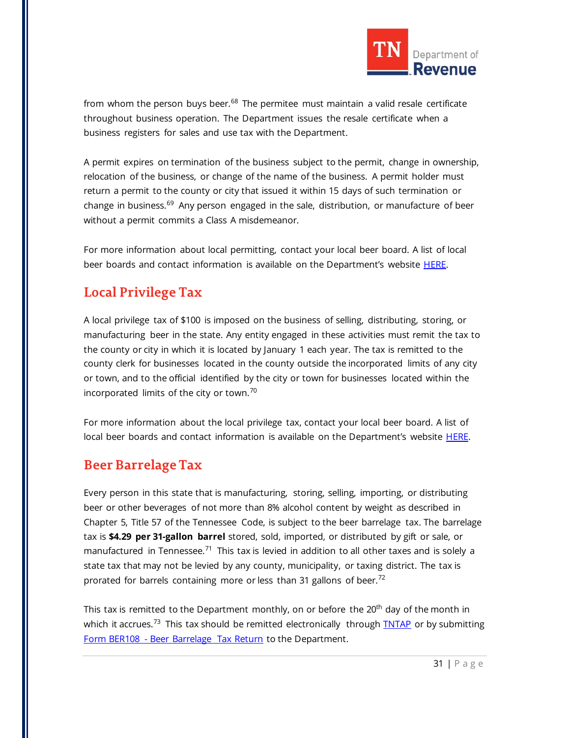from whom the person buys beer.[68] The permitee must maintain a valid resale certificate throughout business operation. The Department issues the resale certificate when a business registers for sales and use tax with the Department.

A permit expires on termination of the business subject to the permit, change in ownership, relocation of the business, or change of the name of the business. A permit holder must return a permit to the county or city that issued it within 15 days of such termination or change in business.[69] Any person engaged in the sale, distribution, or manufacture of beer without a permit commits a Class A misdemeanor.

For more information about local permitting, contact your local beer board. A list of local beer boards and contact information is available on the Department's website HERE.

## Local Privilege Tax

A local privilege tax of $100 is imposed on the business of selling, distributing, storing, or manufacturing beer in the state. Any entity engaged in these activities must remit the tax to the county or city in which it is located by January 1 each year. The tax is remitted to the county clerk for businesses located in the county outside the incorporated limits of any city or town, and to the official identified by the city or town for businesses located within the incorporated limits of the city or town.[70]

For more information about the local privilege tax, contact your local beer board. A list of local beer boards and contact information is available on the Department's website HERE.

## Beer Barrelage Tax

Every person in this state that is manufacturing, storing, selling, importing, or distributing beer or other beverages of not more than 8% alcohol content by weight as described in Chapter 5, Title 57 of the Tennessee Code, is subject to the beer barrelage tax. The barrelage tax is **$4.29 per 31-gallon barrel** stored, sold, imported, or distributed by gift or sale, or manufactured in Tennessee.[71] This tax is levied in addition to all other taxes and is solely a state tax that may not be levied by any county, municipality, or taxing district. The tax is prorated for barrels containing more or less than 31 gallons of beer.[72]

This tax is remitted to the Department monthly, on or before the 20th day of the month in which it accrues.[73] This tax should be remitted electronically through TNTAP or by submitting Form BER108 - Beer Barrelage Tax Return to the Department.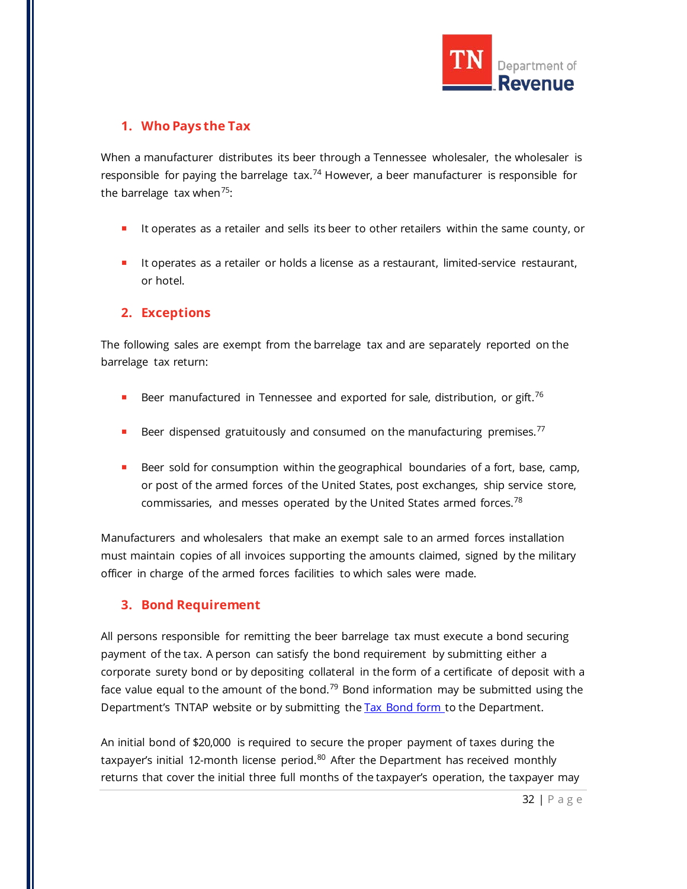## 1. Who Pays the Tax

When a manufacturer distributes its beer through a Tennessee wholesaler, the wholesaler is responsible for paying the barrelage tax.[74] However, a beer manufacturer is responsible for the barrelage tax when[75]:

- It operates as a retailer and sells its beer to other retailers within the same county, or
- It operates as a retailer or holds a license as a restaurant, limited-service restaurant, or hotel.

## 2. Exceptions

The following sales are exempt from the barrelage tax and are separately reported on the barrelage tax return:

- Beer manufactured in Tennessee and exported for sale, distribution, or gift.[76]
- Beer dispensed gratuitously and consumed on the manufacturing premises.[77]
- Beer sold for consumption within the geographical boundaries of a fort, base, camp, or post of the armed forces of the United States, post exchanges, ship service store, commissaries, and messes operated by the United States armed forces.[78]

Manufacturers and wholesalers that make an exempt sale to an armed forces installation must maintain copies of all invoices supporting the amounts claimed, signed by the military officer in charge of the armed forces facilities to which sales were made.

## 3. Bond Requirement

All persons responsible for remitting the beer barrelage tax must execute a bond securing payment of the tax. A person can satisfy the bond requirement by submitting either a corporate surety bond or by depositing collateral in the form of a certificate of deposit with a face value equal to the amount of the bond.[79] Bond information may be submitted using the Department's TNTAP website or by submitting the Tax Bond form to the Department.

An initial bond of $20,000 is required to secure the proper payment of taxes during the taxpayer's initial 12-month license period.[80] After the Department has received monthly returns that cover the initial three full months of the taxpayer's operation, the taxpayer may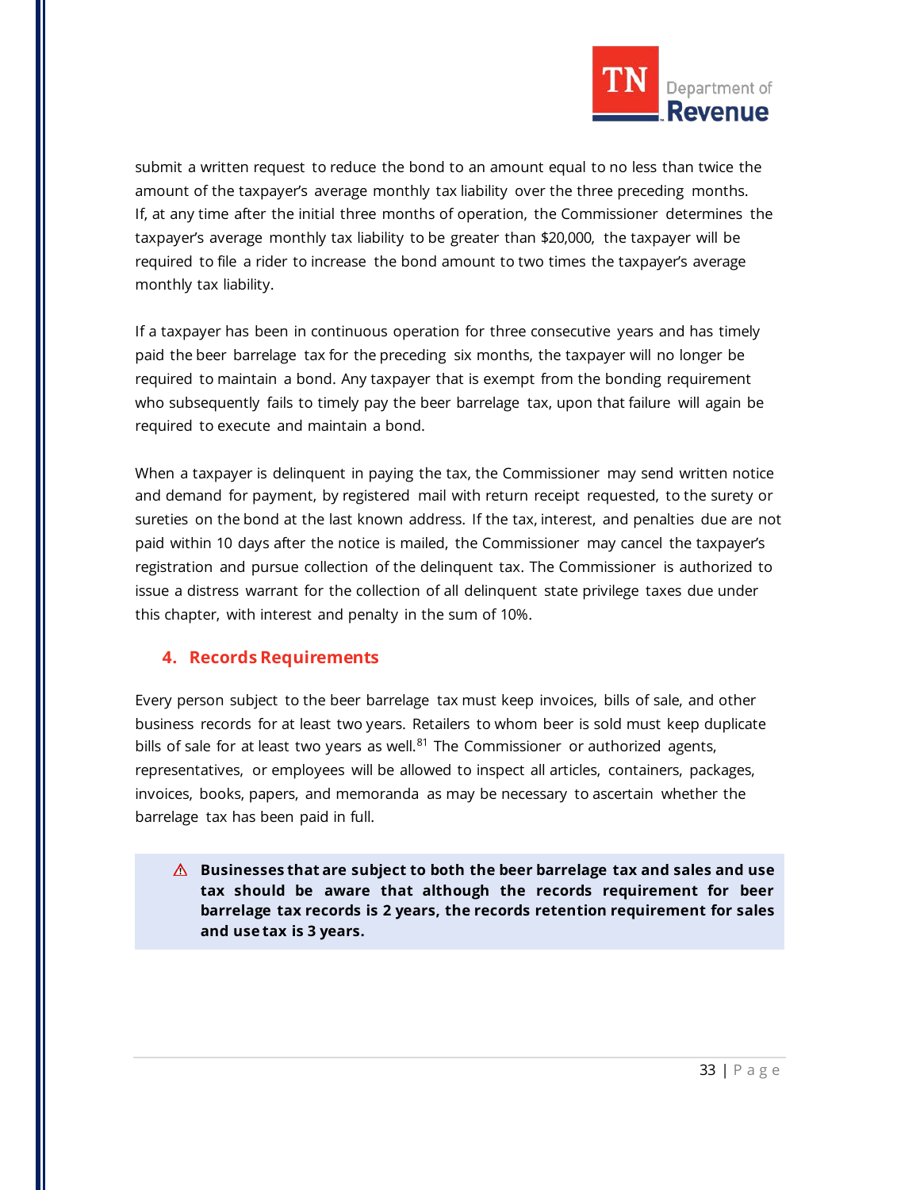submit a written request to reduce the bond to an amount equal to no less than twice the amount of the taxpayer's average monthly tax liability over the three preceding months. If, at any time after the initial three months of operation, the Commissioner determines the taxpayer's average monthly tax liability to be greater than $20,000, the taxpayer will be required to file a rider to increase the bond amount to two times the taxpayer's average monthly tax liability.

If a taxpayer has been in continuous operation for three consecutive years and has timely paid the beer barrelage tax for the preceding six months, the taxpayer will no longer be required to maintain a bond. Any taxpayer that is exempt from the bonding requirement who subsequently fails to timely pay the beer barrelage tax, upon that failure will again be required to execute and maintain a bond.

When a taxpayer is delinquent in paying the tax, the Commissioner may send written notice and demand for payment, by registered mail with return receipt requested, to the surety or sureties on the bond at the last known address. If the tax, interest, and penalties due are not paid within 10 days after the notice is mailed, the Commissioner may cancel the taxpayer's registration and pursue collection of the delinquent tax. The Commissioner is authorized to issue a distress warrant for the collection of all delinquent state privilege taxes due under this chapter, with interest and penalty in the sum of 10%.

## 4. Records Requirements

Every person subject to the beer barrelage tax must keep invoices, bills of sale, and other business records for at least two years. Retailers to whom beer is sold must keep duplicate bills of sale for at least two years as well.[81] The Commissioner or authorized agents, representatives, or employees will be allowed to inspect all articles, containers, packages, invoices, books, papers, and memoranda as may be necessary to ascertain whether the barrelage tax has been paid in full.

> ⚠ **Businesses that are subject to both the beer barrelage tax and sales and use tax should be aware that although the records requirement for beer barrelage tax records is 2 years, the records retention requirement for sales and use tax is 3 years.**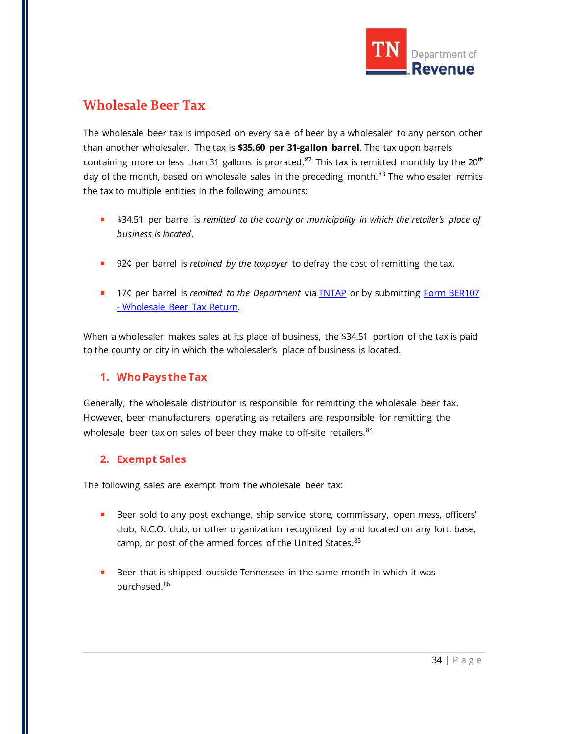# Wholesale Beer Tax

The wholesale beer tax is imposed on every sale of beer by a wholesaler to any person other than another wholesaler. The tax is **$35.60 per 31-gallon barrel**. The tax upon barrels containing more or less than 31 gallons is prorated.[82] This tax is remitted monthly by the 20th day of the month, based on wholesale sales in the preceding month.[83] The wholesaler remits the tax to multiple entities in the following amounts:

- $34.51 per barrel is *remitted to the county or municipality in which the retailer's place of business is located*.
- 92¢ per barrel is *retained by the taxpayer* to defray the cost of remitting the tax.
- 17¢ per barrel is *remitted to the Department* via TNTAP or by submitting Form BER107 - Wholesale Beer Tax Return.

When a wholesaler makes sales at its place of business, the $34.51 portion of the tax is paid to the county or city in which the wholesaler's place of business is located.

## 1. Who Pays the Tax

Generally, the wholesale distributor is responsible for remitting the wholesale beer tax. However, beer manufacturers operating as retailers are responsible for remitting the wholesale beer tax on sales of beer they make to off-site retailers.[84]

## 2. Exempt Sales

The following sales are exempt from the wholesale beer tax:

- Beer sold to any post exchange, ship service store, commissary, open mess, officers' club, N.C.O. club, or other organization recognized by and located on any fort, base, camp, or post of the armed forces of the United States.[85]
- Beer that is shipped outside Tennessee in the same month in which it was purchased.[86]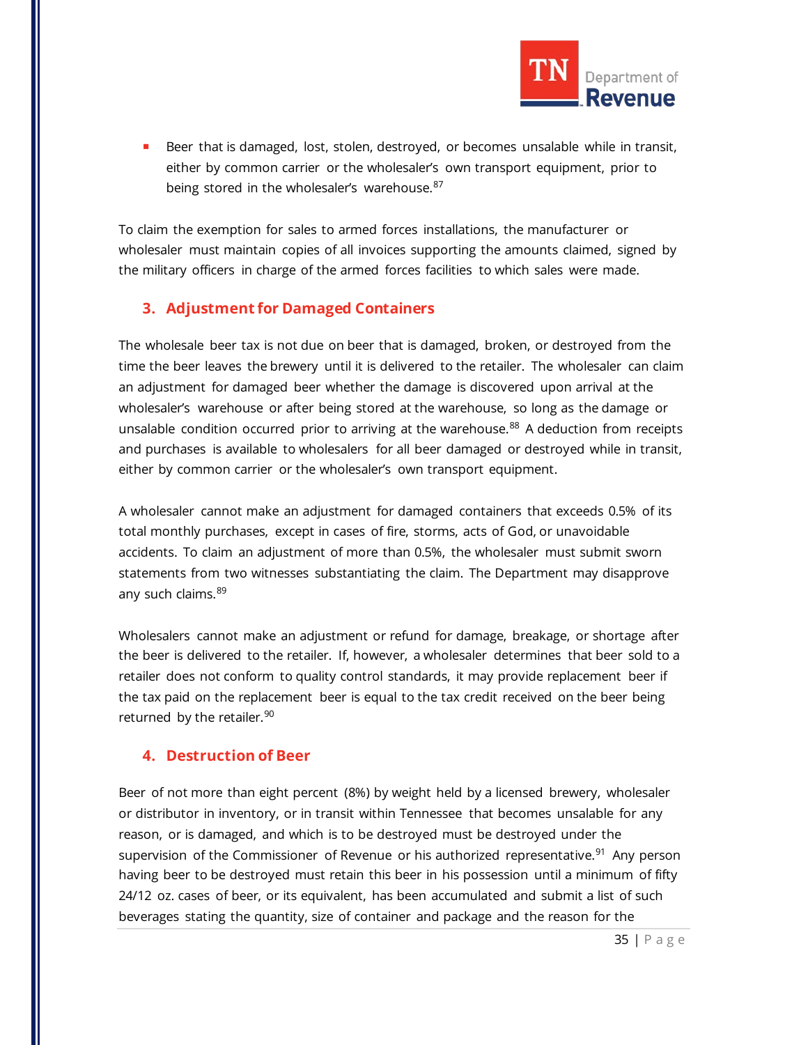- Beer that is damaged, lost, stolen, destroyed, or becomes unsalable while in transit, either by common carrier or the wholesaler's own transport equipment, prior to being stored in the wholesaler's warehouse.[87]

To claim the exemption for sales to armed forces installations, the manufacturer or wholesaler must maintain copies of all invoices supporting the amounts claimed, signed by the military officers in charge of the armed forces facilities to which sales were made.

### 3. Adjustment for Damaged Containers

The wholesale beer tax is not due on beer that is damaged, broken, or destroyed from the time the beer leaves the brewery until it is delivered to the retailer. The wholesaler can claim an adjustment for damaged beer whether the damage is discovered upon arrival at the wholesaler's warehouse or after being stored at the warehouse, so long as the damage or unsalable condition occurred prior to arriving at the warehouse.[88] A deduction from receipts and purchases is available to wholesalers for all beer damaged or destroyed while in transit, either by common carrier or the wholesaler's own transport equipment.

A wholesaler cannot make an adjustment for damaged containers that exceeds 0.5% of its total monthly purchases, except in cases of fire, storms, acts of God, or unavoidable accidents. To claim an adjustment of more than 0.5%, the wholesaler must submit sworn statements from two witnesses substantiating the claim. The Department may disapprove any such claims.[89]

Wholesalers cannot make an adjustment or refund for damage, breakage, or shortage after the beer is delivered to the retailer. If, however, a wholesaler determines that beer sold to a retailer does not conform to quality control standards, it may provide replacement beer if the tax paid on the replacement beer is equal to the tax credit received on the beer being returned by the retailer.[90]

### 4. Destruction of Beer

Beer of not more than eight percent (8%) by weight held by a licensed brewery, wholesaler or distributor in inventory, or in transit within Tennessee that becomes unsalable for any reason, or is damaged, and which is to be destroyed must be destroyed under the supervision of the Commissioner of Revenue or his authorized representative.[91] Any person having beer to be destroyed must retain this beer in his possession until a minimum of fifty 24/12 oz. cases of beer, or its equivalent, has been accumulated and submit a list of such beverages stating the quantity, size of container and package and the reason for the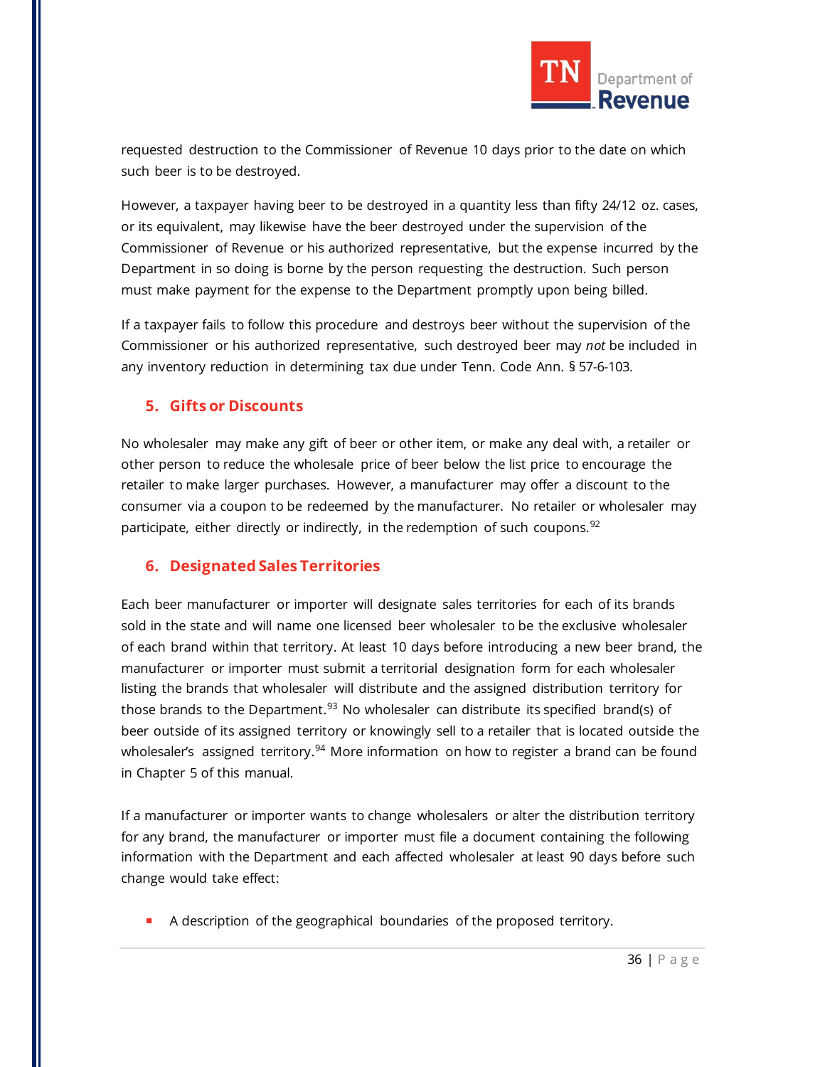requested destruction to the Commissioner of Revenue 10 days prior to the date on which such beer is to be destroyed.

However, a taxpayer having beer to be destroyed in a quantity less than fifty 24/12 oz. cases, or its equivalent, may likewise have the beer destroyed under the supervision of the Commissioner of Revenue or his authorized representative, but the expense incurred by the Department in so doing is borne by the person requesting the destruction. Such person must make payment for the expense to the Department promptly upon being billed.

If a taxpayer fails to follow this procedure and destroys beer without the supervision of the Commissioner or his authorized representative, such destroyed beer may *not* be included in any inventory reduction in determining tax due under Tenn. Code Ann. § 57-6-103.

## 5. Gifts or Discounts

No wholesaler may make any gift of beer or other item, or make any deal with, a retailer or other person to reduce the wholesale price of beer below the list price to encourage the retailer to make larger purchases. However, a manufacturer may offer a discount to the consumer via a coupon to be redeemed by the manufacturer. No retailer or wholesaler may participate, either directly or indirectly, in the redemption of such coupons.[92]

## 6. Designated Sales Territories

Each beer manufacturer or importer will designate sales territories for each of its brands sold in the state and will name one licensed beer wholesaler to be the exclusive wholesaler of each brand within that territory. At least 10 days before introducing a new beer brand, the manufacturer or importer must submit a territorial designation form for each wholesaler listing the brands that wholesaler will distribute and the assigned distribution territory for those brands to the Department.[93] No wholesaler can distribute its specified brand(s) of beer outside of its assigned territory or knowingly sell to a retailer that is located outside the wholesaler's assigned territory.[94] More information on how to register a brand can be found in Chapter 5 of this manual.

If a manufacturer or importer wants to change wholesalers or alter the distribution territory for any brand, the manufacturer or importer must file a document containing the following information with the Department and each affected wholesaler at least 90 days before such change would take effect:

- A description of the geographical boundaries of the proposed territory.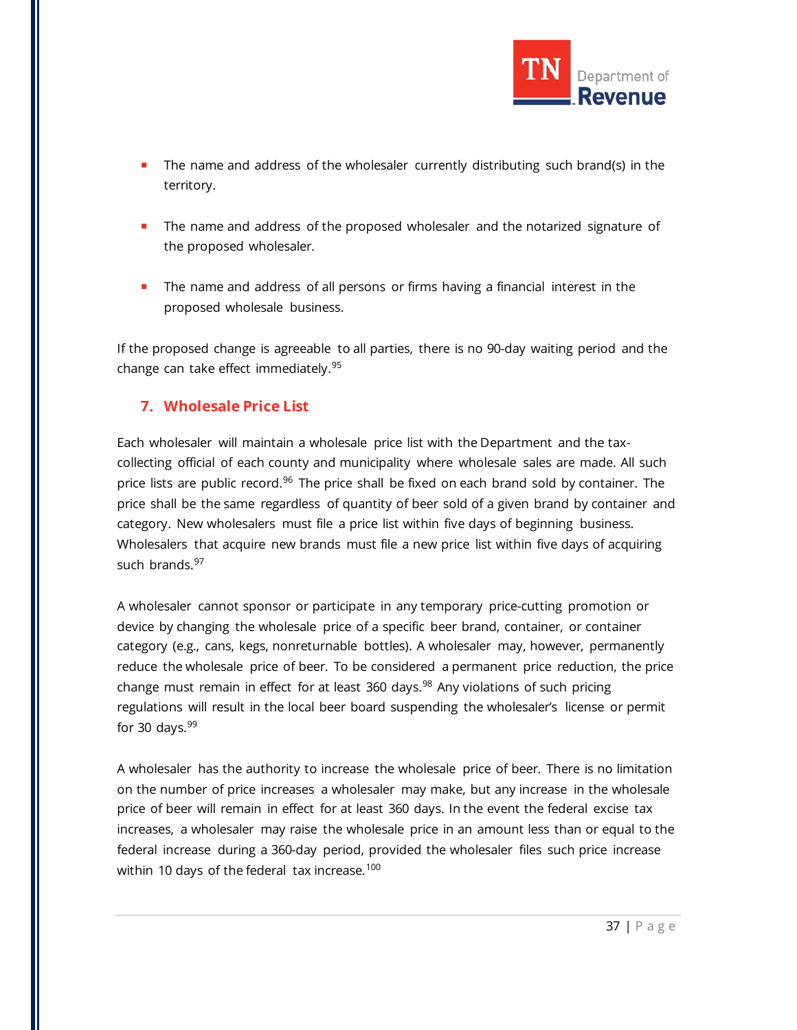- The name and address of the wholesaler currently distributing such brand(s) in the territory.
- The name and address of the proposed wholesaler and the notarized signature of the proposed wholesaler.
- The name and address of all persons or firms having a financial interest in the proposed wholesale business.

If the proposed change is agreeable to all parties, there is no 90-day waiting period and the change can take effect immediately.[95]

## 7. Wholesale Price List

Each wholesaler will maintain a wholesale price list with the Department and the tax-collecting official of each county and municipality where wholesale sales are made. All such price lists are public record.[96] The price shall be fixed on each brand sold by container. The price shall be the same regardless of quantity of beer sold of a given brand by container and category. New wholesalers must file a price list within five days of beginning business. Wholesalers that acquire new brands must file a new price list within five days of acquiring such brands.[97]

A wholesaler cannot sponsor or participate in any temporary price-cutting promotion or device by changing the wholesale price of a specific beer brand, container, or container category (e.g., cans, kegs, nonreturnable bottles). A wholesaler may, however, permanently reduce the wholesale price of beer. To be considered a permanent price reduction, the price change must remain in effect for at least 360 days.[98] Any violations of such pricing regulations will result in the local beer board suspending the wholesaler's license or permit for 30 days.[99]

A wholesaler has the authority to increase the wholesale price of beer. There is no limitation on the number of price increases a wholesaler may make, but any increase in the wholesale price of beer will remain in effect for at least 360 days. In the event the federal excise tax increases, a wholesaler may raise the wholesale price in an amount less than or equal to the federal increase during a 360-day period, provided the wholesaler files such price increase within 10 days of the federal tax increase.[100]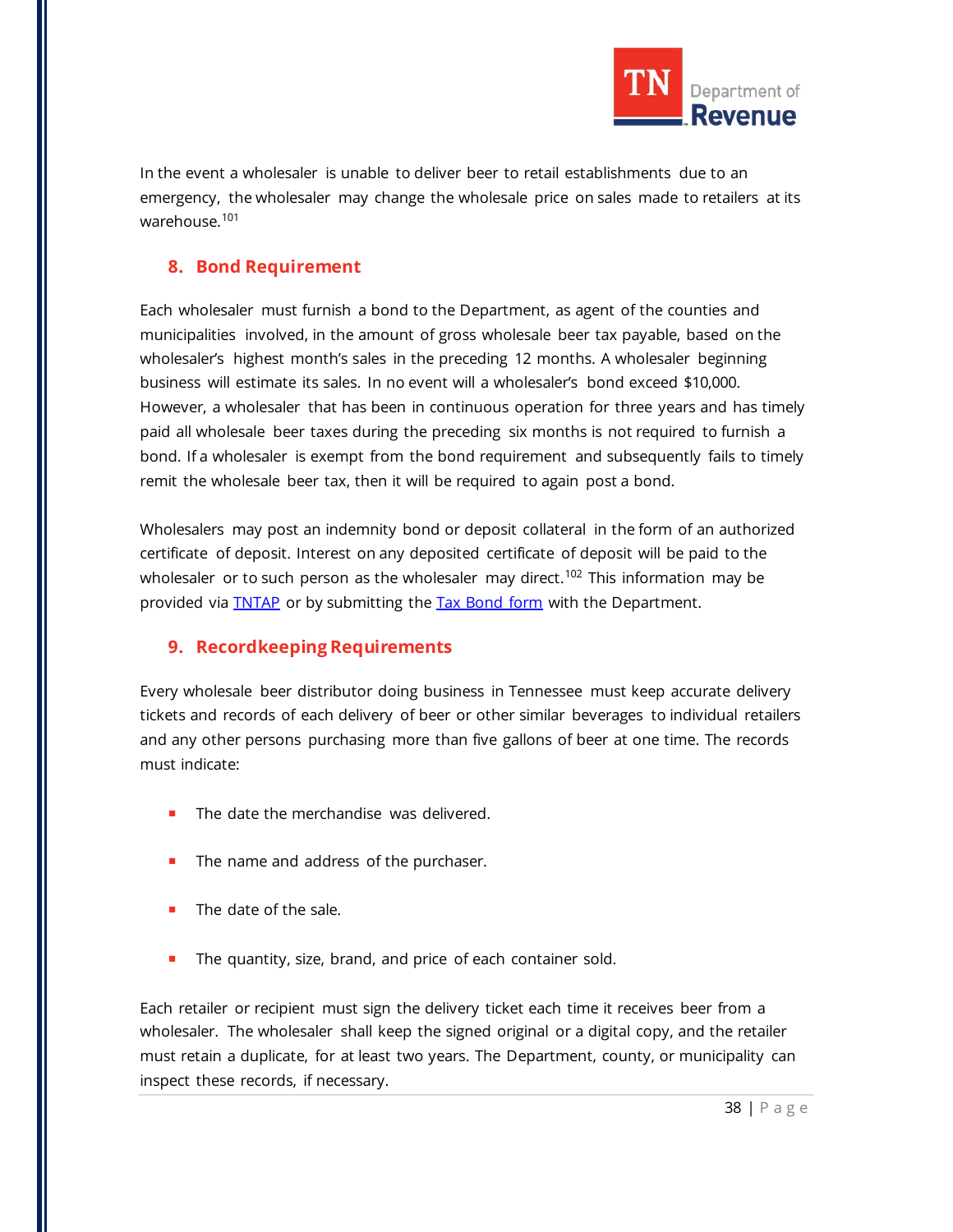In the event a wholesaler is unable to deliver beer to retail establishments due to an emergency, the wholesaler may change the wholesale price on sales made to retailers at its warehouse.[101]

## 8. Bond Requirement

Each wholesaler must furnish a bond to the Department, as agent of the counties and municipalities involved, in the amount of gross wholesale beer tax payable, based on the wholesaler's highest month's sales in the preceding 12 months. A wholesaler beginning business will estimate its sales. In no event will a wholesaler's bond exceed $10,000. However, a wholesaler that has been in continuous operation for three years and has timely paid all wholesale beer taxes during the preceding six months is not required to furnish a bond. If a wholesaler is exempt from the bond requirement and subsequently fails to timely remit the wholesale beer tax, then it will be required to again post a bond.

Wholesalers may post an indemnity bond or deposit collateral in the form of an authorized certificate of deposit. Interest on any deposited certificate of deposit will be paid to the wholesaler or to such person as the wholesaler may direct.[102] This information may be provided via TNTAP or by submitting the Tax Bond form with the Department.

## 9. Recordkeeping Requirements

Every wholesale beer distributor doing business in Tennessee must keep accurate delivery tickets and records of each delivery of beer or other similar beverages to individual retailers and any other persons purchasing more than five gallons of beer at one time. The records must indicate:

- The date the merchandise was delivered.
- The name and address of the purchaser.
- The date of the sale.
- The quantity, size, brand, and price of each container sold.

Each retailer or recipient must sign the delivery ticket each time it receives beer from a wholesaler. The wholesaler shall keep the signed original or a digital copy, and the retailer must retain a duplicate, for at least two years. The Department, county, or municipality can inspect these records, if necessary.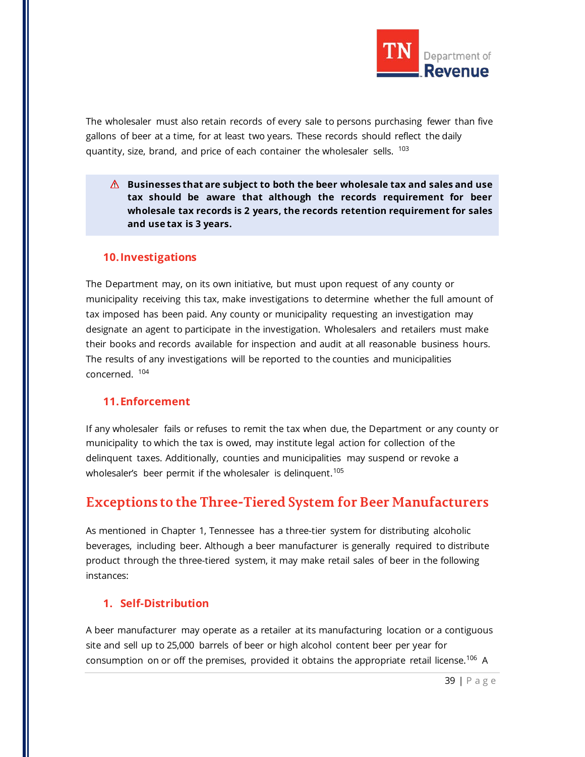The wholesaler must also retain records of every sale to persons purchasing fewer than five gallons of beer at a time, for at least two years. These records should reflect the daily quantity, size, brand, and price of each container the wholesaler sells. [103]

> ⚠ **Businesses that are subject to both the beer wholesale tax and sales and use tax should be aware that although the records requirement for beer wholesale tax records is 2 years, the records retention requirement for sales and use tax is 3 years.**

### 10. Investigations

The Department may, on its own initiative, but must upon request of any county or municipality receiving this tax, make investigations to determine whether the full amount of tax imposed has been paid. Any county or municipality requesting an investigation may designate an agent to participate in the investigation. Wholesalers and retailers must make their books and records available for inspection and audit at all reasonable business hours. The results of any investigations will be reported to the counties and municipalities concerned. [104]

### 11. Enforcement

If any wholesaler fails or refuses to remit the tax when due, the Department or any county or municipality to which the tax is owed, may institute legal action for collection of the delinquent taxes. Additionally, counties and municipalities may suspend or revoke a wholesaler's beer permit if the wholesaler is delinquent.[105]

## Exceptions to the Three-Tiered System for Beer Manufacturers

As mentioned in Chapter 1, Tennessee has a three-tier system for distributing alcoholic beverages, including beer. Although a beer manufacturer is generally required to distribute product through the three-tiered system, it may make retail sales of beer in the following instances:

### 1. Self-Distribution

A beer manufacturer may operate as a retailer at its manufacturing location or a contiguous site and sell up to 25,000 barrels of beer or high alcohol content beer per year for consumption on or off the premises, provided it obtains the appropriate retail license.[106] A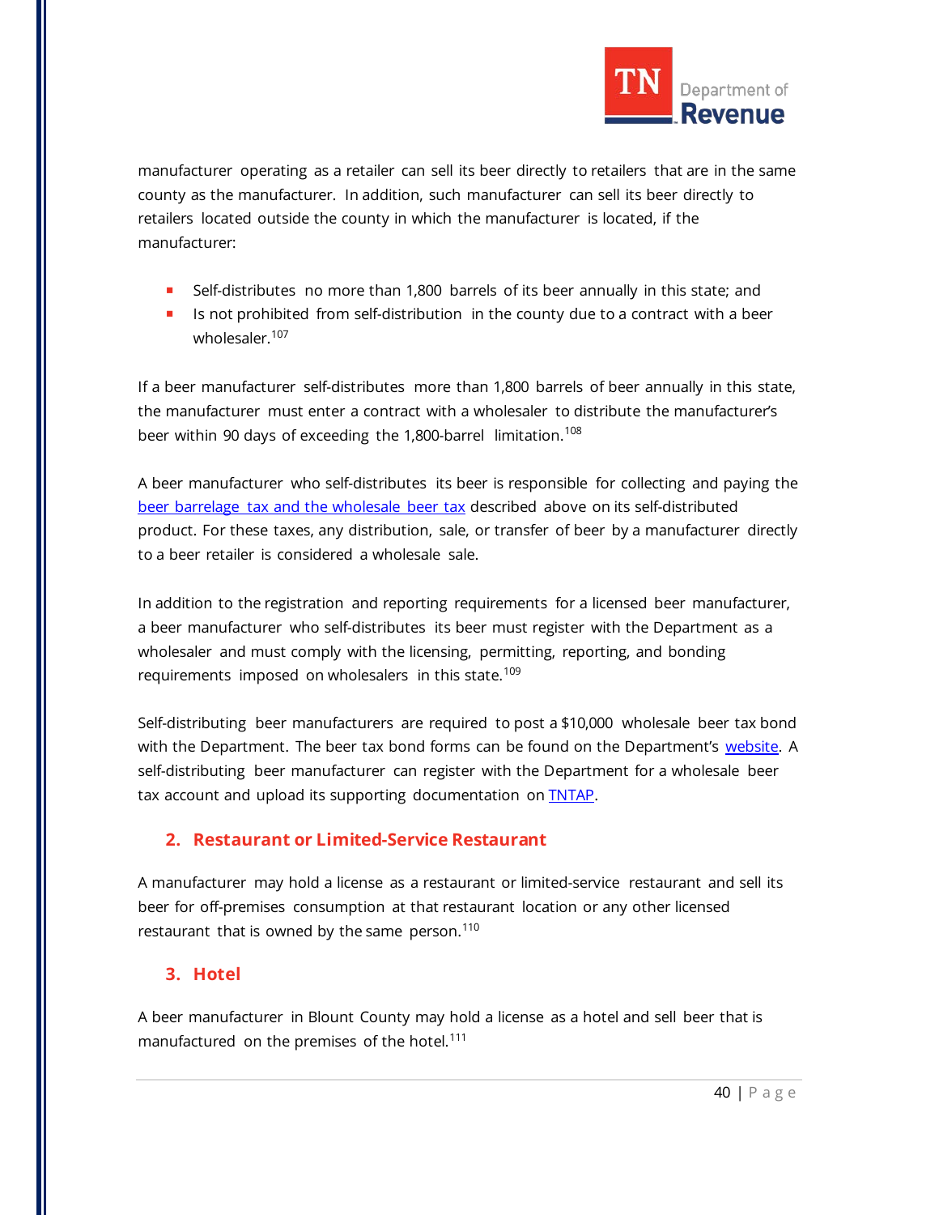manufacturer operating as a retailer can sell its beer directly to retailers that are in the same county as the manufacturer. In addition, such manufacturer can sell its beer directly to retailers located outside the county in which the manufacturer is located, if the manufacturer:

- Self-distributes no more than 1,800 barrels of its beer annually in this state; and
- Is not prohibited from self-distribution in the county due to a contract with a beer wholesaler.[107]

If a beer manufacturer self-distributes more than 1,800 barrels of beer annually in this state, the manufacturer must enter a contract with a wholesaler to distribute the manufacturer's beer within 90 days of exceeding the 1,800-barrel limitation.[108]

A beer manufacturer who self-distributes its beer is responsible for collecting and paying the beer barrelage tax and the wholesale beer tax described above on its self-distributed product. For these taxes, any distribution, sale, or transfer of beer by a manufacturer directly to a beer retailer is considered a wholesale sale.

In addition to the registration and reporting requirements for a licensed beer manufacturer, a beer manufacturer who self-distributes its beer must register with the Department as a wholesaler and must comply with the licensing, permitting, reporting, and bonding requirements imposed on wholesalers in this state.[109]

Self-distributing beer manufacturers are required to post a $10,000 wholesale beer tax bond with the Department. The beer tax bond forms can be found on the Department's website. A self-distributing beer manufacturer can register with the Department for a wholesale beer tax account and upload its supporting documentation on TNTAP.

## 2. Restaurant or Limited-Service Restaurant

A manufacturer may hold a license as a restaurant or limited-service restaurant and sell its beer for off-premises consumption at that restaurant location or any other licensed restaurant that is owned by the same person.[110]

## 3. Hotel

A beer manufacturer in Blount County may hold a license as a hotel and sell beer that is manufactured on the premises of the hotel.[111]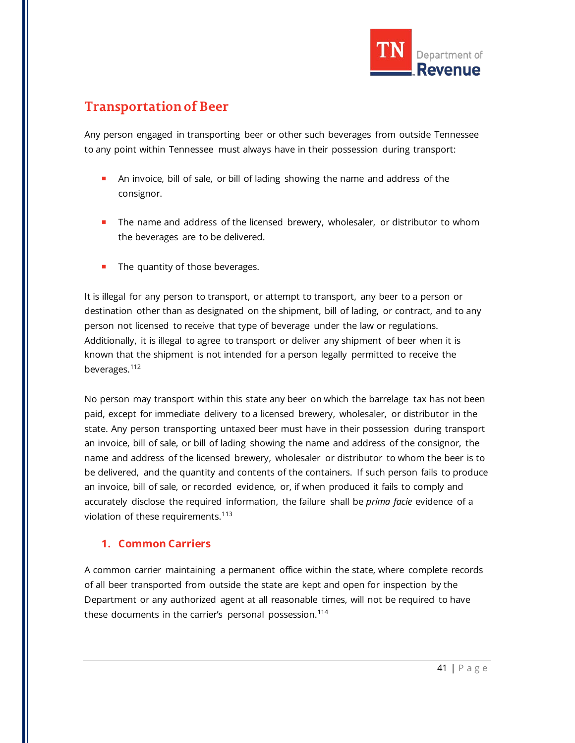## Transportation of Beer

Any person engaged in transporting beer or other such beverages from outside Tennessee to any point within Tennessee must always have in their possession during transport:

- An invoice, bill of sale, or bill of lading showing the name and address of the consignor.
- The name and address of the licensed brewery, wholesaler, or distributor to whom the beverages are to be delivered.
- The quantity of those beverages.

It is illegal for any person to transport, or attempt to transport, any beer to a person or destination other than as designated on the shipment, bill of lading, or contract, and to any person not licensed to receive that type of beverage under the law or regulations. Additionally, it is illegal to agree to transport or deliver any shipment of beer when it is known that the shipment is not intended for a person legally permitted to receive the beverages.[112]

No person may transport within this state any beer on which the barrelage tax has not been paid, except for immediate delivery to a licensed brewery, wholesaler, or distributor in the state. Any person transporting untaxed beer must have in their possession during transport an invoice, bill of sale, or bill of lading showing the name and address of the consignor, the name and address of the licensed brewery, wholesaler or distributor to whom the beer is to be delivered, and the quantity and contents of the containers. If such person fails to produce an invoice, bill of sale, or recorded evidence, or, if when produced it fails to comply and accurately disclose the required information, the failure shall be *prima facie* evidence of a violation of these requirements.[113]

### 1. Common Carriers

A common carrier maintaining a permanent office within the state, where complete records of all beer transported from outside the state are kept and open for inspection by the Department or any authorized agent at all reasonable times, will not be required to have these documents in the carrier's personal possession.[114]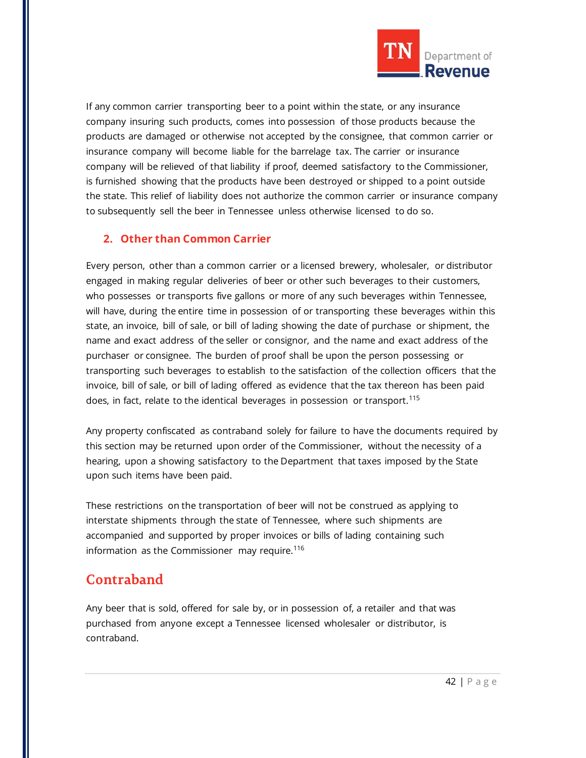If any common carrier transporting beer to a point within the state, or any insurance company insuring such products, comes into possession of those products because the products are damaged or otherwise not accepted by the consignee, that common carrier or insurance company will become liable for the barrelage tax. The carrier or insurance company will be relieved of that liability if proof, deemed satisfactory to the Commissioner, is furnished showing that the products have been destroyed or shipped to a point outside the state. This relief of liability does not authorize the common carrier or insurance company to subsequently sell the beer in Tennessee unless otherwise licensed to do so.

### 2. Other than Common Carrier

Every person, other than a common carrier or a licensed brewery, wholesaler, or distributor engaged in making regular deliveries of beer or other such beverages to their customers, who possesses or transports five gallons or more of any such beverages within Tennessee, will have, during the entire time in possession of or transporting these beverages within this state, an invoice, bill of sale, or bill of lading showing the date of purchase or shipment, the name and exact address of the seller or consignor, and the name and exact address of the purchaser or consignee. The burden of proof shall be upon the person possessing or transporting such beverages to establish to the satisfaction of the collection officers that the invoice, bill of sale, or bill of lading offered as evidence that the tax thereon has been paid does, in fact, relate to the identical beverages in possession or transport.[115]

Any property confiscated as contraband solely for failure to have the documents required by this section may be returned upon order of the Commissioner, without the necessity of a hearing, upon a showing satisfactory to the Department that taxes imposed by the State upon such items have been paid.

These restrictions on the transportation of beer will not be construed as applying to interstate shipments through the state of Tennessee, where such shipments are accompanied and supported by proper invoices or bills of lading containing such information as the Commissioner may require.[116]

## Contraband

Any beer that is sold, offered for sale by, or in possession of, a retailer and that was purchased from anyone except a Tennessee licensed wholesaler or distributor, is contraband.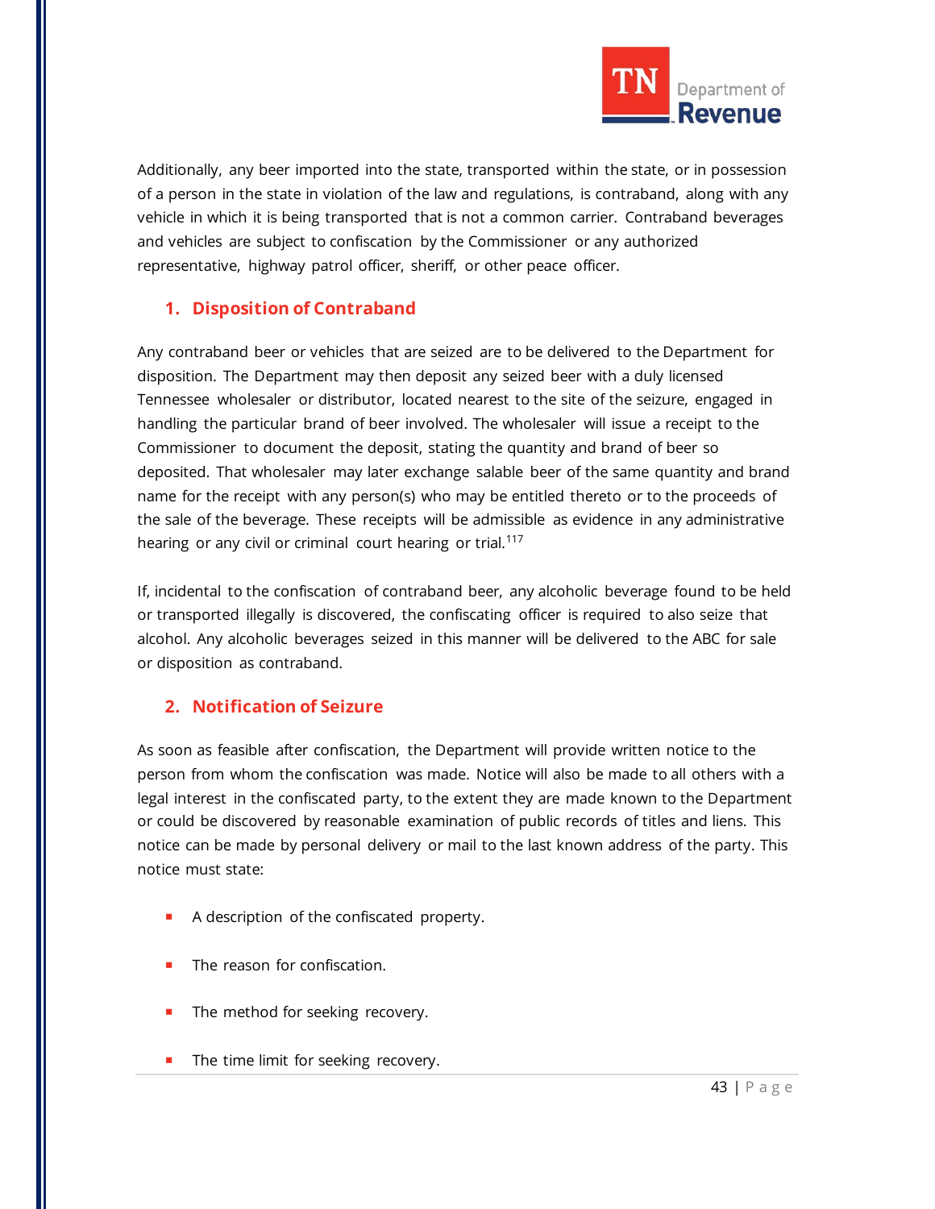Additionally, any beer imported into the state, transported within the state, or in possession of a person in the state in violation of the law and regulations, is contraband, along with any vehicle in which it is being transported that is not a common carrier. Contraband beverages and vehicles are subject to confiscation by the Commissioner or any authorized representative, highway patrol officer, sheriff, or other peace officer.

## 1. Disposition of Contraband

Any contraband beer or vehicles that are seized are to be delivered to the Department for disposition. The Department may then deposit any seized beer with a duly licensed Tennessee wholesaler or distributor, located nearest to the site of the seizure, engaged in handling the particular brand of beer involved. The wholesaler will issue a receipt to the Commissioner to document the deposit, stating the quantity and brand of beer so deposited. That wholesaler may later exchange salable beer of the same quantity and brand name for the receipt with any person(s) who may be entitled thereto or to the proceeds of the sale of the beverage. These receipts will be admissible as evidence in any administrative hearing or any civil or criminal court hearing or trial.[117]

If, incidental to the confiscation of contraband beer, any alcoholic beverage found to be held or transported illegally is discovered, the confiscating officer is required to also seize that alcohol. Any alcoholic beverages seized in this manner will be delivered to the ABC for sale or disposition as contraband.

## 2. Notification of Seizure

As soon as feasible after confiscation, the Department will provide written notice to the person from whom the confiscation was made. Notice will also be made to all others with a legal interest in the confiscated party, to the extent they are made known to the Department or could be discovered by reasonable examination of public records of titles and liens. This notice can be made by personal delivery or mail to the last known address of the party. This notice must state:

- A description of the confiscated property.
- The reason for confiscation.
- The method for seeking recovery.
- The time limit for seeking recovery.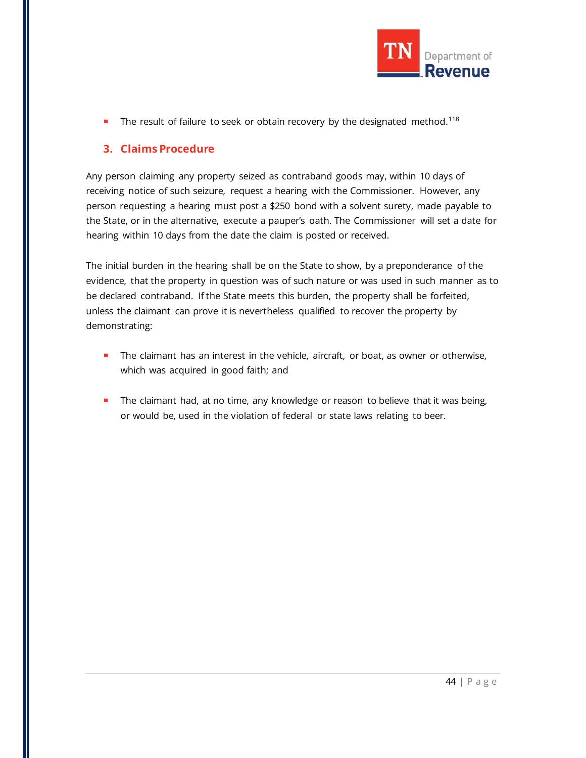- The result of failure to seek or obtain recovery by the designated method.[118]

### 3. Claims Procedure

Any person claiming any property seized as contraband goods may, within 10 days of receiving notice of such seizure, request a hearing with the Commissioner. However, any person requesting a hearing must post a $250 bond with a solvent surety, made payable to the State, or in the alternative, execute a pauper's oath. The Commissioner will set a date for hearing within 10 days from the date the claim is posted or received.

The initial burden in the hearing shall be on the State to show, by a preponderance of the evidence, that the property in question was of such nature or was used in such manner as to be declared contraband. If the State meets this burden, the property shall be forfeited, unless the claimant can prove it is nevertheless qualified to recover the property by demonstrating:

- The claimant has an interest in the vehicle, aircraft, or boat, as owner or otherwise, which was acquired in good faith; and
- The claimant had, at no time, any knowledge or reason to believe that it was being, or would be, used in the violation of federal or state laws relating to beer.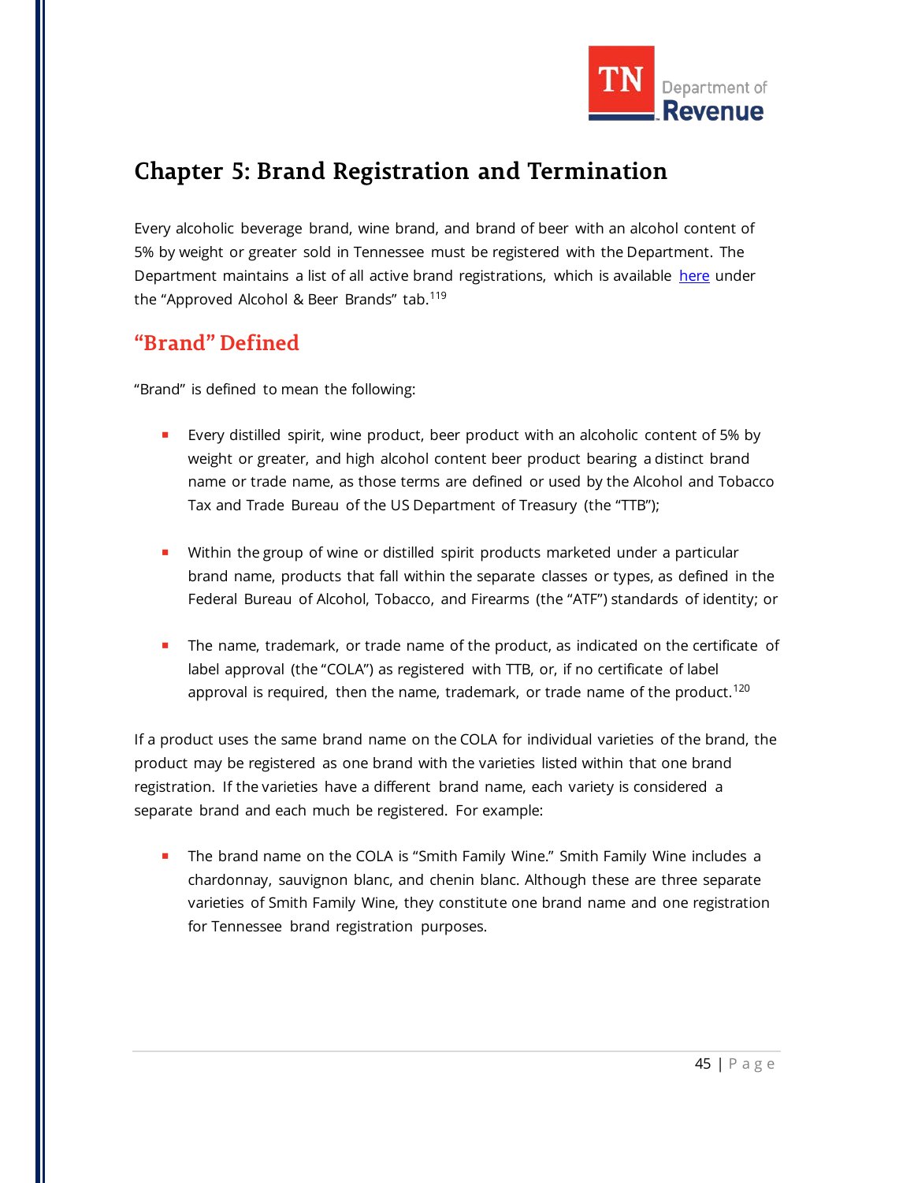# Chapter 5: Brand Registration and Termination

Every alcoholic beverage brand, wine brand, and brand of beer with an alcohol content of 5% by weight or greater sold in Tennessee must be registered with the Department. The Department maintains a list of all active brand registrations, which is available here under the "Approved Alcohol & Beer Brands" tab.[119]

## "Brand" Defined

"Brand" is defined to mean the following:

- Every distilled spirit, wine product, beer product with an alcoholic content of 5% by weight or greater, and high alcohol content beer product bearing a distinct brand name or trade name, as those terms are defined or used by the Alcohol and Tobacco Tax and Trade Bureau of the US Department of Treasury (the "TTB");
- Within the group of wine or distilled spirit products marketed under a particular brand name, products that fall within the separate classes or types, as defined in the Federal Bureau of Alcohol, Tobacco, and Firearms (the "ATF") standards of identity; or
- The name, trademark, or trade name of the product, as indicated on the certificate of label approval (the "COLA") as registered with TTB, or, if no certificate of label approval is required, then the name, trademark, or trade name of the product.[120]

If a product uses the same brand name on the COLA for individual varieties of the brand, the product may be registered as one brand with the varieties listed within that one brand registration. If the varieties have a different brand name, each variety is considered a separate brand and each much be registered. For example:

- The brand name on the COLA is "Smith Family Wine." Smith Family Wine includes a chardonnay, sauvignon blanc, and chenin blanc. Although these are three separate varieties of Smith Family Wine, they constitute one brand name and one registration for Tennessee brand registration purposes.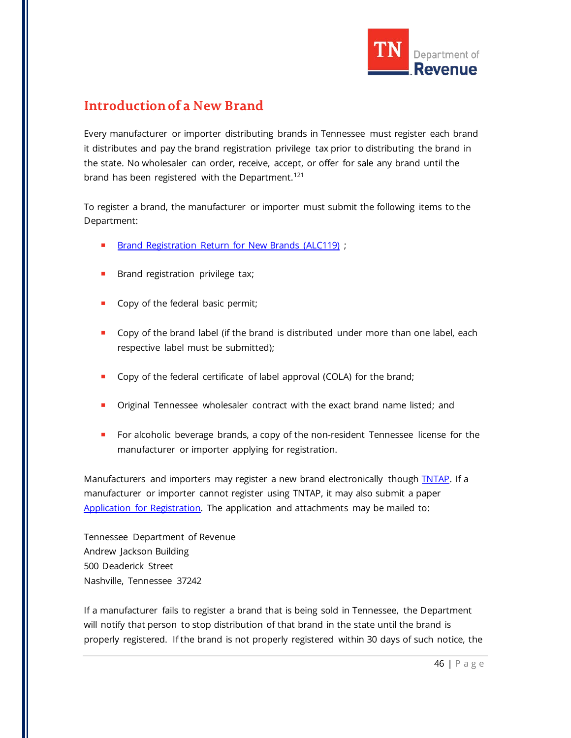## Introduction of a New Brand

Every manufacturer or importer distributing brands in Tennessee must register each brand it distributes and pay the brand registration privilege tax prior to distributing the brand in the state. No wholesaler can order, receive, accept, or offer for sale any brand until the brand has been registered with the Department.[121]

To register a brand, the manufacturer or importer must submit the following items to the Department:

- Brand Registration Return for New Brands (ALC119) ;
- Brand registration privilege tax;
- Copy of the federal basic permit;
- Copy of the brand label (if the brand is distributed under more than one label, each respective label must be submitted);
- Copy of the federal certificate of label approval (COLA) for the brand;
- Original Tennessee wholesaler contract with the exact brand name listed; and
- For alcoholic beverage brands, a copy of the non-resident Tennessee license for the manufacturer or importer applying for registration.

Manufacturers and importers may register a new brand electronically though TNTAP. If a manufacturer or importer cannot register using TNTAP, it may also submit a paper Application for Registration. The application and attachments may be mailed to:

Tennessee Department of Revenue
Andrew Jackson Building
500 Deaderick Street
Nashville, Tennessee 37242

If a manufacturer fails to register a brand that is being sold in Tennessee, the Department will notify that person to stop distribution of that brand in the state until the brand is properly registered. If the brand is not properly registered within 30 days of such notice, the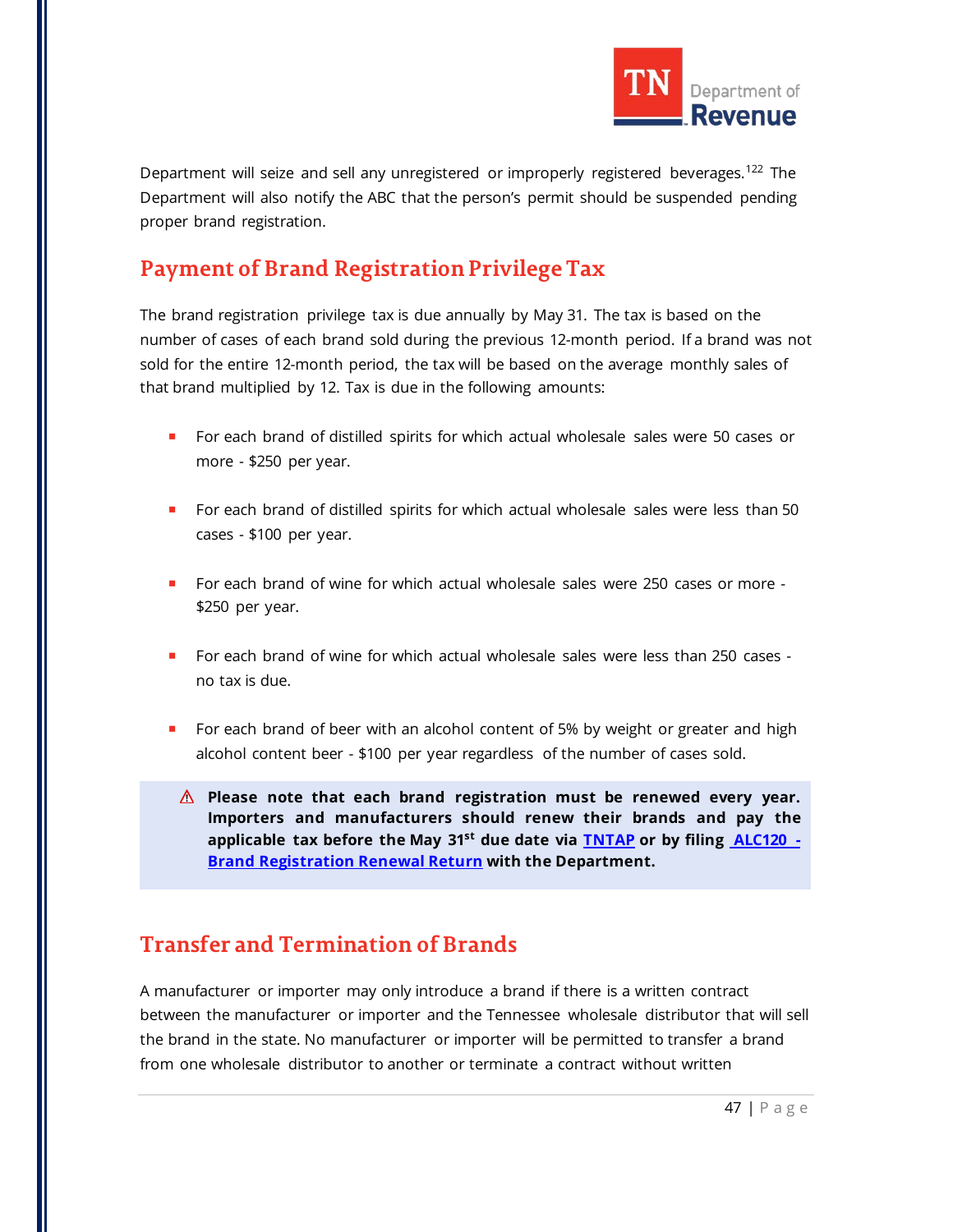Department will seize and sell any unregistered or improperly registered beverages.[122] The Department will also notify the ABC that the person's permit should be suspended pending proper brand registration.

## Payment of Brand Registration Privilege Tax

The brand registration privilege tax is due annually by May 31. The tax is based on the number of cases of each brand sold during the previous 12-month period. If a brand was not sold for the entire 12-month period, the tax will be based on the average monthly sales of that brand multiplied by 12. Tax is due in the following amounts:

- For each brand of distilled spirits for which actual wholesale sales were 50 cases or more - $250 per year.
- For each brand of distilled spirits for which actual wholesale sales were less than 50 cases - $100 per year.
- For each brand of wine for which actual wholesale sales were 250 cases or more - $250 per year.
- For each brand of wine for which actual wholesale sales were less than 250 cases - no tax is due.
- For each brand of beer with an alcohol content of 5% by weight or greater and high alcohol content beer - $100 per year regardless of the number of cases sold.

> ⚠ **Please note that each brand registration must be renewed every year. Importers and manufacturers should renew their brands and pay the applicable tax before the May 31st due date via [TNTAP] or by filing [ALC120 - Brand Registration Renewal Return] with the Department.**

## Transfer and Termination of Brands

A manufacturer or importer may only introduce a brand if there is a written contract between the manufacturer or importer and the Tennessee wholesale distributor that will sell the brand in the state. No manufacturer or importer will be permitted to transfer a brand from one wholesale distributor to another or terminate a contract without written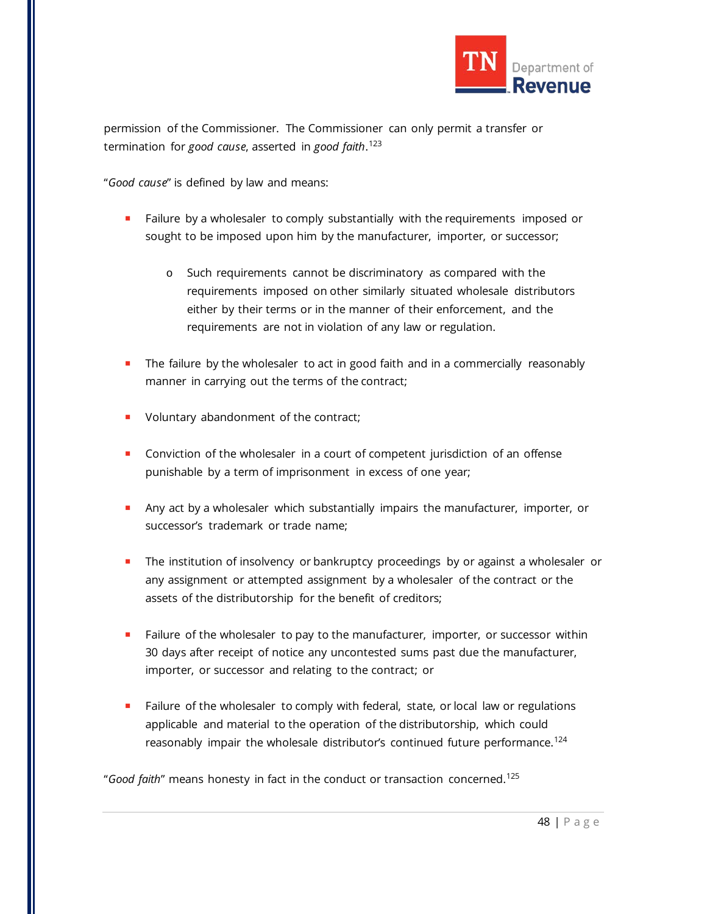permission of the Commissioner. The Commissioner can only permit a transfer or termination for *good cause*, asserted in *good faith*.[123]

"*Good cause*" is defined by law and means:

- Failure by a wholesaler to comply substantially with the requirements imposed or sought to be imposed upon him by the manufacturer, importer, or successor;
    - Such requirements cannot be discriminatory as compared with the requirements imposed on other similarly situated wholesale distributors either by their terms or in the manner of their enforcement, and the requirements are not in violation of any law or regulation.
- The failure by the wholesaler to act in good faith and in a commercially reasonably manner in carrying out the terms of the contract;
- Voluntary abandonment of the contract;
- Conviction of the wholesaler in a court of competent jurisdiction of an offense punishable by a term of imprisonment in excess of one year;
- Any act by a wholesaler which substantially impairs the manufacturer, importer, or successor's trademark or trade name;
- The institution of insolvency or bankruptcy proceedings by or against a wholesaler or any assignment or attempted assignment by a wholesaler of the contract or the assets of the distributorship for the benefit of creditors;
- Failure of the wholesaler to pay to the manufacturer, importer, or successor within 30 days after receipt of notice any uncontested sums past due the manufacturer, importer, or successor and relating to the contract; or
- Failure of the wholesaler to comply with federal, state, or local law or regulations applicable and material to the operation of the distributorship, which could reasonably impair the wholesale distributor's continued future performance.[124]

"*Good faith*" means honesty in fact in the conduct or transaction concerned.[125]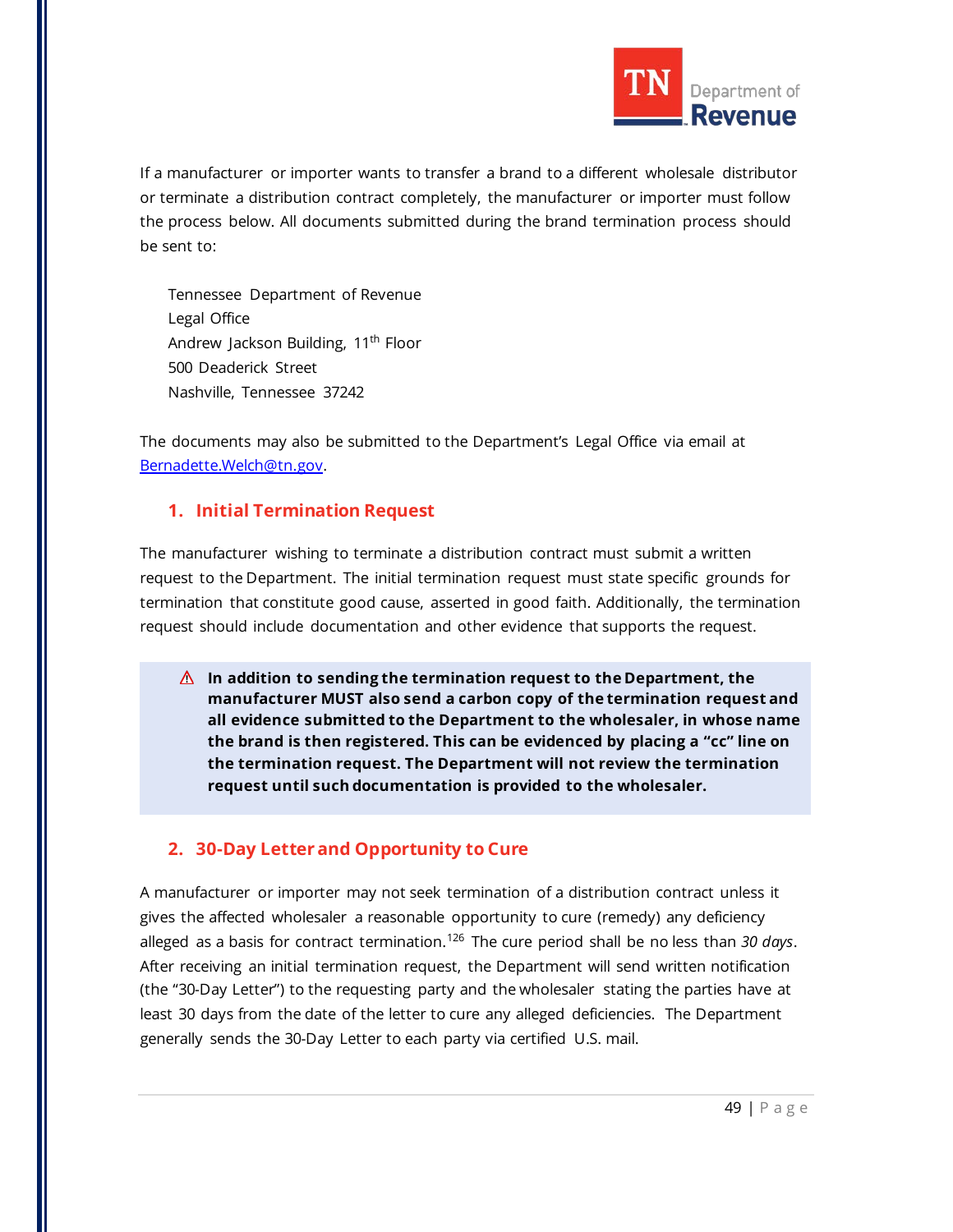If a manufacturer or importer wants to transfer a brand to a different wholesale distributor or terminate a distribution contract completely, the manufacturer or importer must follow the process below. All documents submitted during the brand termination process should be sent to:

Tennessee Department of Revenue
Legal Office
Andrew Jackson Building, 11th Floor
500 Deaderick Street
Nashville, Tennessee 37242

The documents may also be submitted to the Department's Legal Office via email at Bernadette.Welch@tn.gov.

### 1. Initial Termination Request

The manufacturer wishing to terminate a distribution contract must submit a written request to the Department. The initial termination request must state specific grounds for termination that constitute good cause, asserted in good faith. Additionally, the termination request should include documentation and other evidence that supports the request.

> ⚠ **In addition to sending the termination request to the Department, the manufacturer MUST also send a carbon copy of the termination request and all evidence submitted to the Department to the wholesaler, in whose name the brand is then registered. This can be evidenced by placing a "cc" line on the termination request. The Department will not review the termination request until such documentation is provided to the wholesaler.**

### 2. 30-Day Letter and Opportunity to Cure

A manufacturer or importer may not seek termination of a distribution contract unless it gives the affected wholesaler a reasonable opportunity to cure (remedy) any deficiency alleged as a basis for contract termination.[126] The cure period shall be no less than *30 days*. After receiving an initial termination request, the Department will send written notification (the "30-Day Letter") to the requesting party and the wholesaler stating the parties have at least 30 days from the date of the letter to cure any alleged deficiencies. The Department generally sends the 30-Day Letter to each party via certified U.S. mail.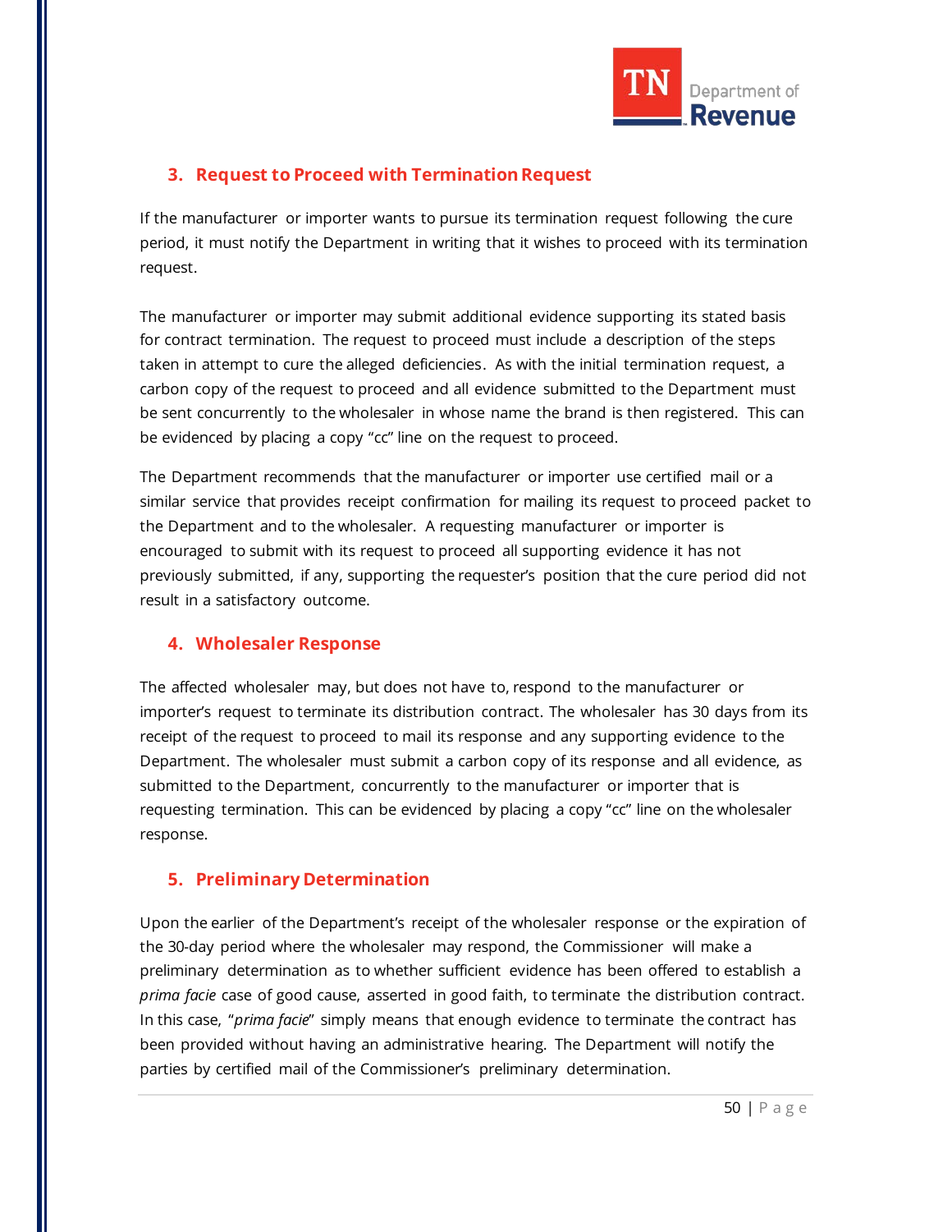### 3. Request to Proceed with Termination Request

If the manufacturer or importer wants to pursue its termination request following the cure period, it must notify the Department in writing that it wishes to proceed with its termination request.

The manufacturer or importer may submit additional evidence supporting its stated basis for contract termination. The request to proceed must include a description of the steps taken in attempt to cure the alleged deficiencies. As with the initial termination request, a carbon copy of the request to proceed and all evidence submitted to the Department must be sent concurrently to the wholesaler in whose name the brand is then registered. This can be evidenced by placing a copy "cc" line on the request to proceed.

The Department recommends that the manufacturer or importer use certified mail or a similar service that provides receipt confirmation for mailing its request to proceed packet to the Department and to the wholesaler. A requesting manufacturer or importer is encouraged to submit with its request to proceed all supporting evidence it has not previously submitted, if any, supporting the requester's position that the cure period did not result in a satisfactory outcome.

### 4. Wholesaler Response

The affected wholesaler may, but does not have to, respond to the manufacturer or importer's request to terminate its distribution contract. The wholesaler has 30 days from its receipt of the request to proceed to mail its response and any supporting evidence to the Department. The wholesaler must submit a carbon copy of its response and all evidence, as submitted to the Department, concurrently to the manufacturer or importer that is requesting termination. This can be evidenced by placing a copy "cc" line on the wholesaler response.

### 5. Preliminary Determination

Upon the earlier of the Department's receipt of the wholesaler response or the expiration of the 30-day period where the wholesaler may respond, the Commissioner will make a preliminary determination as to whether sufficient evidence has been offered to establish a *prima facie* case of good cause, asserted in good faith, to terminate the distribution contract. In this case, "*prima facie*" simply means that enough evidence to terminate the contract has been provided without having an administrative hearing. The Department will notify the parties by certified mail of the Commissioner's preliminary determination.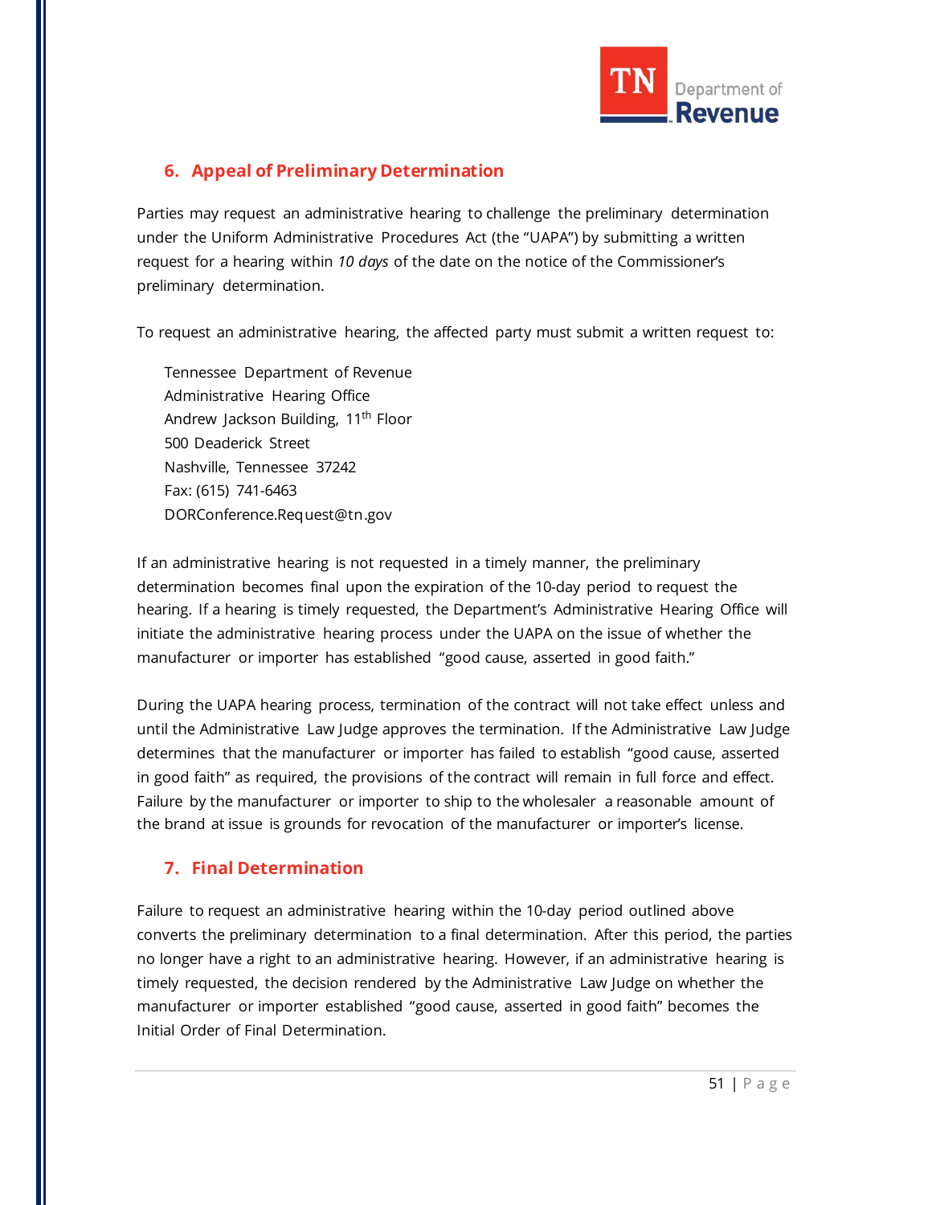## 6. Appeal of Preliminary Determination

Parties may request an administrative hearing to challenge the preliminary determination under the Uniform Administrative Procedures Act (the "UAPA") by submitting a written request for a hearing within *10 days* of the date on the notice of the Commissioner's preliminary determination.

To request an administrative hearing, the affected party must submit a written request to:

Tennessee Department of Revenue
Administrative Hearing Office
Andrew Jackson Building, 11th Floor
500 Deaderick Street
Nashville, Tennessee 37242
Fax: (615) 741-6463
DORConference.Request@tn.gov

If an administrative hearing is not requested in a timely manner, the preliminary determination becomes final upon the expiration of the 10-day period to request the hearing. If a hearing is timely requested, the Department's Administrative Hearing Office will initiate the administrative hearing process under the UAPA on the issue of whether the manufacturer or importer has established "good cause, asserted in good faith."

During the UAPA hearing process, termination of the contract will not take effect unless and until the Administrative Law Judge approves the termination. If the Administrative Law Judge determines that the manufacturer or importer has failed to establish "good cause, asserted in good faith" as required, the provisions of the contract will remain in full force and effect. Failure by the manufacturer or importer to ship to the wholesaler a reasonable amount of the brand at issue is grounds for revocation of the manufacturer or importer's license.

## 7. Final Determination

Failure to request an administrative hearing within the 10-day period outlined above converts the preliminary determination to a final determination. After this period, the parties no longer have a right to an administrative hearing. However, if an administrative hearing is timely requested, the decision rendered by the Administrative Law Judge on whether the manufacturer or importer established "good cause, asserted in good faith" becomes the Initial Order of Final Determination.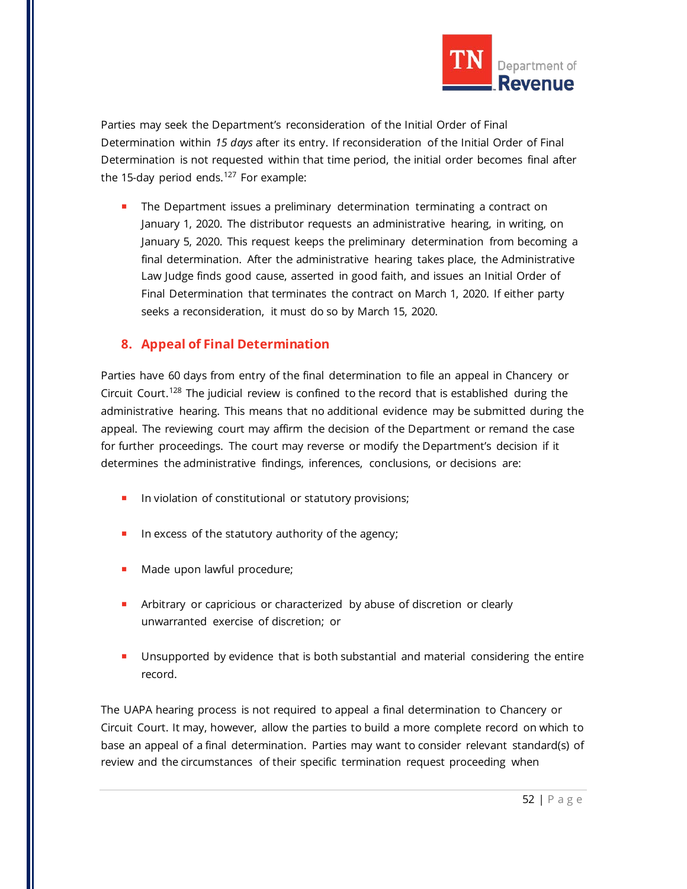Parties may seek the Department's reconsideration of the Initial Order of Final Determination within *15 days* after its entry. If reconsideration of the Initial Order of Final Determination is not requested within that time period, the initial order becomes final after the 15-day period ends.[127] For example:

- The Department issues a preliminary determination terminating a contract on January 1, 2020. The distributor requests an administrative hearing, in writing, on January 5, 2020. This request keeps the preliminary determination from becoming a final determination. After the administrative hearing takes place, the Administrative Law Judge finds good cause, asserted in good faith, and issues an Initial Order of Final Determination that terminates the contract on March 1, 2020. If either party seeks a reconsideration, it must do so by March 15, 2020.

## 8. Appeal of Final Determination

Parties have 60 days from entry of the final determination to file an appeal in Chancery or Circuit Court.[128] The judicial review is confined to the record that is established during the administrative hearing. This means that no additional evidence may be submitted during the appeal. The reviewing court may affirm the decision of the Department or remand the case for further proceedings. The court may reverse or modify the Department's decision if it determines the administrative findings, inferences, conclusions, or decisions are:

- In violation of constitutional or statutory provisions;
- In excess of the statutory authority of the agency;
- Made upon lawful procedure;
- Arbitrary or capricious or characterized by abuse of discretion or clearly unwarranted exercise of discretion; or
- Unsupported by evidence that is both substantial and material considering the entire record.

The UAPA hearing process is not required to appeal a final determination to Chancery or Circuit Court. It may, however, allow the parties to build a more complete record on which to base an appeal of a final determination. Parties may want to consider relevant standard(s) of review and the circumstances of their specific termination request proceeding when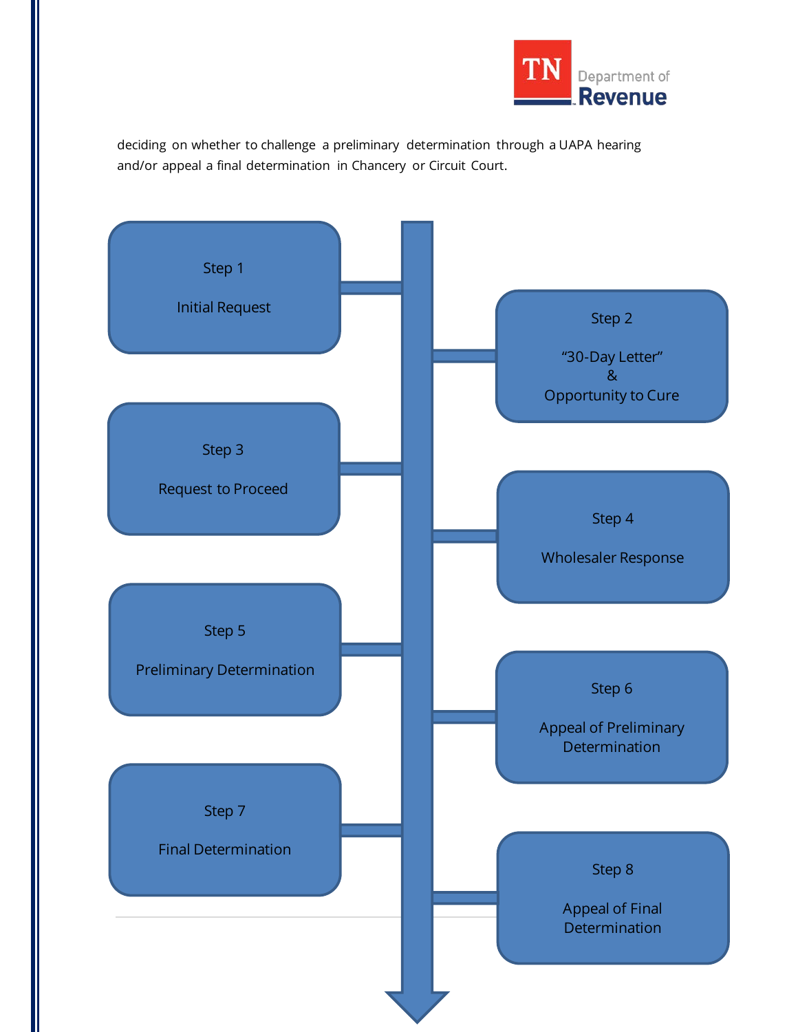deciding on whether to challenge a preliminary determination through a UAPA hearing and/or appeal a final determination in Chancery or Circuit Court.

Step 1

Initial Request

Step 2

"30-Day Letter"
&
Opportunity to Cure

Step 3

Request to Proceed

Step 4

Wholesaler Response

Step 5

Preliminary Determination

Step 6

Appeal of Preliminary Determination

Step 7

Final Determination

Step 8

Appeal of Final Determination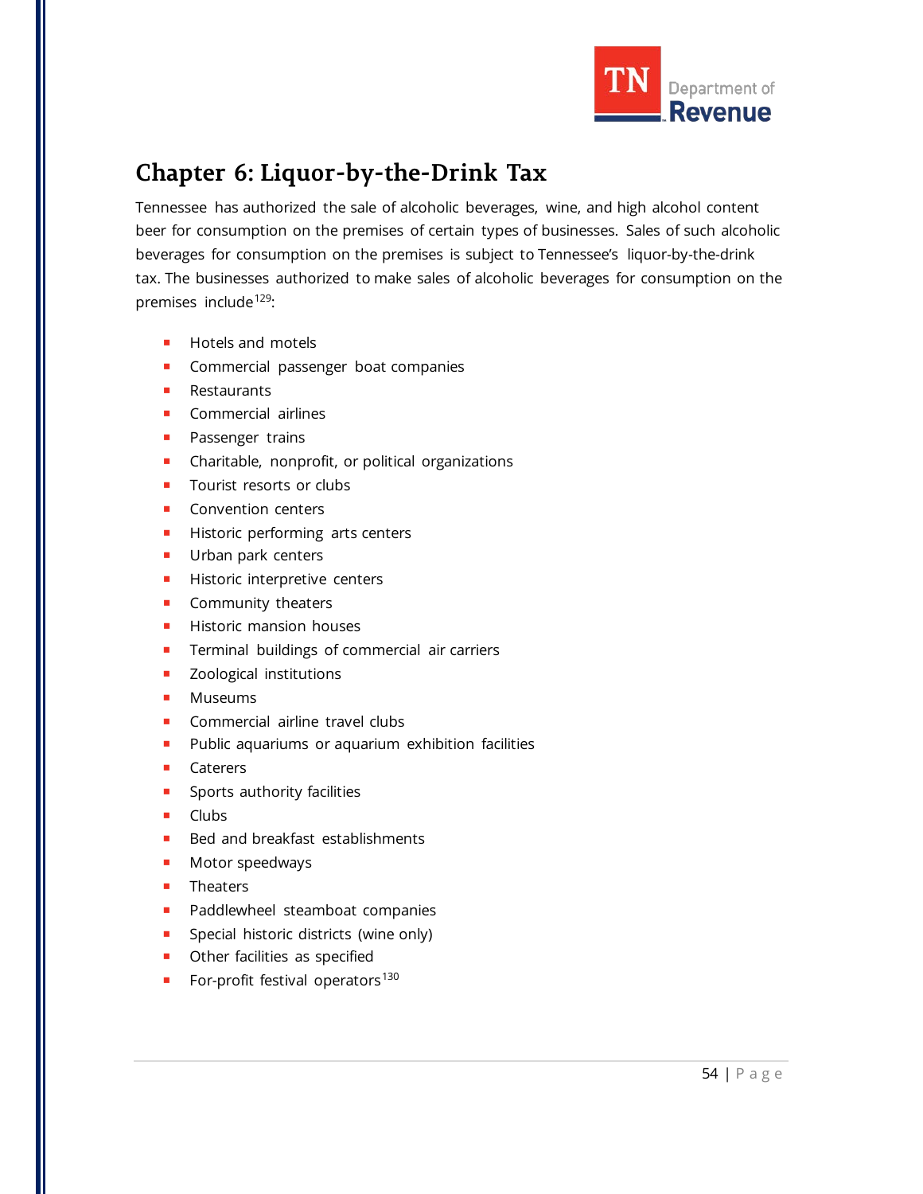# Chapter 6: Liquor-by-the-Drink Tax

Tennessee has authorized the sale of alcoholic beverages, wine, and high alcohol content beer for consumption on the premises of certain types of businesses. Sales of such alcoholic beverages for consumption on the premises is subject to Tennessee's liquor-by-the-drink tax. The businesses authorized to make sales of alcoholic beverages for consumption on the premises include[129]:

- Hotels and motels
- Commercial passenger boat companies
- Restaurants
- Commercial airlines
- Passenger trains
- Charitable, nonprofit, or political organizations
- Tourist resorts or clubs
- Convention centers
- Historic performing arts centers
- Urban park centers
- Historic interpretive centers
- Community theaters
- Historic mansion houses
- Terminal buildings of commercial air carriers
- Zoological institutions
- Museums
- Commercial airline travel clubs
- Public aquariums or aquarium exhibition facilities
- Caterers
- Sports authority facilities
- Clubs
- Bed and breakfast establishments
- Motor speedways
- Theaters
- Paddlewheel steamboat companies
- Special historic districts (wine only)
- Other facilities as specified
- For-profit festival operators[130]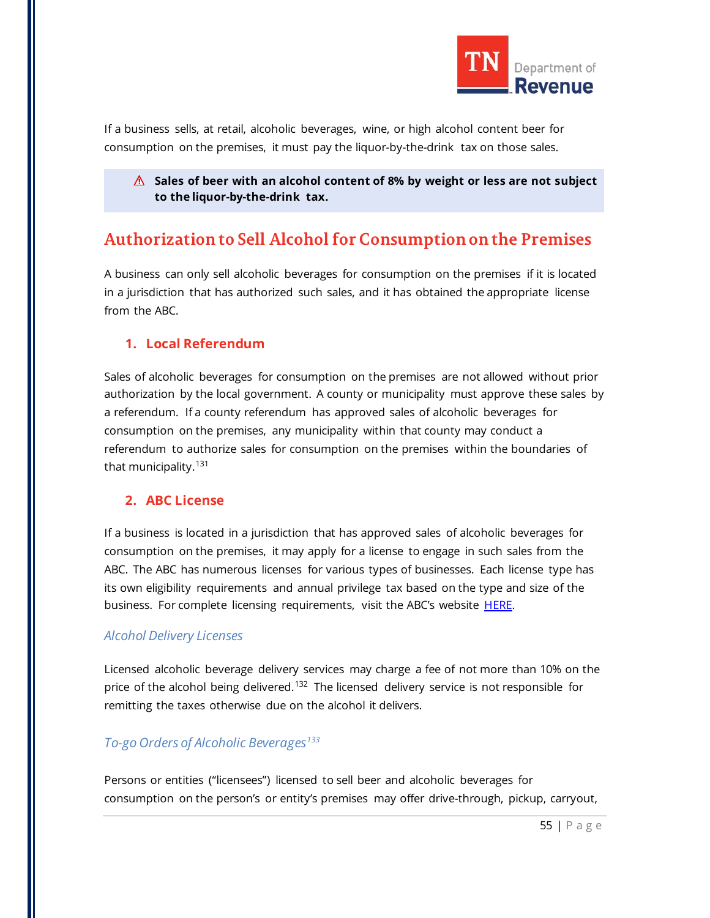If a business sells, at retail, alcoholic beverages, wine, or high alcohol content beer for consumption on the premises, it must pay the liquor-by-the-drink tax on those sales.

> ⚠ **Sales of beer with an alcohol content of 8% by weight or less are not subject to the liquor-by-the-drink tax.**

## Authorization to Sell Alcohol for Consumption on the Premises

A business can only sell alcoholic beverages for consumption on the premises if it is located in a jurisdiction that has authorized such sales, and it has obtained the appropriate license from the ABC.

### 1. Local Referendum

Sales of alcoholic beverages for consumption on the premises are not allowed without prior authorization by the local government. A county or municipality must approve these sales by a referendum. If a county referendum has approved sales of alcoholic beverages for consumption on the premises, any municipality within that county may conduct a referendum to authorize sales for consumption on the premises within the boundaries of that municipality.[131]

### 2. ABC License

If a business is located in a jurisdiction that has approved sales of alcoholic beverages for consumption on the premises, it may apply for a license to engage in such sales from the ABC. The ABC has numerous licenses for various types of businesses. Each license type has its own eligibility requirements and annual privilege tax based on the type and size of the business. For complete licensing requirements, visit the ABC's website HERE.

#### *Alcohol Delivery Licenses*

Licensed alcoholic beverage delivery services may charge a fee of not more than 10% on the price of the alcohol being delivered.[132] The licensed delivery service is not responsible for remitting the taxes otherwise due on the alcohol it delivers.

#### *To-go Orders of Alcoholic Beverages*[133]

Persons or entities ("licensees") licensed to sell beer and alcoholic beverages for consumption on the person's or entity's premises may offer drive-through, pickup, carryout,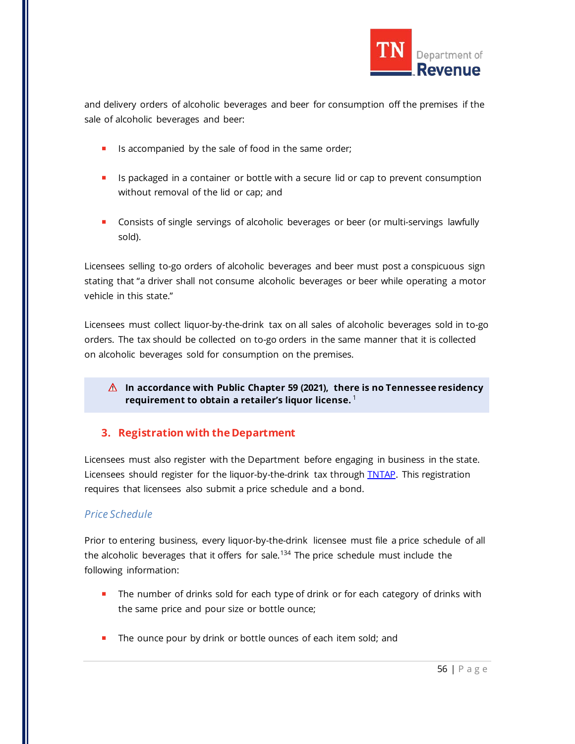and delivery orders of alcoholic beverages and beer for consumption off the premises if the sale of alcoholic beverages and beer:

- Is accompanied by the sale of food in the same order;
- Is packaged in a container or bottle with a secure lid or cap to prevent consumption without removal of the lid or cap; and
- Consists of single servings of alcoholic beverages or beer (or multi-servings lawfully sold).

Licensees selling to-go orders of alcoholic beverages and beer must post a conspicuous sign stating that "a driver shall not consume alcoholic beverages or beer while operating a motor vehicle in this state."

Licensees must collect liquor-by-the-drink tax on all sales of alcoholic beverages sold in to-go orders. The tax should be collected on to-go orders in the same manner that it is collected on alcoholic beverages sold for consumption on the premises.

> ⚠ **In accordance with Public Chapter 59 (2021), there is no Tennessee residency requirement to obtain a retailer's liquor license.** [1]

## 3. Registration with the Department

Licensees must also register with the Department before engaging in business in the state. Licensees should register for the liquor-by-the-drink tax through TNTAP. This registration requires that licensees also submit a price schedule and a bond.

### *Price Schedule*

Prior to entering business, every liquor-by-the-drink licensee must file a price schedule of all the alcoholic beverages that it offers for sale.[134] The price schedule must include the following information:

- The number of drinks sold for each type of drink or for each category of drinks with the same price and pour size or bottle ounce;
- The ounce pour by drink or bottle ounces of each item sold; and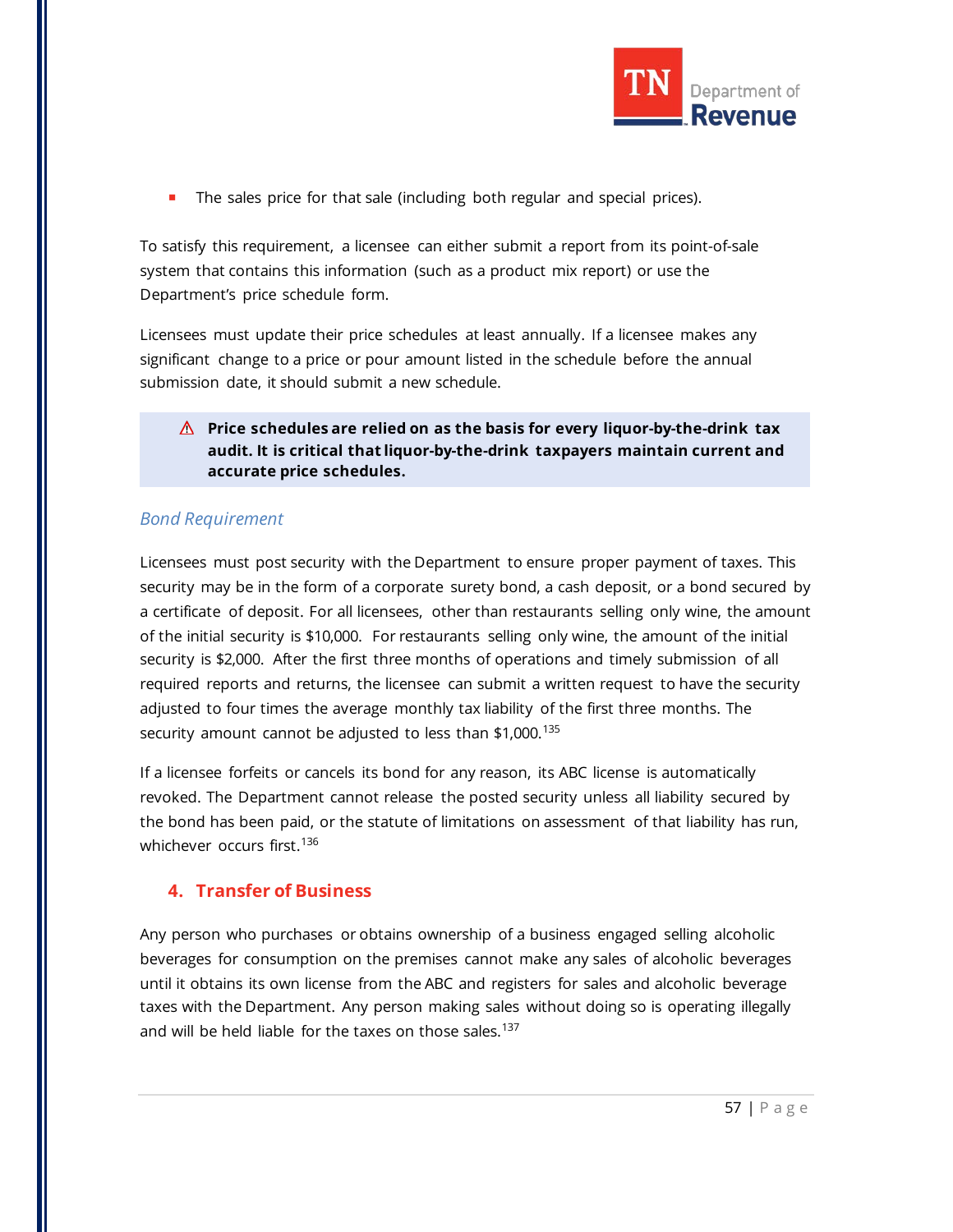- The sales price for that sale (including both regular and special prices).

To satisfy this requirement, a licensee can either submit a report from its point-of-sale system that contains this information (such as a product mix report) or use the Department's price schedule form.

Licensees must update their price schedules at least annually. If a licensee makes any significant change to a price or pour amount listed in the schedule before the annual submission date, it should submit a new schedule.

> ⚠ **Price schedules are relied on as the basis for every liquor-by-the-drink tax audit. It is critical that liquor-by-the-drink taxpayers maintain current and accurate price schedules.**

### *Bond Requirement*

Licensees must post security with the Department to ensure proper payment of taxes. This security may be in the form of a corporate surety bond, a cash deposit, or a bond secured by a certificate of deposit. For all licensees, other than restaurants selling only wine, the amount of the initial security is $10,000. For restaurants selling only wine, the amount of the initial security is $2,000. After the first three months of operations and timely submission of all required reports and returns, the licensee can submit a written request to have the security adjusted to four times the average monthly tax liability of the first three months. The security amount cannot be adjusted to less than $1,000.[135]

If a licensee forfeits or cancels its bond for any reason, its ABC license is automatically revoked. The Department cannot release the posted security unless all liability secured by the bond has been paid, or the statute of limitations on assessment of that liability has run, whichever occurs first.[136]

## 4. Transfer of Business

Any person who purchases or obtains ownership of a business engaged selling alcoholic beverages for consumption on the premises cannot make any sales of alcoholic beverages until it obtains its own license from the ABC and registers for sales and alcoholic beverage taxes with the Department. Any person making sales without doing so is operating illegally and will be held liable for the taxes on those sales.[137]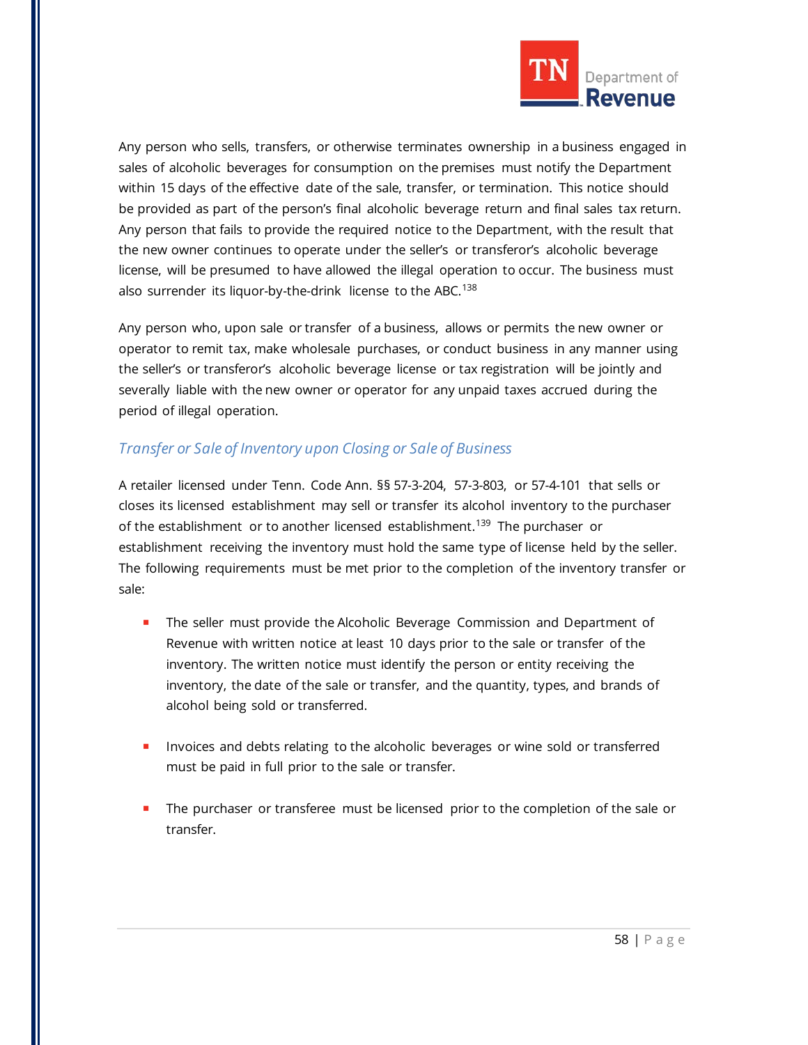Any person who sells, transfers, or otherwise terminates ownership in a business engaged in sales of alcoholic beverages for consumption on the premises must notify the Department within 15 days of the effective date of the sale, transfer, or termination. This notice should be provided as part of the person's final alcoholic beverage return and final sales tax return. Any person that fails to provide the required notice to the Department, with the result that the new owner continues to operate under the seller's or transferor's alcoholic beverage license, will be presumed to have allowed the illegal operation to occur. The business must also surrender its liquor-by-the-drink license to the ABC.[138]

Any person who, upon sale or transfer of a business, allows or permits the new owner or operator to remit tax, make wholesale purchases, or conduct business in any manner using the seller's or transferor's alcoholic beverage license or tax registration will be jointly and severally liable with the new owner or operator for any unpaid taxes accrued during the period of illegal operation.

### *Transfer or Sale of Inventory upon Closing or Sale of Business*

A retailer licensed under Tenn. Code Ann. §§ 57-3-204, 57-3-803, or 57-4-101 that sells or closes its licensed establishment may sell or transfer its alcohol inventory to the purchaser of the establishment or to another licensed establishment.[139] The purchaser or establishment receiving the inventory must hold the same type of license held by the seller. The following requirements must be met prior to the completion of the inventory transfer or sale:

- The seller must provide the Alcoholic Beverage Commission and Department of Revenue with written notice at least 10 days prior to the sale or transfer of the inventory. The written notice must identify the person or entity receiving the inventory, the date of the sale or transfer, and the quantity, types, and brands of alcohol being sold or transferred.

- Invoices and debts relating to the alcoholic beverages or wine sold or transferred must be paid in full prior to the sale or transfer.

- The purchaser or transferee must be licensed prior to the completion of the sale or transfer.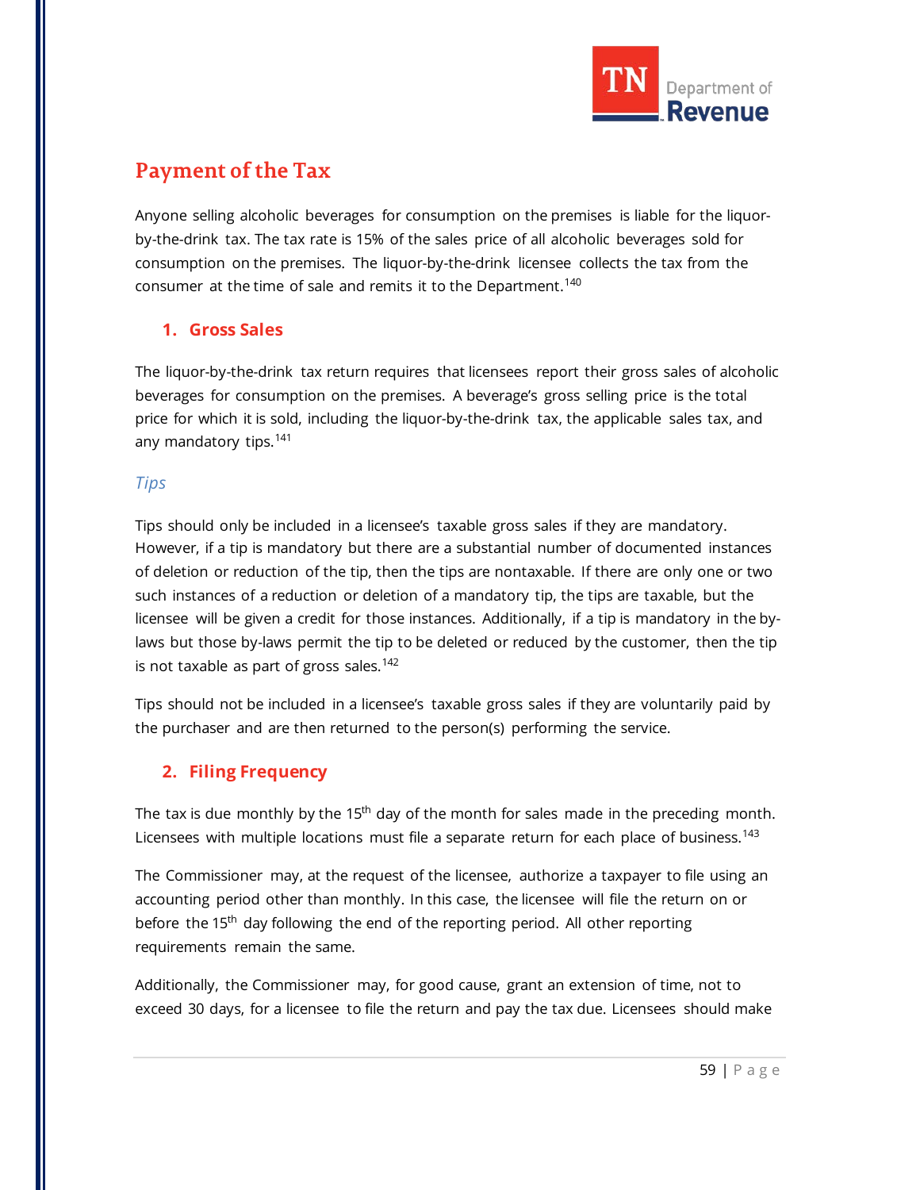## Payment of the Tax

Anyone selling alcoholic beverages for consumption on the premises is liable for the liquor-by-the-drink tax. The tax rate is 15% of the sales price of all alcoholic beverages sold for consumption on the premises. The liquor-by-the-drink licensee collects the tax from the consumer at the time of sale and remits it to the Department.[140]

### 1. Gross Sales

The liquor-by-the-drink tax return requires that licensees report their gross sales of alcoholic beverages for consumption on the premises. A beverage's gross selling price is the total price for which it is sold, including the liquor-by-the-drink tax, the applicable sales tax, and any mandatory tips.[141]

#### *Tips*

Tips should only be included in a licensee's taxable gross sales if they are mandatory. However, if a tip is mandatory but there are a substantial number of documented instances of deletion or reduction of the tip, then the tips are nontaxable. If there are only one or two such instances of a reduction or deletion of a mandatory tip, the tips are taxable, but the licensee will be given a credit for those instances. Additionally, if a tip is mandatory in the by-laws but those by-laws permit the tip to be deleted or reduced by the customer, then the tip is not taxable as part of gross sales.[142]

Tips should not be included in a licensee's taxable gross sales if they are voluntarily paid by the purchaser and are then returned to the person(s) performing the service.

### 2. Filing Frequency

The tax is due monthly by the 15th day of the month for sales made in the preceding month. Licensees with multiple locations must file a separate return for each place of business.[143]

The Commissioner may, at the request of the licensee, authorize a taxpayer to file using an accounting period other than monthly. In this case, the licensee will file the return on or before the 15th day following the end of the reporting period. All other reporting requirements remain the same.

Additionally, the Commissioner may, for good cause, grant an extension of time, not to exceed 30 days, for a licensee to file the return and pay the tax due. Licensees should make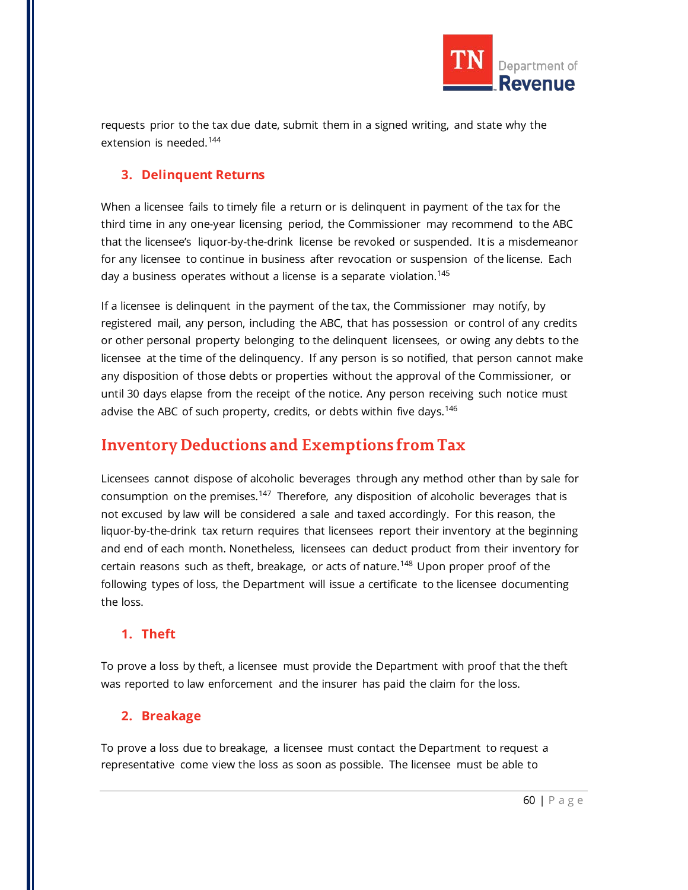requests prior to the tax due date, submit them in a signed writing, and state why the extension is needed.[144]

### 3. Delinquent Returns

When a licensee fails to timely file a return or is delinquent in payment of the tax for the third time in any one-year licensing period, the Commissioner may recommend to the ABC that the licensee's liquor-by-the-drink license be revoked or suspended. It is a misdemeanor for any licensee to continue in business after revocation or suspension of the license. Each day a business operates without a license is a separate violation.[145]

If a licensee is delinquent in the payment of the tax, the Commissioner may notify, by registered mail, any person, including the ABC, that has possession or control of any credits or other personal property belonging to the delinquent licensees, or owing any debts to the licensee at the time of the delinquency. If any person is so notified, that person cannot make any disposition of those debts or properties without the approval of the Commissioner, or until 30 days elapse from the receipt of the notice. Any person receiving such notice must advise the ABC of such property, credits, or debts within five days.[146]

## Inventory Deductions and Exemptions from Tax

Licensees cannot dispose of alcoholic beverages through any method other than by sale for consumption on the premises.[147] Therefore, any disposition of alcoholic beverages that is not excused by law will be considered a sale and taxed accordingly. For this reason, the liquor-by-the-drink tax return requires that licensees report their inventory at the beginning and end of each month. Nonetheless, licensees can deduct product from their inventory for certain reasons such as theft, breakage, or acts of nature.[148] Upon proper proof of the following types of loss, the Department will issue a certificate to the licensee documenting the loss.

### 1. Theft

To prove a loss by theft, a licensee must provide the Department with proof that the theft was reported to law enforcement and the insurer has paid the claim for the loss.

### 2. Breakage

To prove a loss due to breakage, a licensee must contact the Department to request a representative come view the loss as soon as possible. The licensee must be able to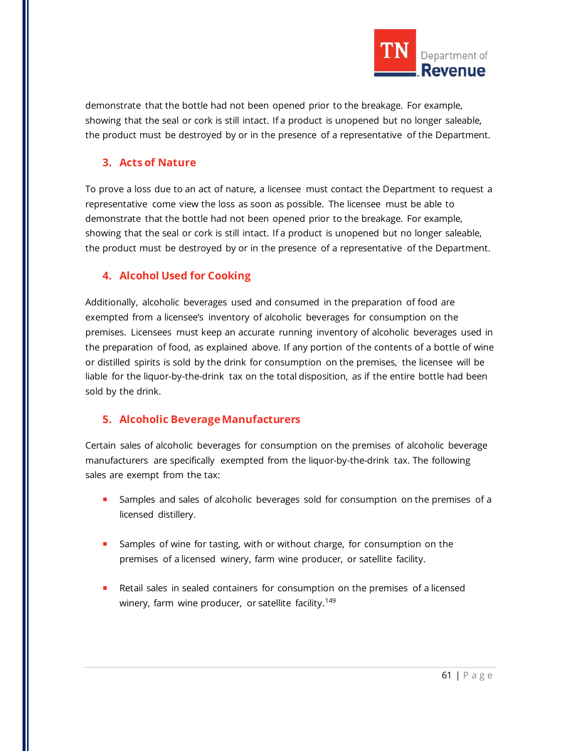demonstrate that the bottle had not been opened prior to the breakage. For example, showing that the seal or cork is still intact. If a product is unopened but no longer saleable, the product must be destroyed by or in the presence of a representative of the Department.

### 3. Acts of Nature

To prove a loss due to an act of nature, a licensee must contact the Department to request a representative come view the loss as soon as possible. The licensee must be able to demonstrate that the bottle had not been opened prior to the breakage. For example, showing that the seal or cork is still intact. If a product is unopened but no longer saleable, the product must be destroyed by or in the presence of a representative of the Department.

### 4. Alcohol Used for Cooking

Additionally, alcoholic beverages used and consumed in the preparation of food are exempted from a licensee's inventory of alcoholic beverages for consumption on the premises. Licensees must keep an accurate running inventory of alcoholic beverages used in the preparation of food, as explained above. If any portion of the contents of a bottle of wine or distilled spirits is sold by the drink for consumption on the premises, the licensee will be liable for the liquor-by-the-drink tax on the total disposition, as if the entire bottle had been sold by the drink.

### 5. Alcoholic Beverage Manufacturers

Certain sales of alcoholic beverages for consumption on the premises of alcoholic beverage manufacturers are specifically exempted from the liquor-by-the-drink tax. The following sales are exempt from the tax:

- Samples and sales of alcoholic beverages sold for consumption on the premises of a licensed distillery.
- Samples of wine for tasting, with or without charge, for consumption on the premises of a licensed winery, farm wine producer, or satellite facility.
- Retail sales in sealed containers for consumption on the premises of a licensed winery, farm wine producer, or satellite facility.[149]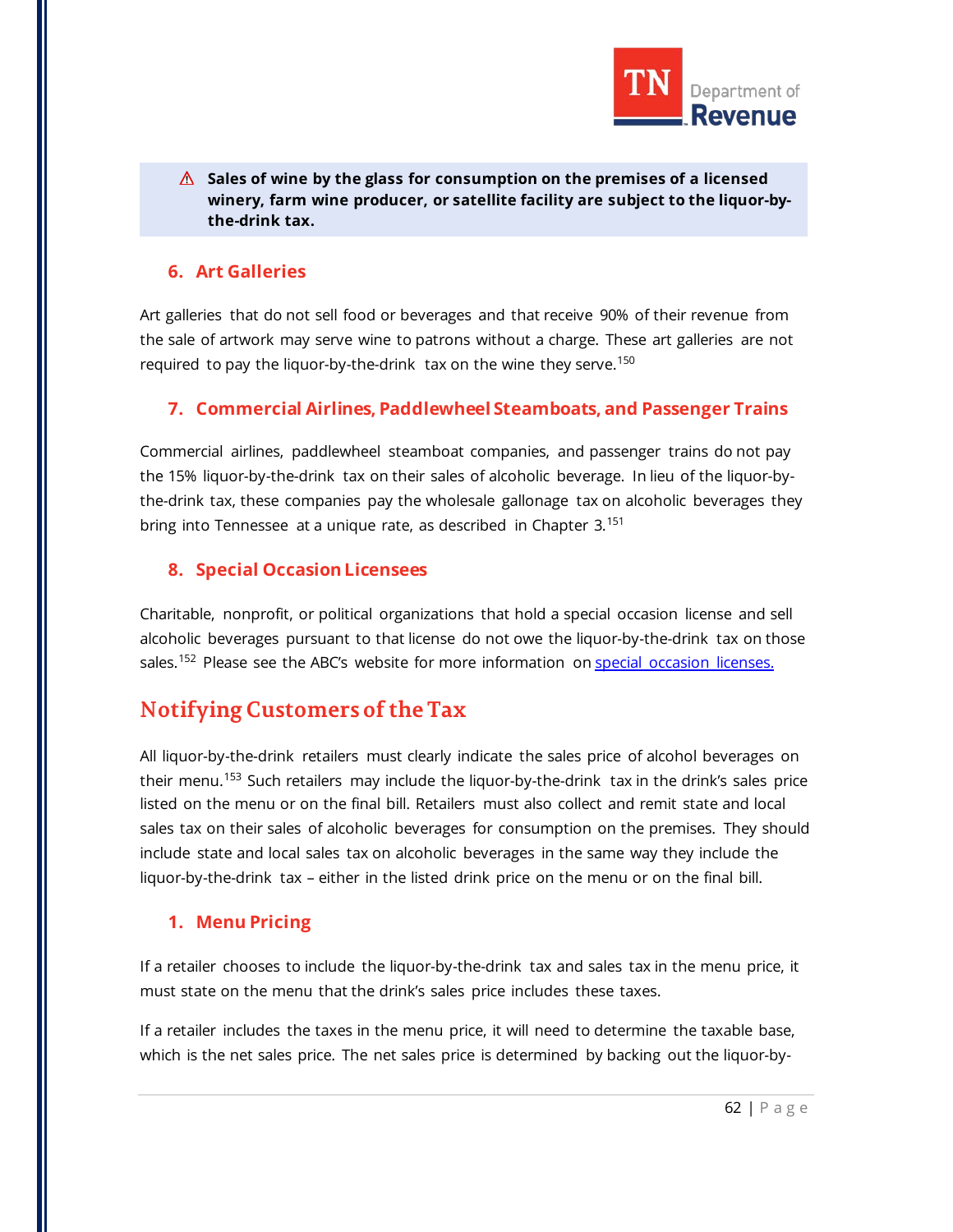⚠ **Sales of wine by the glass for consumption on the premises of a licensed winery, farm wine producer, or satellite facility are subject to the liquor-by-the-drink tax.**

### 6. Art Galleries

Art galleries that do not sell food or beverages and that receive 90% of their revenue from the sale of artwork may serve wine to patrons without a charge. These art galleries are not required to pay the liquor-by-the-drink tax on the wine they serve.[150]

### 7. Commercial Airlines, Paddlewheel Steamboats, and Passenger Trains

Commercial airlines, paddlewheel steamboat companies, and passenger trains do not pay the 15% liquor-by-the-drink tax on their sales of alcoholic beverage. In lieu of the liquor-by-the-drink tax, these companies pay the wholesale gallonage tax on alcoholic beverages they bring into Tennessee at a unique rate, as described in Chapter 3.[151]

### 8. Special Occasion Licensees

Charitable, nonprofit, or political organizations that hold a special occasion license and sell alcoholic beverages pursuant to that license do not owe the liquor-by-the-drink tax on those sales.[152] Please see the ABC's website for more information on special occasion licenses.

## Notifying Customers of the Tax

All liquor-by-the-drink retailers must clearly indicate the sales price of alcohol beverages on their menu.[153] Such retailers may include the liquor-by-the-drink tax in the drink's sales price listed on the menu or on the final bill. Retailers must also collect and remit state and local sales tax on their sales of alcoholic beverages for consumption on the premises. They should include state and local sales tax on alcoholic beverages in the same way they include the liquor-by-the-drink tax – either in the listed drink price on the menu or on the final bill.

### 1. Menu Pricing

If a retailer chooses to include the liquor-by-the-drink tax and sales tax in the menu price, it must state on the menu that the drink's sales price includes these taxes.

If a retailer includes the taxes in the menu price, it will need to determine the taxable base, which is the net sales price. The net sales price is determined by backing out the liquor-by-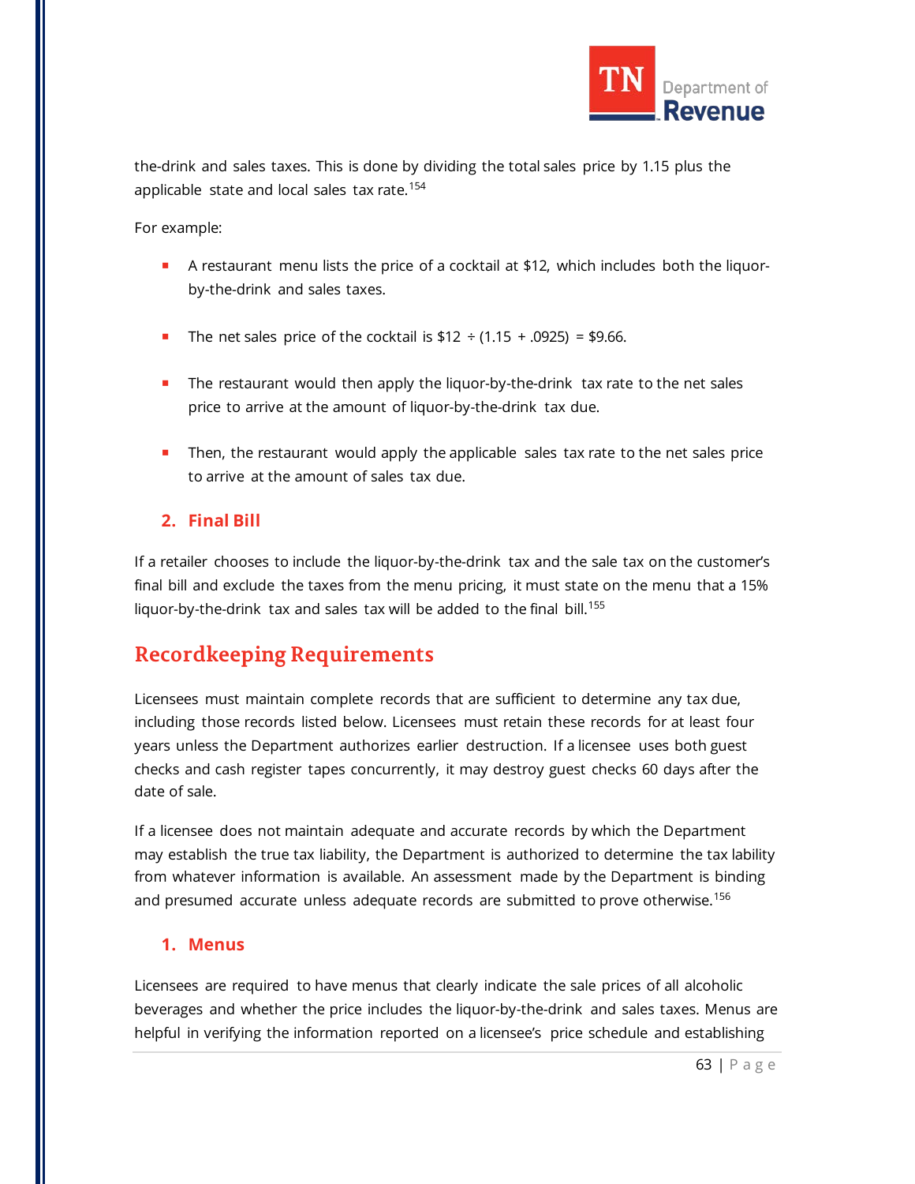the-drink and sales taxes. This is done by dividing the total sales price by 1.15 plus the applicable state and local sales tax rate.[154]

For example:

- A restaurant menu lists the price of a cocktail at $12, which includes both the liquor-by-the-drink and sales taxes.
- The net sales price of the cocktail is $12 ÷ (1.15 + .0925) = $9.66.
- The restaurant would then apply the liquor-by-the-drink tax rate to the net sales price to arrive at the amount of liquor-by-the-drink tax due.
- Then, the restaurant would apply the applicable sales tax rate to the net sales price to arrive at the amount of sales tax due.

### 2. Final Bill

If a retailer chooses to include the liquor-by-the-drink tax and the sale tax on the customer's final bill and exclude the taxes from the menu pricing, it must state on the menu that a 15% liquor-by-the-drink tax and sales tax will be added to the final bill.[155]

## Recordkeeping Requirements

Licensees must maintain complete records that are sufficient to determine any tax due, including those records listed below. Licensees must retain these records for at least four years unless the Department authorizes earlier destruction. If a licensee uses both guest checks and cash register tapes concurrently, it may destroy guest checks 60 days after the date of sale.

If a licensee does not maintain adequate and accurate records by which the Department may establish the true tax liability, the Department is authorized to determine the tax lability from whatever information is available. An assessment made by the Department is binding and presumed accurate unless adequate records are submitted to prove otherwise.[156]

### 1. Menus

Licensees are required to have menus that clearly indicate the sale prices of all alcoholic beverages and whether the price includes the liquor-by-the-drink and sales taxes. Menus are helpful in verifying the information reported on a licensee's price schedule and establishing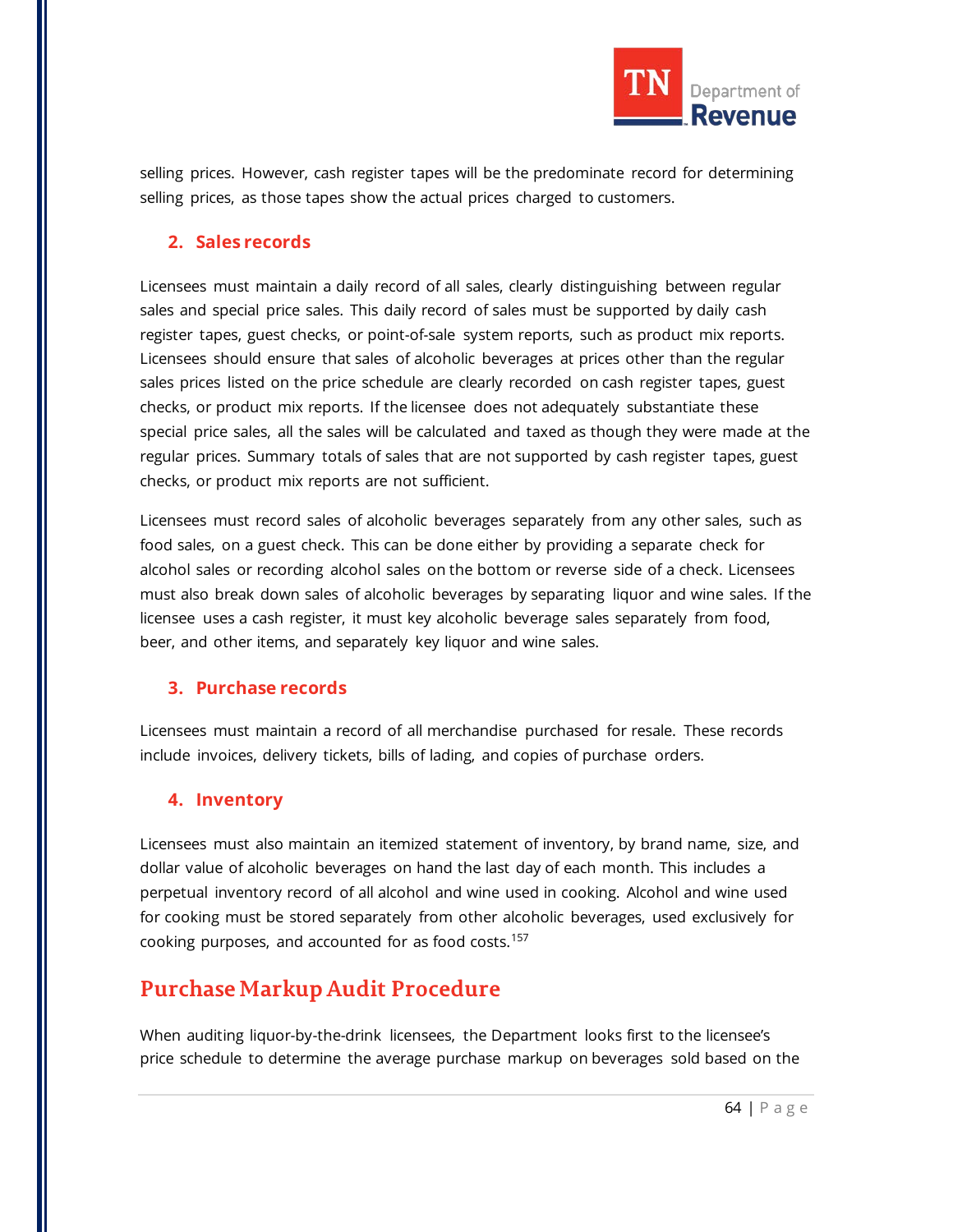selling prices. However, cash register tapes will be the predominate record for determining selling prices, as those tapes show the actual prices charged to customers.

### 2. Sales records

Licensees must maintain a daily record of all sales, clearly distinguishing between regular sales and special price sales. This daily record of sales must be supported by daily cash register tapes, guest checks, or point-of-sale system reports, such as product mix reports. Licensees should ensure that sales of alcoholic beverages at prices other than the regular sales prices listed on the price schedule are clearly recorded on cash register tapes, guest checks, or product mix reports. If the licensee does not adequately substantiate these special price sales, all the sales will be calculated and taxed as though they were made at the regular prices. Summary totals of sales that are not supported by cash register tapes, guest checks, or product mix reports are not sufficient.

Licensees must record sales of alcoholic beverages separately from any other sales, such as food sales, on a guest check. This can be done either by providing a separate check for alcohol sales or recording alcohol sales on the bottom or reverse side of a check. Licensees must also break down sales of alcoholic beverages by separating liquor and wine sales. If the licensee uses a cash register, it must key alcoholic beverage sales separately from food, beer, and other items, and separately key liquor and wine sales.

### 3. Purchase records

Licensees must maintain a record of all merchandise purchased for resale. These records include invoices, delivery tickets, bills of lading, and copies of purchase orders.

### 4. Inventory

Licensees must also maintain an itemized statement of inventory, by brand name, size, and dollar value of alcoholic beverages on hand the last day of each month. This includes a perpetual inventory record of all alcohol and wine used in cooking. Alcohol and wine used for cooking must be stored separately from other alcoholic beverages, used exclusively for cooking purposes, and accounted for as food costs.[157]

## Purchase Markup Audit Procedure

When auditing liquor-by-the-drink licensees, the Department looks first to the licensee's price schedule to determine the average purchase markup on beverages sold based on the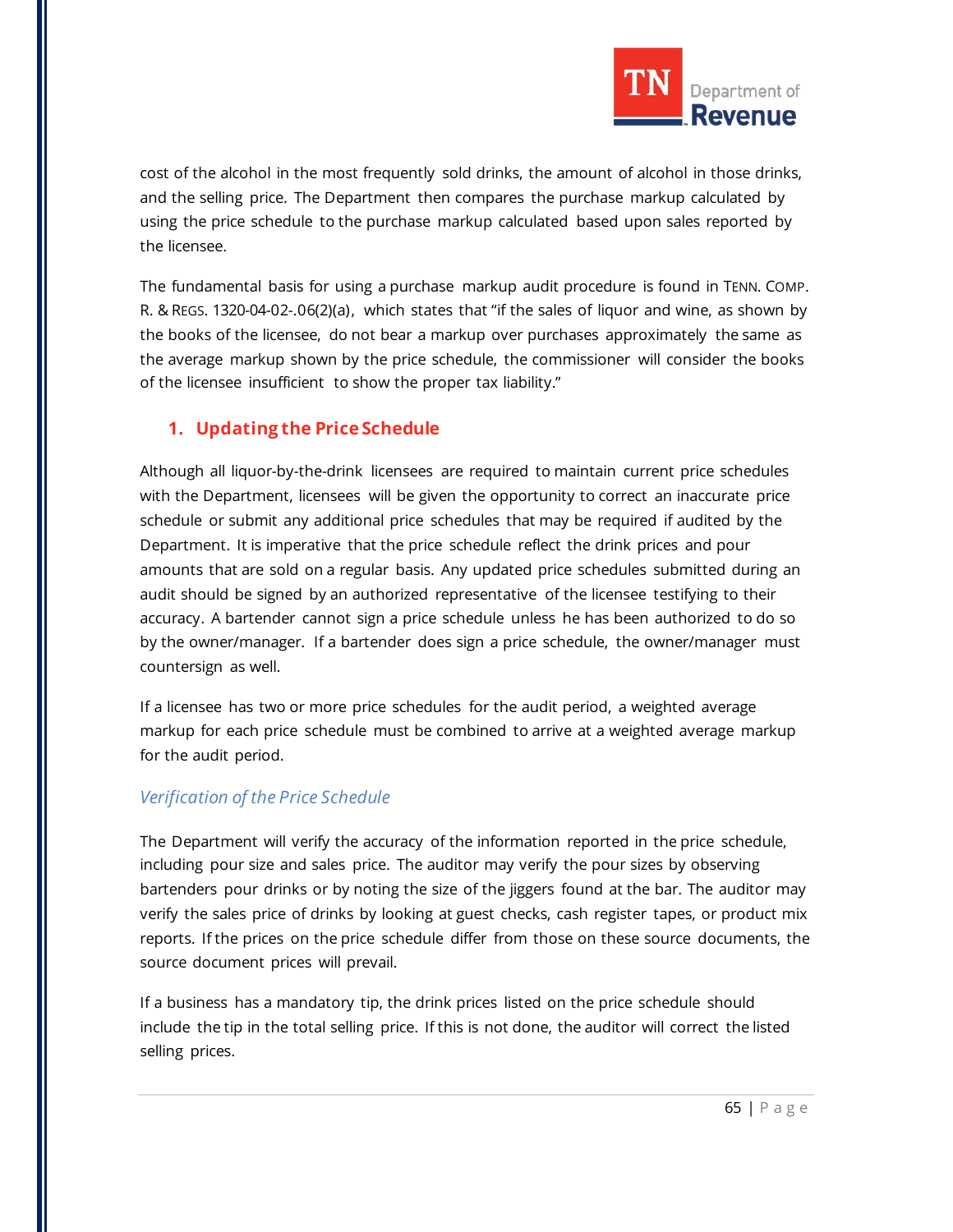cost of the alcohol in the most frequently sold drinks, the amount of alcohol in those drinks, and the selling price. The Department then compares the purchase markup calculated by using the price schedule to the purchase markup calculated based upon sales reported by the licensee.

The fundamental basis for using a purchase markup audit procedure is found in TENN. COMP. R. & REGS. 1320-04-02-.06(2)(a), which states that "if the sales of liquor and wine, as shown by the books of the licensee, do not bear a markup over purchases approximately the same as the average markup shown by the price schedule, the commissioner will consider the books of the licensee insufficient to show the proper tax liability."

## 1. Updating the Price Schedule

Although all liquor-by-the-drink licensees are required to maintain current price schedules with the Department, licensees will be given the opportunity to correct an inaccurate price schedule or submit any additional price schedules that may be required if audited by the Department. It is imperative that the price schedule reflect the drink prices and pour amounts that are sold on a regular basis. Any updated price schedules submitted during an audit should be signed by an authorized representative of the licensee testifying to their accuracy. A bartender cannot sign a price schedule unless he has been authorized to do so by the owner/manager. If a bartender does sign a price schedule, the owner/manager must countersign as well.

If a licensee has two or more price schedules for the audit period, a weighted average markup for each price schedule must be combined to arrive at a weighted average markup for the audit period.

### *Verification of the Price Schedule*

The Department will verify the accuracy of the information reported in the price schedule, including pour size and sales price. The auditor may verify the pour sizes by observing bartenders pour drinks or by noting the size of the jiggers found at the bar. The auditor may verify the sales price of drinks by looking at guest checks, cash register tapes, or product mix reports. If the prices on the price schedule differ from those on these source documents, the source document prices will prevail.

If a business has a mandatory tip, the drink prices listed on the price schedule should include the tip in the total selling price. If this is not done, the auditor will correct the listed selling prices.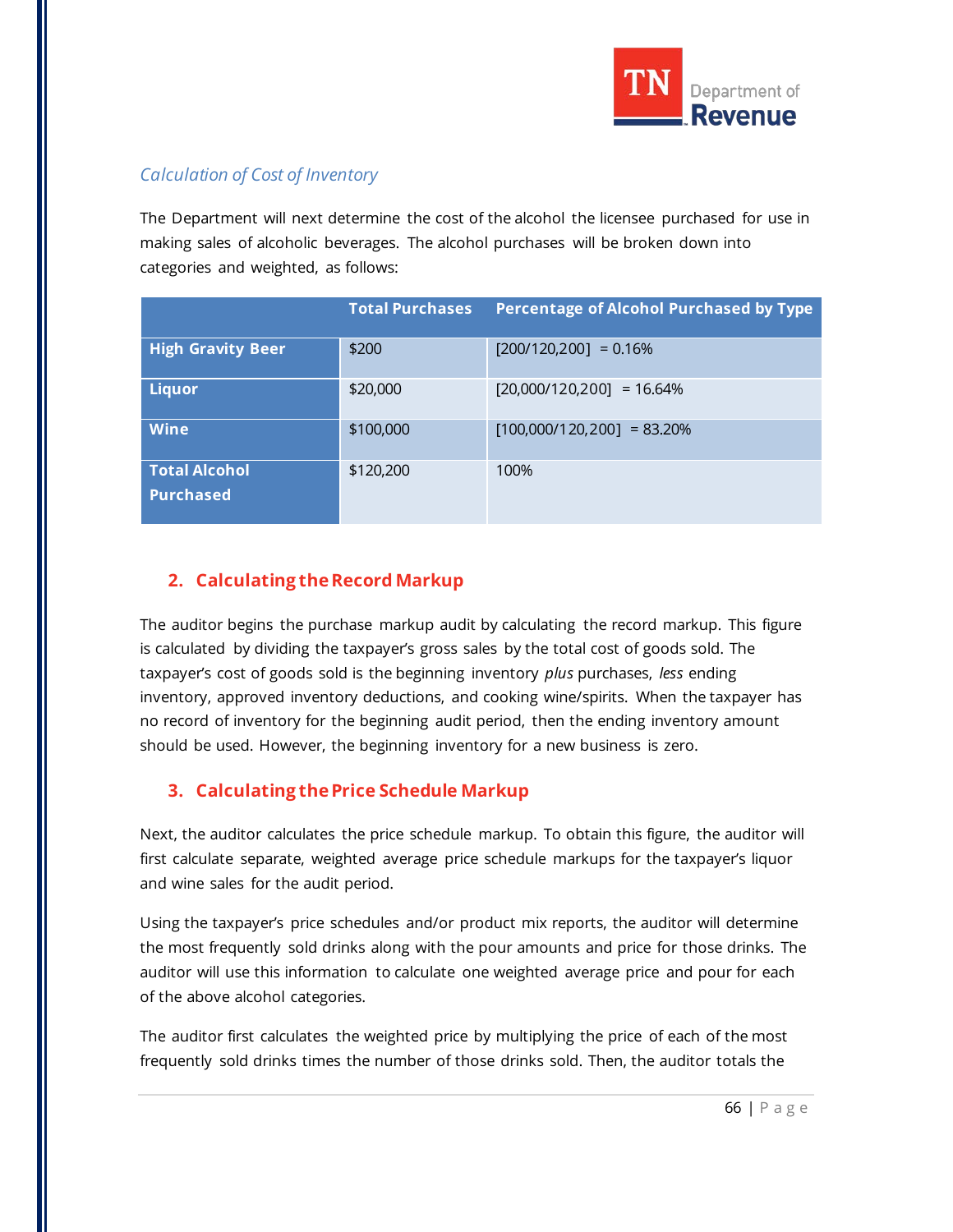*Calculation of Cost of Inventory*

The Department will next determine the cost of the alcohol the licensee purchased for use in making sales of alcoholic beverages. The alcohol purchases will be broken down into categories and weighted, as follows:

| | Total Purchases | Percentage of Alcohol Purchased by Type |
|---|---|---|
| **High Gravity Beer** | $200 | [200/120,200] = 0.16% |
| **Liquor** | $20,000 | [20,000/120,200] = 16.64% |
| **Wine** | $100,000 | [100,000/120,200] = 83.20% |
| **Total Alcohol Purchased** | $120,200 | 100% |

## 2. Calculating the Record Markup

The auditor begins the purchase markup audit by calculating the record markup. This figure is calculated by dividing the taxpayer's gross sales by the total cost of goods sold. The taxpayer's cost of goods sold is the beginning inventory *plus* purchases, *less* ending inventory, approved inventory deductions, and cooking wine/spirits. When the taxpayer has no record of inventory for the beginning audit period, then the ending inventory amount should be used. However, the beginning inventory for a new business is zero.

## 3. Calculating the Price Schedule Markup

Next, the auditor calculates the price schedule markup. To obtain this figure, the auditor will first calculate separate, weighted average price schedule markups for the taxpayer's liquor and wine sales for the audit period.

Using the taxpayer's price schedules and/or product mix reports, the auditor will determine the most frequently sold drinks along with the pour amounts and price for those drinks. The auditor will use this information to calculate one weighted average price and pour for each of the above alcohol categories.

The auditor first calculates the weighted price by multiplying the price of each of the most frequently sold drinks times the number of those drinks sold. Then, the auditor totals the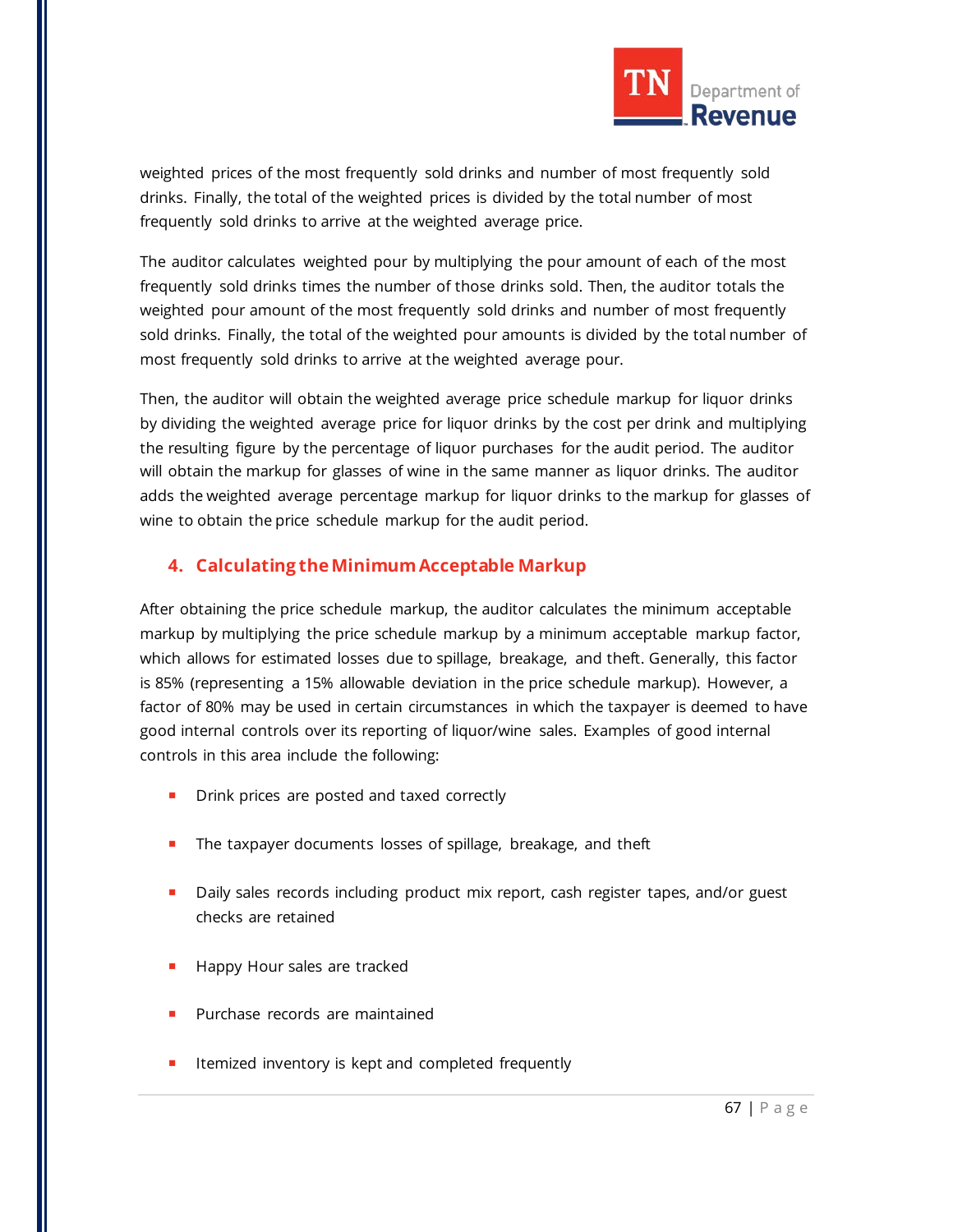weighted prices of the most frequently sold drinks and number of most frequently sold drinks. Finally, the total of the weighted prices is divided by the total number of most frequently sold drinks to arrive at the weighted average price.

The auditor calculates weighted pour by multiplying the pour amount of each of the most frequently sold drinks times the number of those drinks sold. Then, the auditor totals the weighted pour amount of the most frequently sold drinks and number of most frequently sold drinks. Finally, the total of the weighted pour amounts is divided by the total number of most frequently sold drinks to arrive at the weighted average pour.

Then, the auditor will obtain the weighted average price schedule markup for liquor drinks by dividing the weighted average price for liquor drinks by the cost per drink and multiplying the resulting figure by the percentage of liquor purchases for the audit period. The auditor will obtain the markup for glasses of wine in the same manner as liquor drinks. The auditor adds the weighted average percentage markup for liquor drinks to the markup for glasses of wine to obtain the price schedule markup for the audit period.

## 4. Calculating the Minimum Acceptable Markup

After obtaining the price schedule markup, the auditor calculates the minimum acceptable markup by multiplying the price schedule markup by a minimum acceptable markup factor, which allows for estimated losses due to spillage, breakage, and theft. Generally, this factor is 85% (representing a 15% allowable deviation in the price schedule markup). However, a factor of 80% may be used in certain circumstances in which the taxpayer is deemed to have good internal controls over its reporting of liquor/wine sales. Examples of good internal controls in this area include the following:

- Drink prices are posted and taxed correctly
- The taxpayer documents losses of spillage, breakage, and theft
- Daily sales records including product mix report, cash register tapes, and/or guest checks are retained
- Happy Hour sales are tracked
- Purchase records are maintained
- Itemized inventory is kept and completed frequently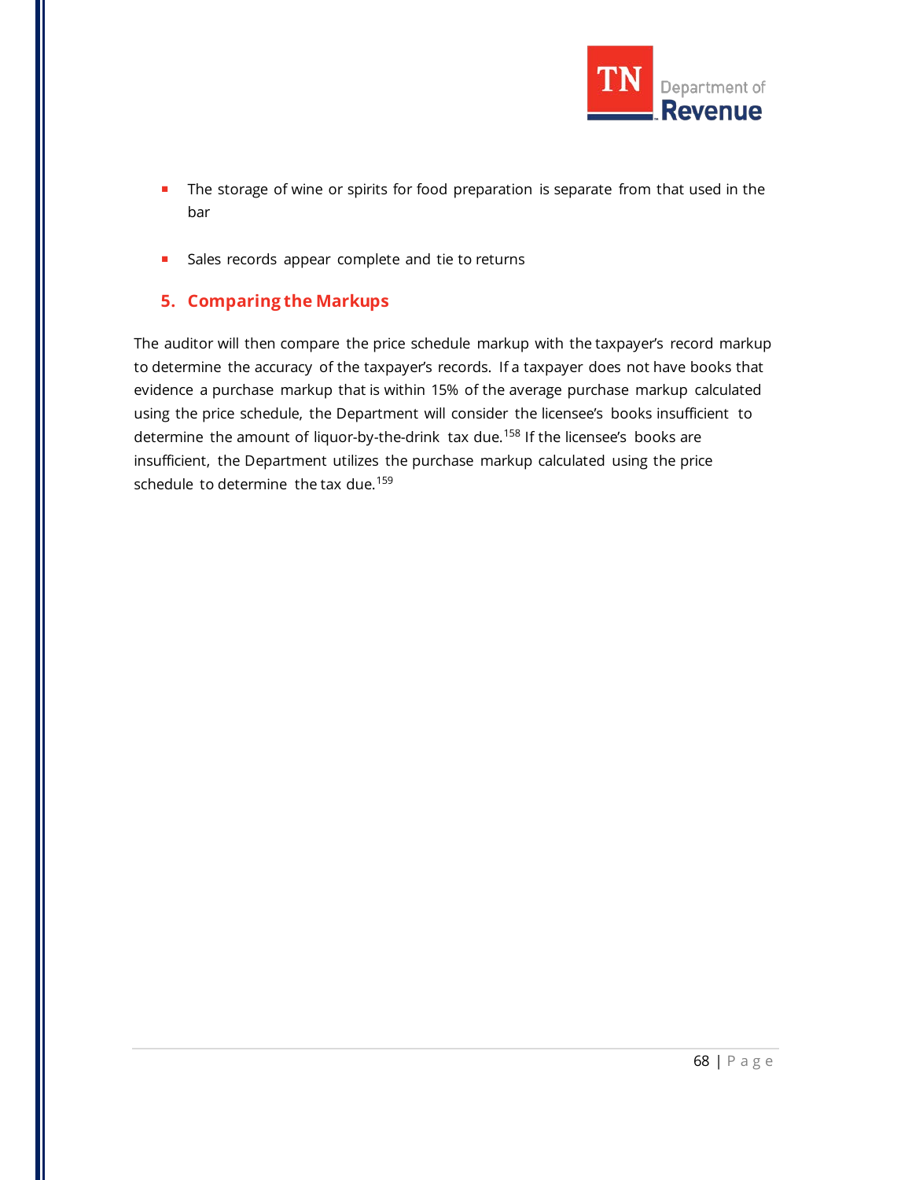- The storage of wine or spirits for food preparation is separate from that used in the bar
- Sales records appear complete and tie to returns

## 5. Comparing the Markups

The auditor will then compare the price schedule markup with the taxpayer's record markup to determine the accuracy of the taxpayer's records. If a taxpayer does not have books that evidence a purchase markup that is within 15% of the average purchase markup calculated using the price schedule, the Department will consider the licensee's books insufficient to determine the amount of liquor-by-the-drink tax due.[158] If the licensee's books are insufficient, the Department utilizes the purchase markup calculated using the price schedule to determine the tax due.[159]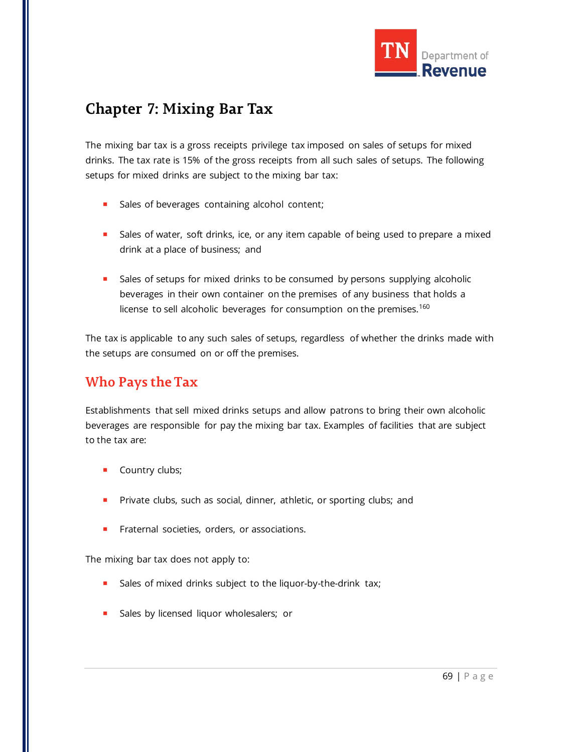# Chapter 7: Mixing Bar Tax

The mixing bar tax is a gross receipts privilege tax imposed on sales of setups for mixed drinks. The tax rate is 15% of the gross receipts from all such sales of setups. The following setups for mixed drinks are subject to the mixing bar tax:

- Sales of beverages containing alcohol content;
- Sales of water, soft drinks, ice, or any item capable of being used to prepare a mixed drink at a place of business; and
- Sales of setups for mixed drinks to be consumed by persons supplying alcoholic beverages in their own container on the premises of any business that holds a license to sell alcoholic beverages for consumption on the premises.[160]

The tax is applicable to any such sales of setups, regardless of whether the drinks made with the setups are consumed on or off the premises.

## Who Pays the Tax

Establishments that sell mixed drinks setups and allow patrons to bring their own alcoholic beverages are responsible for pay the mixing bar tax. Examples of facilities that are subject to the tax are:

- Country clubs;
- Private clubs, such as social, dinner, athletic, or sporting clubs; and
- Fraternal societies, orders, or associations.

The mixing bar tax does not apply to:

- Sales of mixed drinks subject to the liquor-by-the-drink tax;
- Sales by licensed liquor wholesalers; or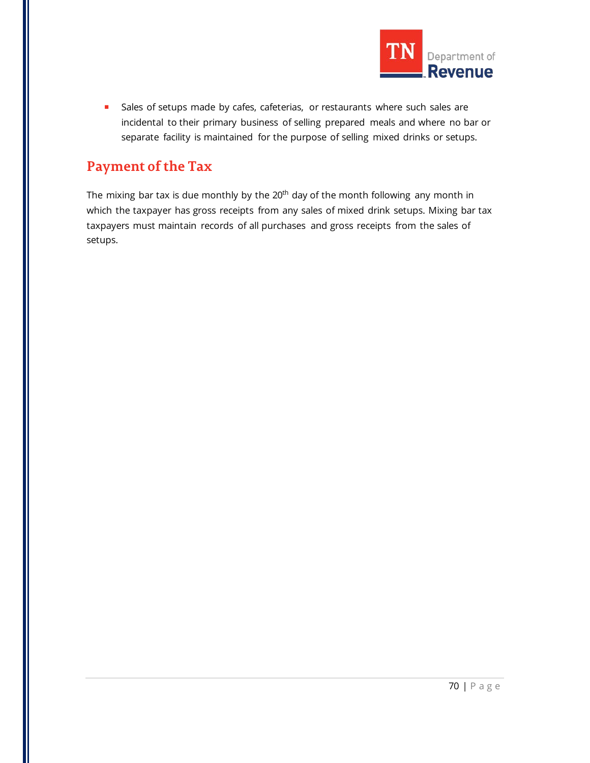- Sales of setups made by cafes, cafeterias, or restaurants where such sales are incidental to their primary business of selling prepared meals and where no bar or separate facility is maintained for the purpose of selling mixed drinks or setups.

## Payment of the Tax

The mixing bar tax is due monthly by the 20th day of the month following any month in which the taxpayer has gross receipts from any sales of mixed drink setups. Mixing bar tax taxpayers must maintain records of all purchases and gross receipts from the sales of setups.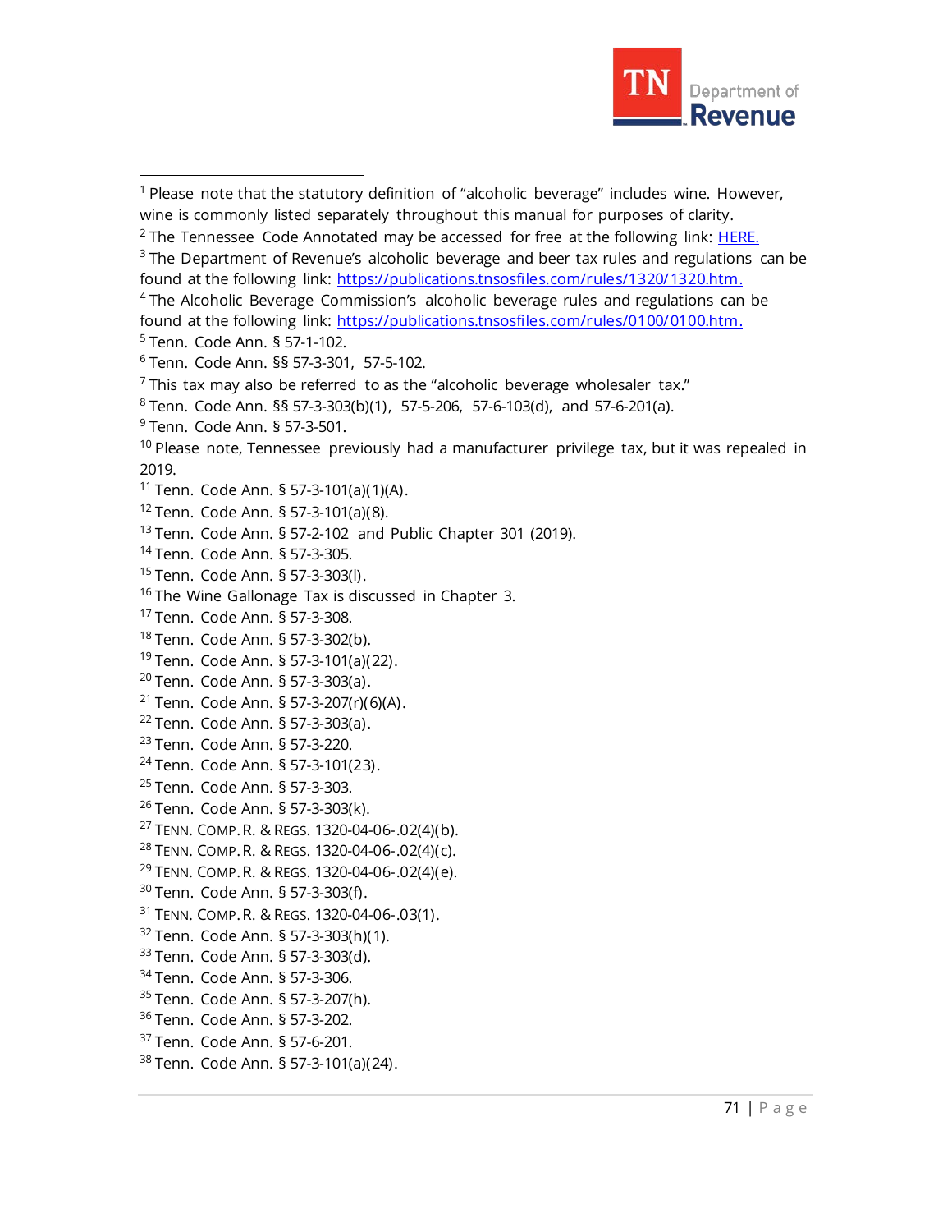[1] Please note that the statutory definition of "alcoholic beverage" includes wine. However, wine is commonly listed separately throughout this manual for purposes of clarity.

[2] The Tennessee Code Annotated may be accessed for free at the following link: HERE.

[3] The Department of Revenue's alcoholic beverage and beer tax rules and regulations can be found at the following link: https://publications.tnsosfiles.com/rules/1320/1320.htm.

[4] The Alcoholic Beverage Commission's alcoholic beverage rules and regulations can be found at the following link: https://publications.tnsosfiles.com/rules/0100/0100.htm.

[5] Tenn. Code Ann. § 57-1-102.

[6] Tenn. Code Ann. §§ 57-3-301, 57-5-102.

[7] This tax may also be referred to as the "alcoholic beverage wholesaler tax."

[8] Tenn. Code Ann. §§ 57-3-303(b)(1), 57-5-206, 57-6-103(d), and 57-6-201(a).

[9] Tenn. Code Ann. § 57-3-501.

[10] Please note, Tennessee previously had a manufacturer privilege tax, but it was repealed in 2019.

[11] Tenn. Code Ann. § 57-3-101(a)(1)(A).

[12] Tenn. Code Ann. § 57-3-101(a)(8).

[13] Tenn. Code Ann. § 57-2-102 and Public Chapter 301 (2019).

[14] Tenn. Code Ann. § 57-3-305.

[15] Tenn. Code Ann. § 57-3-303(l).

[16] The Wine Gallonage Tax is discussed in Chapter 3.

[17] Tenn. Code Ann. § 57-3-308.

[18] Tenn. Code Ann. § 57-3-302(b).

[19] Tenn. Code Ann. § 57-3-101(a)(22).

[20] Tenn. Code Ann. § 57-3-303(a).

[21] Tenn. Code Ann. § 57-3-207(r)(6)(A).

[22] Tenn. Code Ann. § 57-3-303(a).

[23] Tenn. Code Ann. § 57-3-220.

[24] Tenn. Code Ann. § 57-3-101(23).

[25] Tenn. Code Ann. § 57-3-303.

[26] Tenn. Code Ann. § 57-3-303(k).

[27] TENN. COMP. R. & REGS. 1320-04-06-.02(4)(b).

[28] TENN. COMP. R. & REGS. 1320-04-06-.02(4)(c).

[29] TENN. COMP. R. & REGS. 1320-04-06-.02(4)(e).

[30] Tenn. Code Ann. § 57-3-303(f).

[31] TENN. COMP. R. & REGS. 1320-04-06-.03(1).

[32] Tenn. Code Ann. § 57-3-303(h)(1).

[33] Tenn. Code Ann. § 57-3-303(d).

[34] Tenn. Code Ann. § 57-3-306.

[35] Tenn. Code Ann. § 57-3-207(h).

[36] Tenn. Code Ann. § 57-3-202.

[37] Tenn. Code Ann. § 57-6-201.

[38] Tenn. Code Ann. § 57-3-101(a)(24).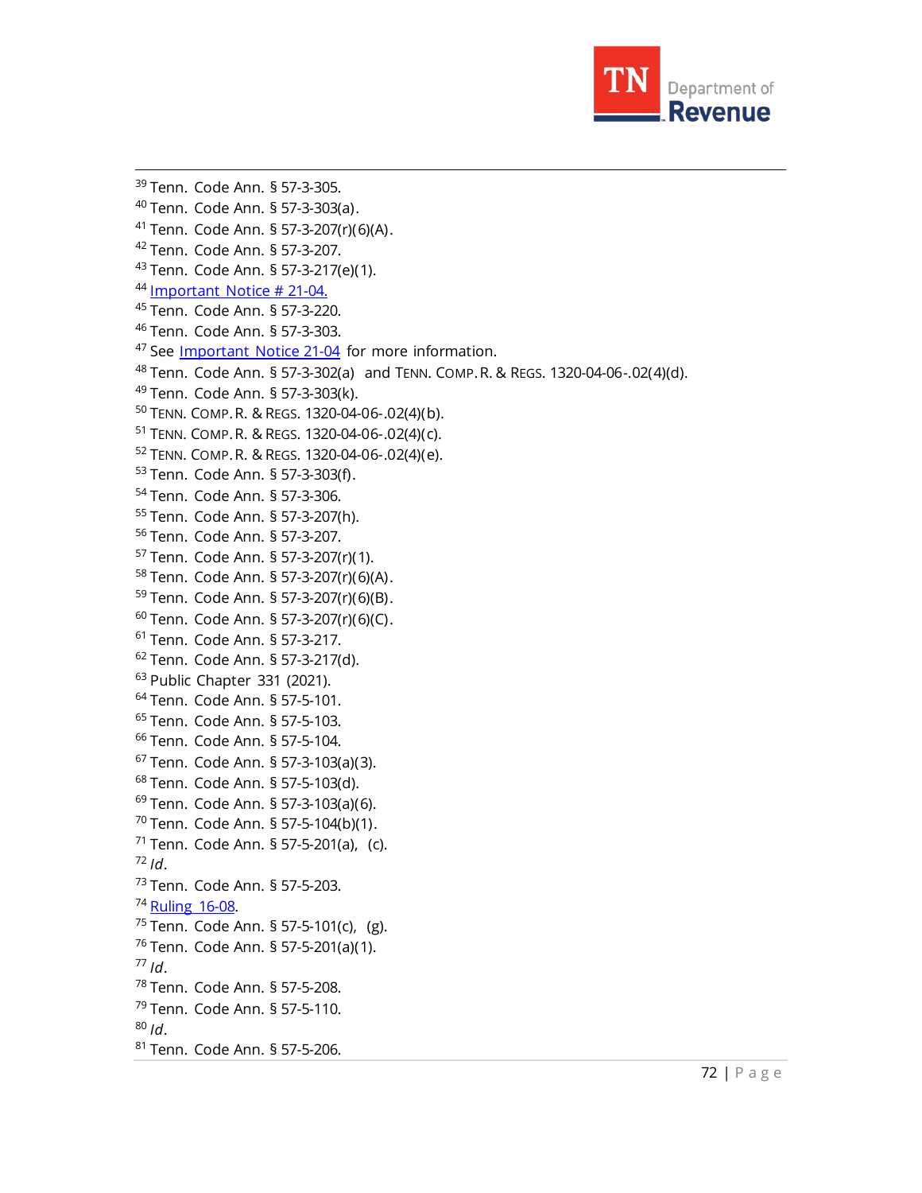[39] Tenn. Code Ann. § 57-3-305.
[40] Tenn. Code Ann. § 57-3-303(a).
[41] Tenn. Code Ann. § 57-3-207(r)(6)(A).
[42] Tenn. Code Ann. § 57-3-207.
[43] Tenn. Code Ann. § 57-3-217(e)(1).
[44] Important Notice # 21-04.
[45] Tenn. Code Ann. § 57-3-220.
[46] Tenn. Code Ann. § 57-3-303.
[47] See Important Notice 21-04 for more information.
[48] Tenn. Code Ann. § 57-3-302(a) and TENN. COMP. R. & REGS. 1320-04-06-.02(4)(d).
[49] Tenn. Code Ann. § 57-3-303(k).
[50] TENN. COMP. R. & REGS. 1320-04-06-.02(4)(b).
[51] TENN. COMP. R. & REGS. 1320-04-06-.02(4)(c).
[52] TENN. COMP. R. & REGS. 1320-04-06-.02(4)(e).
[53] Tenn. Code Ann. § 57-3-303(f).
[54] Tenn. Code Ann. § 57-3-306.
[55] Tenn. Code Ann. § 57-3-207(h).
[56] Tenn. Code Ann. § 57-3-207.
[57] Tenn. Code Ann. § 57-3-207(r)(1).
[58] Tenn. Code Ann. § 57-3-207(r)(6)(A).
[59] Tenn. Code Ann. § 57-3-207(r)(6)(B).
[60] Tenn. Code Ann. § 57-3-207(r)(6)(C).
[61] Tenn. Code Ann. § 57-3-217.
[62] Tenn. Code Ann. § 57-3-217(d).
[63] Public Chapter 331 (2021).
[64] Tenn. Code Ann. § 57-5-101.
[65] Tenn. Code Ann. § 57-5-103.
[66] Tenn. Code Ann. § 57-5-104.
[67] Tenn. Code Ann. § 57-3-103(a)(3).
[68] Tenn. Code Ann. § 57-5-103(d).
[69] Tenn. Code Ann. § 57-3-103(a)(6).
[70] Tenn. Code Ann. § 57-5-104(b)(1).
[71] Tenn. Code Ann. § 57-5-201(a), (c).
[72] *Id*.
[73] Tenn. Code Ann. § 57-5-203.
[74] Ruling 16-08.
[75] Tenn. Code Ann. § 57-5-101(c), (g).
[76] Tenn. Code Ann. § 57-5-201(a)(1).
[77] *Id*.
[78] Tenn. Code Ann. § 57-5-208.
[79] Tenn. Code Ann. § 57-5-110.
[80] *Id*.
[81] Tenn. Code Ann. § 57-5-206.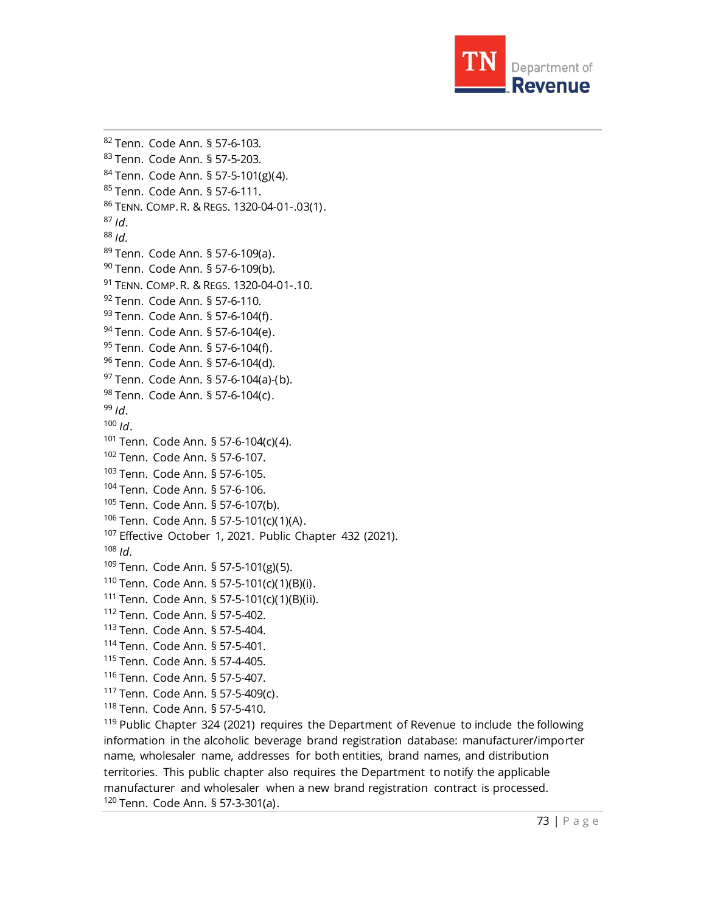[82] Tenn. Code Ann. § 57-6-103.
[83] Tenn. Code Ann. § 57-5-203.
[84] Tenn. Code Ann. § 57-5-101(g)(4).
[85] Tenn. Code Ann. § 57-6-111.
[86] TENN. COMP. R. & REGS. 1320-04-01-.03(1).
[87] *Id*.
[88] *Id*.
[89] Tenn. Code Ann. § 57-6-109(a).
[90] Tenn. Code Ann. § 57-6-109(b).
[91] TENN. COMP. R. & REGS. 1320-04-01-.10.
[92] Tenn. Code Ann. § 57-6-110.
[93] Tenn. Code Ann. § 57-6-104(f).
[94] Tenn. Code Ann. § 57-6-104(e).
[95] Tenn. Code Ann. § 57-6-104(f).
[96] Tenn. Code Ann. § 57-6-104(d).
[97] Tenn. Code Ann. § 57-6-104(a)-(b).
[98] Tenn. Code Ann. § 57-6-104(c).
[99] *Id*.
[100] *Id*.
[101] Tenn. Code Ann. § 57-6-104(c)(4).
[102] Tenn. Code Ann. § 57-6-107.
[103] Tenn. Code Ann. § 57-6-105.
[104] Tenn. Code Ann. § 57-6-106.
[105] Tenn. Code Ann. § 57-6-107(b).
[106] Tenn. Code Ann. § 57-5-101(c)(1)(A).
[107] Effective October 1, 2021. Public Chapter 432 (2021).
[108] *Id*.
[109] Tenn. Code Ann. § 57-5-101(g)(5).
[110] Tenn. Code Ann. § 57-5-101(c)(1)(B)(i).
[111] Tenn. Code Ann. § 57-5-101(c)(1)(B)(ii).
[112] Tenn. Code Ann. § 57-5-402.
[113] Tenn. Code Ann. § 57-5-404.
[114] Tenn. Code Ann. § 57-5-401.
[115] Tenn. Code Ann. § 57-4-405.
[116] Tenn. Code Ann. § 57-5-407.
[117] Tenn. Code Ann. § 57-5-409(c).
[118] Tenn. Code Ann. § 57-5-410.
[119] Public Chapter 324 (2021) requires the Department of Revenue to include the following information in the alcoholic beverage brand registration database: manufacturer/importer name, wholesaler name, addresses for both entities, brand names, and distribution territories. This public chapter also requires the Department to notify the applicable manufacturer and wholesaler when a new brand registration contract is processed.
[120] Tenn. Code Ann. § 57-3-301(a).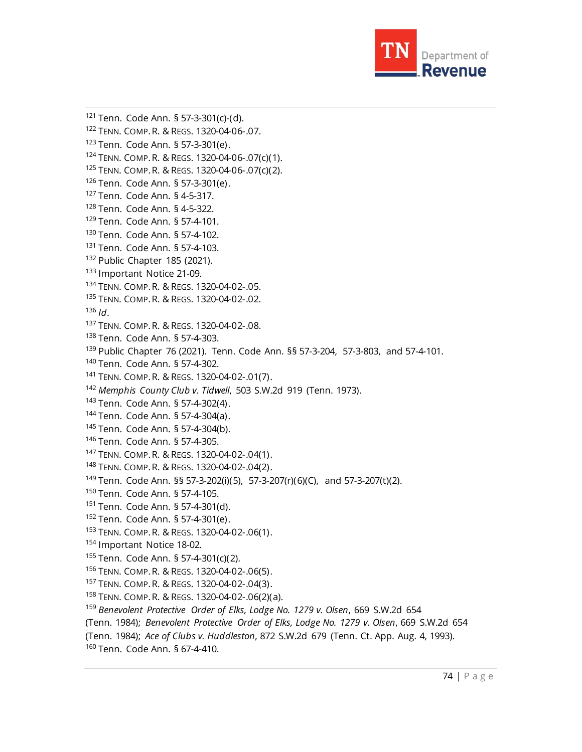[121] Tenn. Code Ann. § 57-3-301(c)-(d).
[122] TENN. COMP. R. & REGS. 1320-04-06-.07.
[123] Tenn. Code Ann. § 57-3-301(e).
[124] TENN. COMP. R. & REGS. 1320-04-06-.07(c)(1).
[125] TENN. COMP. R. & REGS. 1320-04-06-.07(c)(2).
[126] Tenn. Code Ann. § 57-3-301(e).
[127] Tenn. Code Ann. § 4-5-317.
[128] Tenn. Code Ann. § 4-5-322.
[129] Tenn. Code Ann. § 57-4-101.
[130] Tenn. Code Ann. § 57-4-102.
[131] Tenn. Code Ann. § 57-4-103.
[132] Public Chapter 185 (2021).
[133] Important Notice 21-09.
[134] TENN. COMP. R. & REGS. 1320-04-02-.05.
[135] TENN. COMP. R. & REGS. 1320-04-02-.02.
[136] *Id*.
[137] TENN. COMP. R. & REGS. 1320-04-02-.08.
[138] Tenn. Code Ann. § 57-4-303.
[139] Public Chapter 76 (2021). Tenn. Code Ann. §§ 57-3-204, 57-3-803, and 57-4-101.
[140] Tenn. Code Ann. § 57-4-302.
[141] TENN. COMP. R. & REGS. 1320-04-02-.01(7).
[142] *Memphis County Club v. Tidwell*, 503 S.W.2d 919 (Tenn. 1973).
[143] Tenn. Code Ann. § 57-4-302(4).
[144] Tenn. Code Ann. § 57-4-304(a).
[145] Tenn. Code Ann. § 57-4-304(b).
[146] Tenn. Code Ann. § 57-4-305.
[147] TENN. COMP. R. & REGS. 1320-04-02-.04(1).
[148] TENN. COMP. R. & REGS. 1320-04-02-.04(2).
[149] Tenn. Code Ann. §§ 57-3-202(i)(5), 57-3-207(r)(6)(C), and 57-3-207(t)(2).
[150] Tenn. Code Ann. § 57-4-105.
[151] Tenn. Code Ann. § 57-4-301(d).
[152] Tenn. Code Ann. § 57-4-301(e).
[153] TENN. COMP. R. & REGS. 1320-04-02-.06(1).
[154] Important Notice 18-02.
[155] Tenn. Code Ann. § 57-4-301(c)(2).
[156] TENN. COMP. R. & REGS. 1320-04-02-.06(5).
[157] TENN. COMP. R. & REGS. 1320-04-02-.04(3).
[158] TENN. COMP. R. & REGS. 1320-04-02-.06(2)(a).
[159] *Benevolent Protective Order of Elks, Lodge No. 1279 v. Olsen*, 669 S.W.2d 654 (Tenn. 1984); *Benevolent Protective Order of Elks, Lodge No. 1279 v. Olsen*, 669 S.W.2d 654 (Tenn. 1984); *Ace of Clubs v. Huddleston*, 872 S.W.2d 679 (Tenn. Ct. App. Aug. 4, 1993).
[160] Tenn. Code Ann. § 67-4-410.